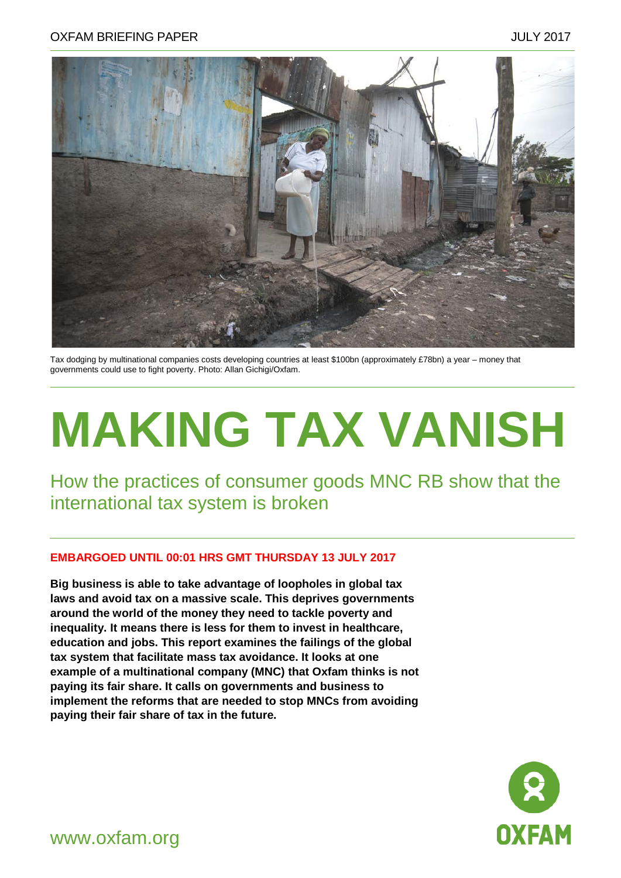OXFAM BRIEFING PAPER JULY 2017

Tax dodging by multinational companies costs developing countries at least $100bn (approximately £78bn) a year – money that governments could use to fight poverty. Photo: Allan Gichigi/Oxfam.

# MAKING TAX VANISH

## How the practices of consumer goods MNC RB show that the international tax system is broken

**EMBARGOED UNTIL 00:01 HRS GMT THURSDAY 13 JULY 2017**

**Big business is able to take advantage of loopholes in global tax laws and avoid tax on a massive scale. This deprives governments around the world of the money they need to tackle poverty and inequality. It means there is less for them to invest in healthcare, education and jobs. This report examines the failings of the global tax system that facilitate mass tax avoidance. It looks at one example of a multinational company (MNC) that Oxfam thinks is not paying its fair share. It calls on governments and business to implement the reforms that are needed to stop MNCs from avoiding paying their fair share of tax in the future.**

www.oxfam.org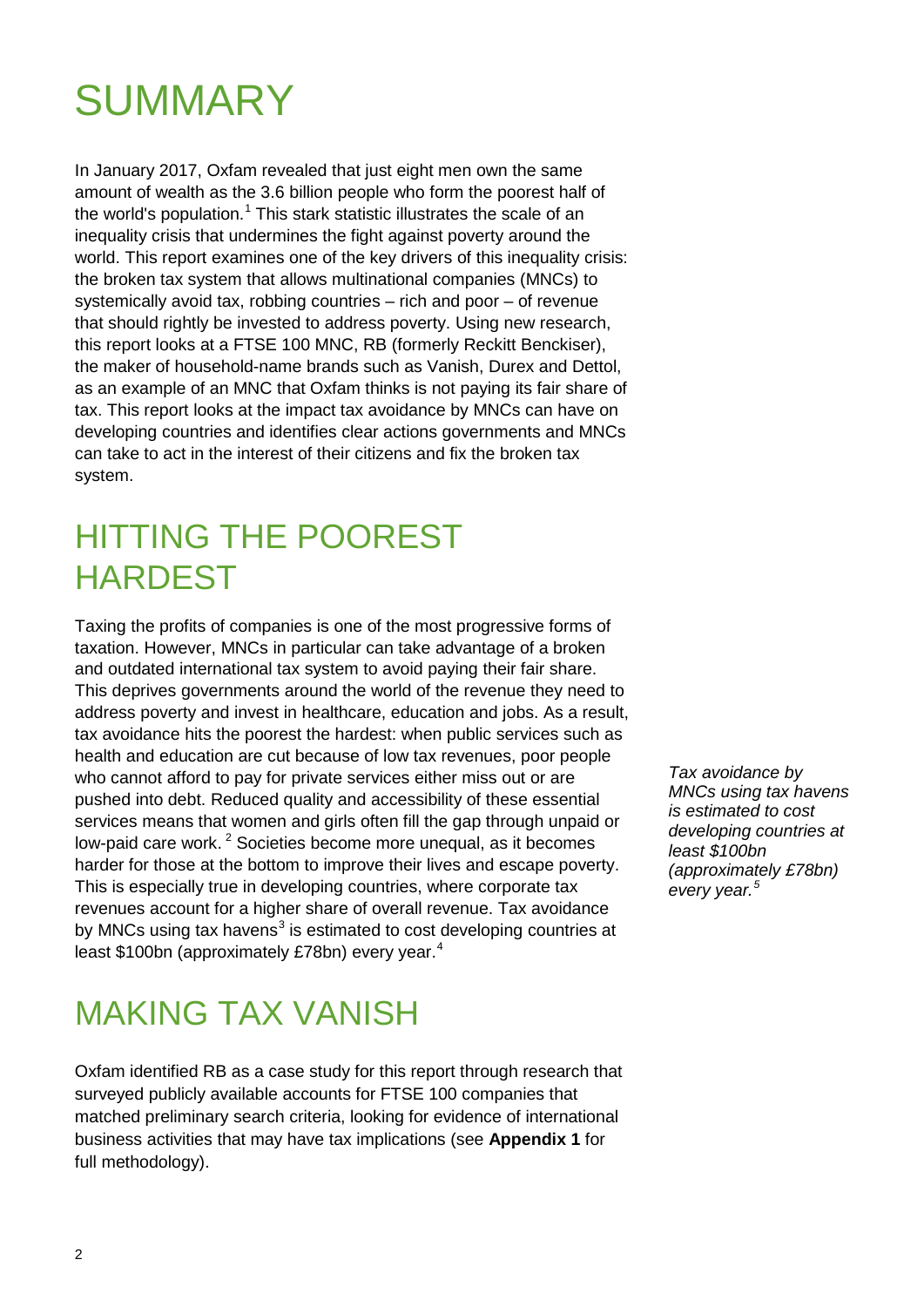# SUMMARY

In January 2017, Oxfam revealed that just eight men own the same amount of wealth as the 3.6 billion people who form the poorest half of the world's population.[1] This stark statistic illustrates the scale of an inequality crisis that undermines the fight against poverty around the world. This report examines one of the key drivers of this inequality crisis: the broken tax system that allows multinational companies (MNCs) to systemically avoid tax, robbing countries – rich and poor – of revenue that should rightly be invested to address poverty. Using new research, this report looks at a FTSE 100 MNC, RB (formerly Reckitt Benckiser), the maker of household-name brands such as Vanish, Durex and Dettol, as an example of an MNC that Oxfam thinks is not paying its fair share of tax. This report looks at the impact tax avoidance by MNCs can have on developing countries and identifies clear actions governments and MNCs can take to act in the interest of their citizens and fix the broken tax system.

## HITTING THE POOREST HARDEST

Taxing the profits of companies is one of the most progressive forms of taxation. However, MNCs in particular can take advantage of a broken and outdated international tax system to avoid paying their fair share. This deprives governments around the world of the revenue they need to address poverty and invest in healthcare, education and jobs. As a result, tax avoidance hits the poorest the hardest: when public services such as health and education are cut because of low tax revenues, poor people who cannot afford to pay for private services either miss out or are pushed into debt. Reduced quality and accessibility of these essential services means that women and girls often fill the gap through unpaid or low-paid care work. [2] Societies become more unequal, as it becomes harder for those at the bottom to improve their lives and escape poverty. This is especially true in developing countries, where corporate tax revenues account for a higher share of overall revenue. Tax avoidance by MNCs using tax havens[3] is estimated to cost developing countries at least \$100bn (approximately £78bn) every year.[4]

*Tax avoidance by MNCs using tax havens is estimated to cost developing countries at least \$100bn (approximately £78bn) every year.[5]*

## MAKING TAX VANISH

Oxfam identified RB as a case study for this report through research that surveyed publicly available accounts for FTSE 100 companies that matched preliminary search criteria, looking for evidence of international business activities that may have tax implications (see **Appendix 1** for full methodology).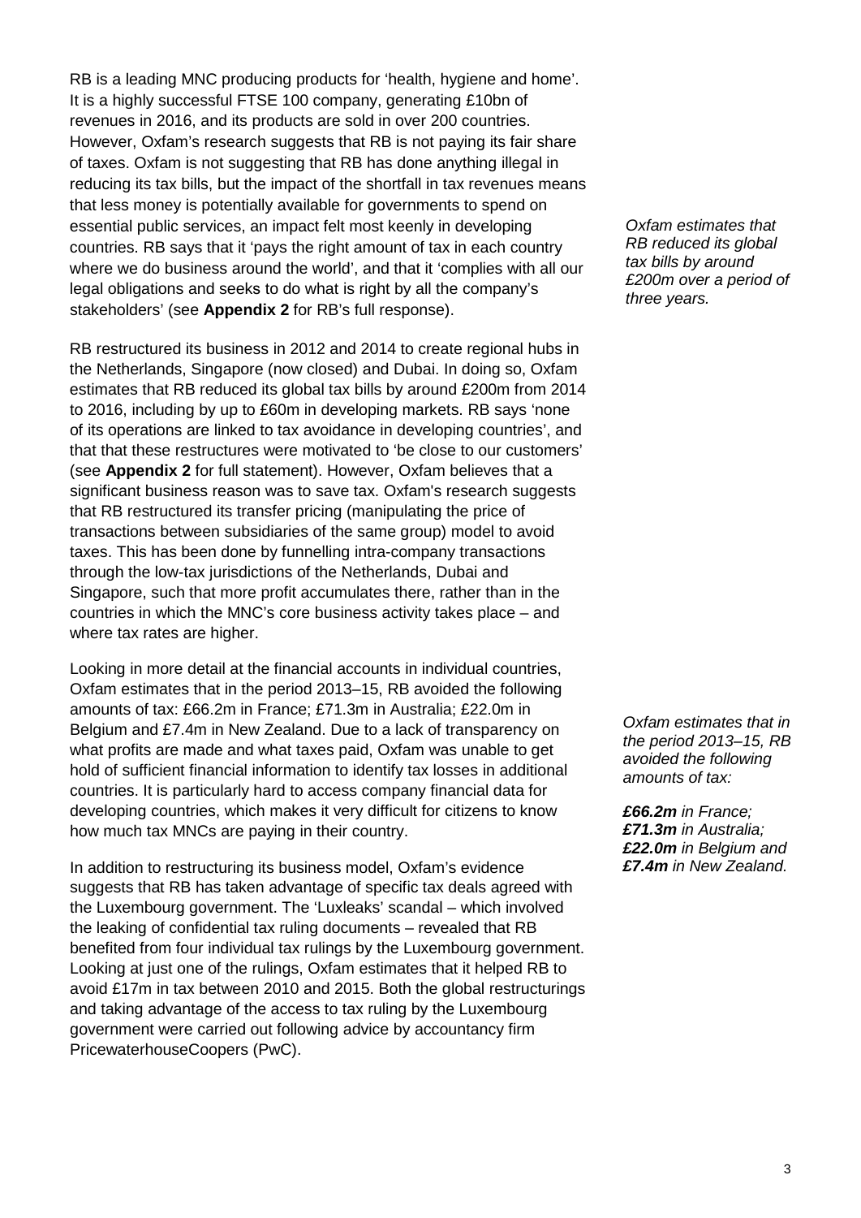RB is a leading MNC producing products for 'health, hygiene and home'. It is a highly successful FTSE 100 company, generating £10bn of revenues in 2016, and its products are sold in over 200 countries. However, Oxfam's research suggests that RB is not paying its fair share of taxes. Oxfam is not suggesting that RB has done anything illegal in reducing its tax bills, but the impact of the shortfall in tax revenues means that less money is potentially available for governments to spend on essential public services, an impact felt most keenly in developing countries. RB says that it 'pays the right amount of tax in each country where we do business around the world', and that it 'complies with all our legal obligations and seeks to do what is right by all the company's stakeholders' (see **Appendix 2** for RB's full response).

*Oxfam estimates that RB reduced its global tax bills by around £200m over a period of three years.*

RB restructured its business in 2012 and 2014 to create regional hubs in the Netherlands, Singapore (now closed) and Dubai. In doing so, Oxfam estimates that RB reduced its global tax bills by around £200m from 2014 to 2016, including by up to £60m in developing markets. RB says 'none of its operations are linked to tax avoidance in developing countries', and that that these restructures were motivated to 'be close to our customers' (see **Appendix 2** for full statement). However, Oxfam believes that a significant business reason was to save tax. Oxfam's research suggests that RB restructured its transfer pricing (manipulating the price of transactions between subsidiaries of the same group) model to avoid taxes. This has been done by funnelling intra-company transactions through the low-tax jurisdictions of the Netherlands, Dubai and Singapore, such that more profit accumulates there, rather than in the countries in which the MNC's core business activity takes place – and where tax rates are higher.

Looking in more detail at the financial accounts in individual countries, Oxfam estimates that in the period 2013–15, RB avoided the following amounts of tax: £66.2m in France; £71.3m in Australia; £22.0m in Belgium and £7.4m in New Zealand. Due to a lack of transparency on what profits are made and what taxes paid, Oxfam was unable to get hold of sufficient financial information to identify tax losses in additional countries. It is particularly hard to access company financial data for developing countries, which makes it very difficult for citizens to know how much tax MNCs are paying in their country.

*Oxfam estimates that in the period 2013–15, RB avoided the following amounts of tax:*

***£66.2m** in France;*
***£71.3m** in Australia;*
***£22.0m** in Belgium and*
***£7.4m** in New Zealand.*

In addition to restructuring its business model, Oxfam's evidence suggests that RB has taken advantage of specific tax deals agreed with the Luxembourg government. The 'Luxleaks' scandal – which involved the leaking of confidential tax ruling documents – revealed that RB benefited from four individual tax rulings by the Luxembourg government. Looking at just one of the rulings, Oxfam estimates that it helped RB to avoid £17m in tax between 2010 and 2015. Both the global restructurings and taking advantage of the access to tax ruling by the Luxembourg government were carried out following advice by accountancy firm PricewaterhouseCoopers (PwC).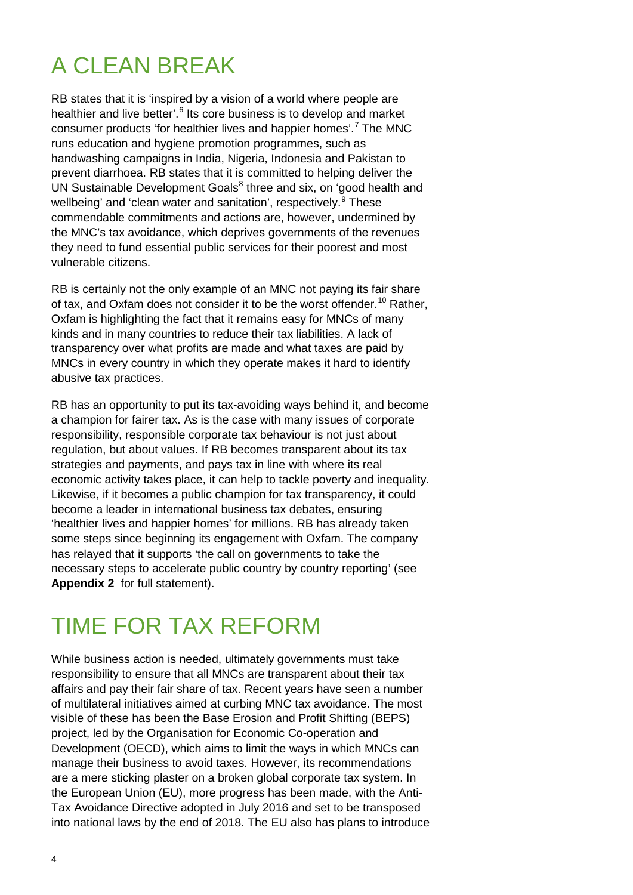# A CLEAN BREAK

RB states that it is 'inspired by a vision of a world where people are healthier and live better'.[6] Its core business is to develop and market consumer products 'for healthier lives and happier homes'.[7] The MNC runs education and hygiene promotion programmes, such as handwashing campaigns in India, Nigeria, Indonesia and Pakistan to prevent diarrhoea. RB states that it is committed to helping deliver the UN Sustainable Development Goals[8] three and six, on 'good health and wellbeing' and 'clean water and sanitation', respectively.[9] These commendable commitments and actions are, however, undermined by the MNC's tax avoidance, which deprives governments of the revenues they need to fund essential public services for their poorest and most vulnerable citizens.

RB is certainly not the only example of an MNC not paying its fair share of tax, and Oxfam does not consider it to be the worst offender.[10] Rather, Oxfam is highlighting the fact that it remains easy for MNCs of many kinds and in many countries to reduce their tax liabilities. A lack of transparency over what profits are made and what taxes are paid by MNCs in every country in which they operate makes it hard to identify abusive tax practices.

RB has an opportunity to put its tax-avoiding ways behind it, and become a champion for fairer tax. As is the case with many issues of corporate responsibility, responsible corporate tax behaviour is not just about regulation, but about values. If RB becomes transparent about its tax strategies and payments, and pays tax in line with where its real economic activity takes place, it can help to tackle poverty and inequality. Likewise, if it becomes a public champion for tax transparency, it could become a leader in international business tax debates, ensuring 'healthier lives and happier homes' for millions. RB has already taken some steps since beginning its engagement with Oxfam. The company has relayed that it supports 'the call on governments to take the necessary steps to accelerate public country by country reporting' (see **Appendix 2** for full statement).

# TIME FOR TAX REFORM

While business action is needed, ultimately governments must take responsibility to ensure that all MNCs are transparent about their tax affairs and pay their fair share of tax. Recent years have seen a number of multilateral initiatives aimed at curbing MNC tax avoidance. The most visible of these has been the Base Erosion and Profit Shifting (BEPS) project, led by the Organisation for Economic Co-operation and Development (OECD), which aims to limit the ways in which MNCs can manage their business to avoid taxes. However, its recommendations are a mere sticking plaster on a broken global corporate tax system. In the European Union (EU), more progress has been made, with the Anti-Tax Avoidance Directive adopted in July 2016 and set to be transposed into national laws by the end of 2018. The EU also has plans to introduce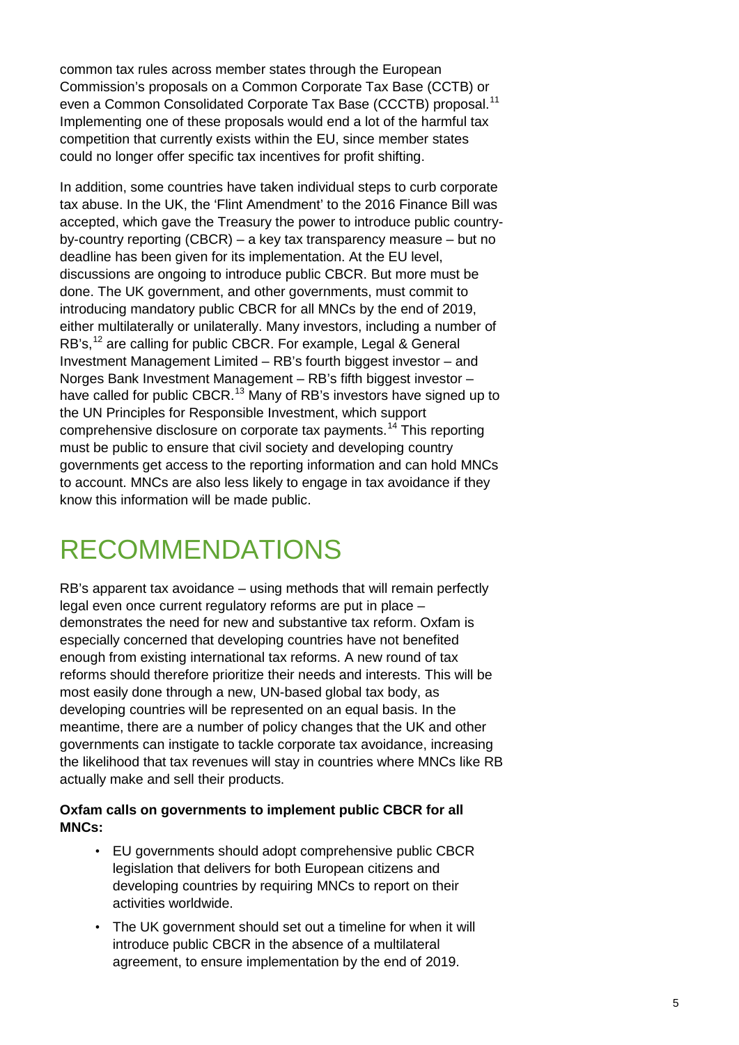common tax rules across member states through the European Commission's proposals on a Common Corporate Tax Base (CCTB) or even a Common Consolidated Corporate Tax Base (CCCTB) proposal.[11] Implementing one of these proposals would end a lot of the harmful tax competition that currently exists within the EU, since member states could no longer offer specific tax incentives for profit shifting.

In addition, some countries have taken individual steps to curb corporate tax abuse. In the UK, the 'Flint Amendment' to the 2016 Finance Bill was accepted, which gave the Treasury the power to introduce public country-by-country reporting (CBCR) – a key tax transparency measure – but no deadline has been given for its implementation. At the EU level, discussions are ongoing to introduce public CBCR. But more must be done. The UK government, and other governments, must commit to introducing mandatory public CBCR for all MNCs by the end of 2019, either multilaterally or unilaterally. Many investors, including a number of RB's,[12] are calling for public CBCR. For example, Legal & General Investment Management Limited – RB's fourth biggest investor – and Norges Bank Investment Management – RB's fifth biggest investor – have called for public CBCR.[13] Many of RB's investors have signed up to the UN Principles for Responsible Investment, which support comprehensive disclosure on corporate tax payments.[14] This reporting must be public to ensure that civil society and developing country governments get access to the reporting information and can hold MNCs to account. MNCs are also less likely to engage in tax avoidance if they know this information will be made public.

# RECOMMENDATIONS

RB's apparent tax avoidance – using methods that will remain perfectly legal even once current regulatory reforms are put in place – demonstrates the need for new and substantive tax reform. Oxfam is especially concerned that developing countries have not benefited enough from existing international tax reforms. A new round of tax reforms should therefore prioritize their needs and interests. This will be most easily done through a new, UN-based global tax body, as developing countries will be represented on an equal basis. In the meantime, there are a number of policy changes that the UK and other governments can instigate to tackle corporate tax avoidance, increasing the likelihood that tax revenues will stay in countries where MNCs like RB actually make and sell their products.

**Oxfam calls on governments to implement public CBCR for all MNCs:**

- EU governments should adopt comprehensive public CBCR legislation that delivers for both European citizens and developing countries by requiring MNCs to report on their activities worldwide.
- The UK government should set out a timeline for when it will introduce public CBCR in the absence of a multilateral agreement, to ensure implementation by the end of 2019.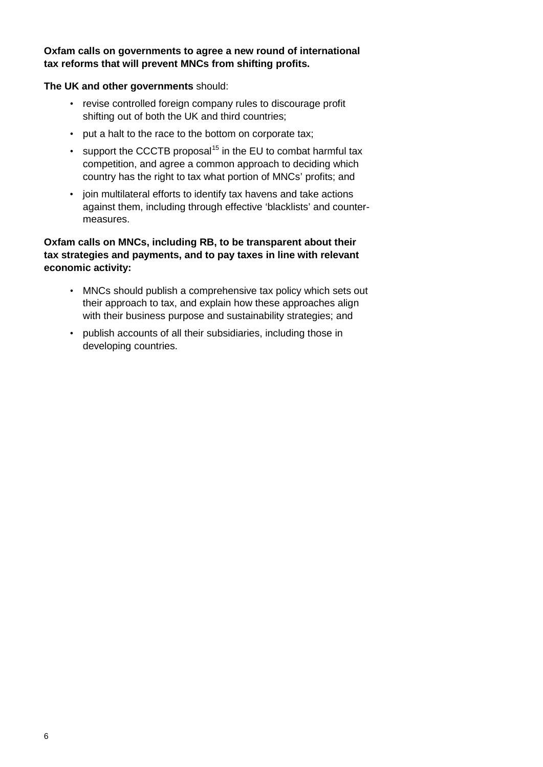**Oxfam calls on governments to agree a new round of international tax reforms that will prevent MNCs from shifting profits.**

**The UK and other governments** should:

- revise controlled foreign company rules to discourage profit shifting out of both the UK and third countries;
- put a halt to the race to the bottom on corporate tax;
- support the CCCTB proposal[15] in the EU to combat harmful tax competition, and agree a common approach to deciding which country has the right to tax what portion of MNCs' profits; and
- join multilateral efforts to identify tax havens and take actions against them, including through effective 'blacklists' and counter-measures.

**Oxfam calls on MNCs, including RB, to be transparent about their tax strategies and payments, and to pay taxes in line with relevant economic activity:**

- MNCs should publish a comprehensive tax policy which sets out their approach to tax, and explain how these approaches align with their business purpose and sustainability strategies; and
- publish accounts of all their subsidiaries, including those in developing countries.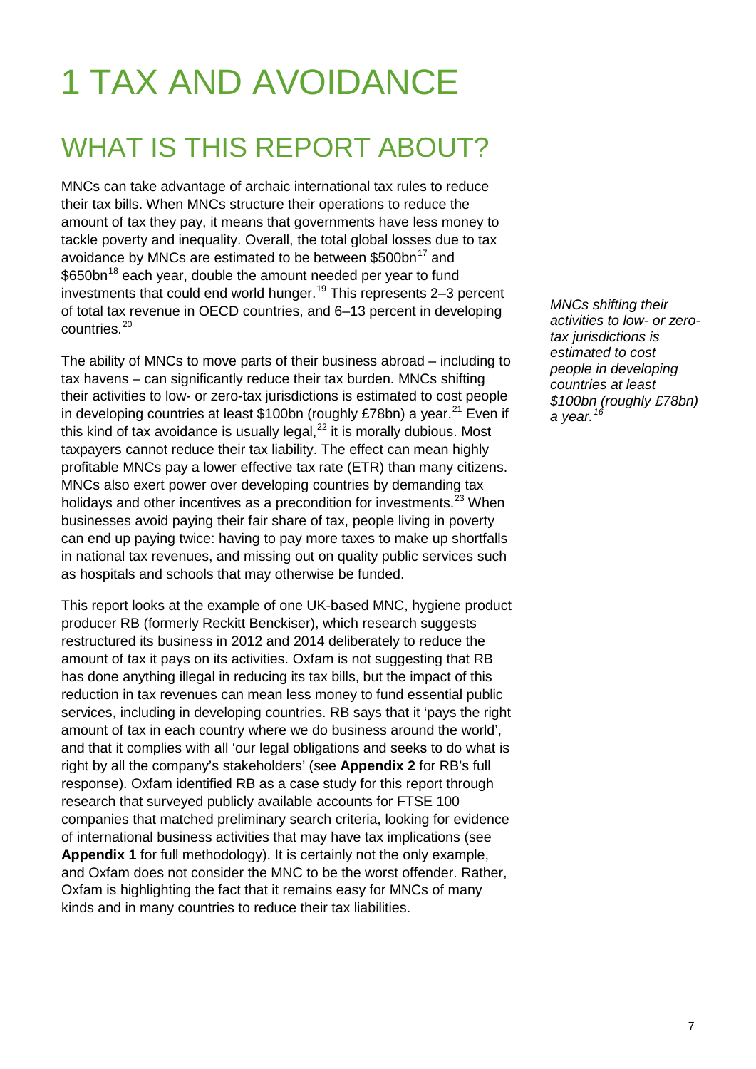# 1 TAX AND AVOIDANCE

## WHAT IS THIS REPORT ABOUT?

MNCs can take advantage of archaic international tax rules to reduce their tax bills. When MNCs structure their operations to reduce the amount of tax they pay, it means that governments have less money to tackle poverty and inequality. Overall, the total global losses due to tax avoidance by MNCs are estimated to be between \$500bn[17] and \$650bn[18] each year, double the amount needed per year to fund investments that could end world hunger.[19] This represents 2–3 percent of total tax revenue in OECD countries, and 6–13 percent in developing countries.[20]

*MNCs shifting their activities to low- or zero-tax jurisdictions is estimated to cost people in developing countries at least \$100bn (roughly £78bn) a year.[16]*

The ability of MNCs to move parts of their business abroad – including to tax havens – can significantly reduce their tax burden. MNCs shifting their activities to low- or zero-tax jurisdictions is estimated to cost people in developing countries at least \$100bn (roughly £78bn) a year.[21] Even if this kind of tax avoidance is usually legal,[22] it is morally dubious. Most taxpayers cannot reduce their tax liability. The effect can mean highly profitable MNCs pay a lower effective tax rate (ETR) than many citizens. MNCs also exert power over developing countries by demanding tax holidays and other incentives as a precondition for investments.[23] When businesses avoid paying their fair share of tax, people living in poverty can end up paying twice: having to pay more taxes to make up shortfalls in national tax revenues, and missing out on quality public services such as hospitals and schools that may otherwise be funded.

This report looks at the example of one UK-based MNC, hygiene product producer RB (formerly Reckitt Benckiser), which research suggests restructured its business in 2012 and 2014 deliberately to reduce the amount of tax it pays on its activities. Oxfam is not suggesting that RB has done anything illegal in reducing its tax bills, but the impact of this reduction in tax revenues can mean less money to fund essential public services, including in developing countries. RB says that it 'pays the right amount of tax in each country where we do business around the world', and that it complies with all 'our legal obligations and seeks to do what is right by all the company's stakeholders' (see **Appendix 2** for RB's full response). Oxfam identified RB as a case study for this report through research that surveyed publicly available accounts for FTSE 100 companies that matched preliminary search criteria, looking for evidence of international business activities that may have tax implications (see **Appendix 1** for full methodology). It is certainly not the only example, and Oxfam does not consider the MNC to be the worst offender. Rather, Oxfam is highlighting the fact that it remains easy for MNCs of many kinds and in many countries to reduce their tax liabilities.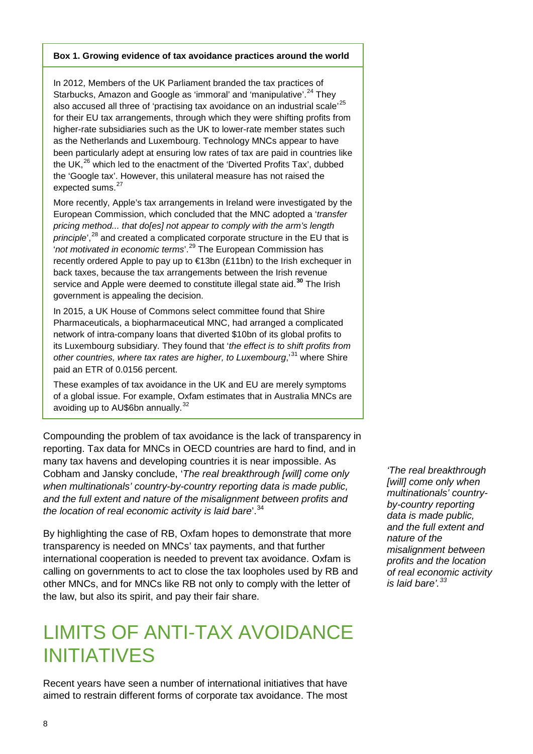**Box 1. Growing evidence of tax avoidance practices around the world**

In 2012, Members of the UK Parliament branded the tax practices of Starbucks, Amazon and Google as 'immoral' and 'manipulative'.[24] They also accused all three of 'practising tax avoidance on an industrial scale'[25] for their EU tax arrangements, through which they were shifting profits from higher-rate subsidiaries such as the UK to lower-rate member states such as the Netherlands and Luxembourg. Technology MNCs appear to have been particularly adept at ensuring low rates of tax are paid in countries like the UK,[26] which led to the enactment of the 'Diverted Profits Tax', dubbed the 'Google tax'. However, this unilateral measure has not raised the expected sums.[27]

More recently, Apple's tax arrangements in Ireland were investigated by the European Commission, which concluded that the MNC adopted a '*transfer pricing method... that do[es] not appear to comply with the arm's length principle*',[28] and created a complicated corporate structure in the EU that is '*not motivated in economic terms*'.[29] The European Commission has recently ordered Apple to pay up to €13bn (£11bn) to the Irish exchequer in back taxes, because the tax arrangements between the Irish revenue service and Apple were deemed to constitute illegal state aid.[30] The Irish government is appealing the decision.

In 2015, a UK House of Commons select committee found that Shire Pharmaceuticals, a biopharmaceutical MNC, had arranged a complicated network of intra-company loans that diverted $10bn of its global profits to its Luxembourg subsidiary. They found that '*the effect is to shift profits from other countries, where tax rates are higher, to Luxembourg*,'[31] where Shire paid an ETR of 0.0156 percent.

These examples of tax avoidance in the UK and EU are merely symptoms of a global issue. For example, Oxfam estimates that in Australia MNCs are avoiding up to AU$6bn annually.[32]

Compounding the problem of tax avoidance is the lack of transparency in reporting. Tax data for MNCs in OECD countries are hard to find, and in many tax havens and developing countries it is near impossible. As Cobham and Jansky conclude, '*The real breakthrough [will] come only when multinationals' country-by-country reporting data is made public, and the full extent and nature of the misalignment between profits and the location of real economic activity is laid bare*'.[34]

*'The real breakthrough [will] come only when multinationals' country-by-country reporting data is made public, and the full extent and nature of the misalignment between profits and the location of real economic activity is laid bare'.*[33]

By highlighting the case of RB, Oxfam hopes to demonstrate that more transparency is needed on MNCs' tax payments, and that further international cooperation is needed to prevent tax avoidance. Oxfam is calling on governments to act to close the tax loopholes used by RB and other MNCs, and for MNCs like RB not only to comply with the letter of the law, but also its spirit, and pay their fair share.

# LIMITS OF ANTI-TAX AVOIDANCE INITIATIVES

Recent years have seen a number of international initiatives that have aimed to restrain different forms of corporate tax avoidance. The most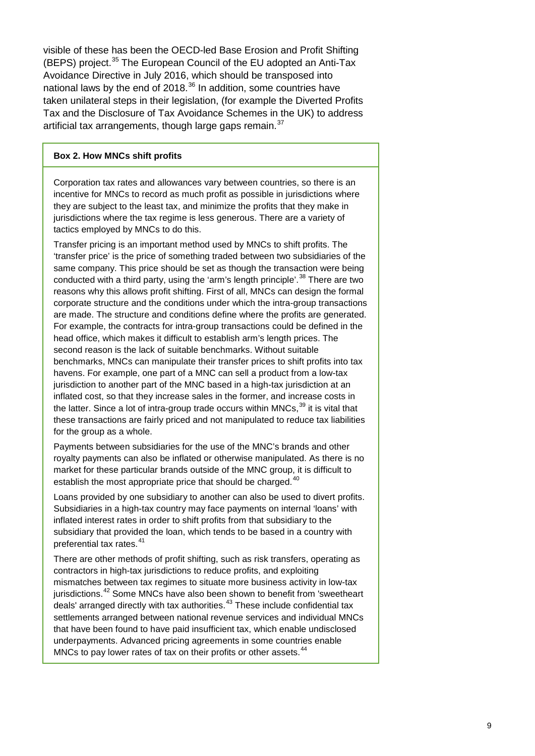visible of these has been the OECD-led Base Erosion and Profit Shifting (BEPS) project.[35] The European Council of the EU adopted an Anti-Tax Avoidance Directive in July 2016, which should be transposed into national laws by the end of 2018.[36] In addition, some countries have taken unilateral steps in their legislation, (for example the Diverted Profits Tax and the Disclosure of Tax Avoidance Schemes in the UK) to address artificial tax arrangements, though large gaps remain.[37]

**Box 2. How MNCs shift profits**

Corporation tax rates and allowances vary between countries, so there is an incentive for MNCs to record as much profit as possible in jurisdictions where they are subject to the least tax, and minimize the profits that they make in jurisdictions where the tax regime is less generous. There are a variety of tactics employed by MNCs to do this.

Transfer pricing is an important method used by MNCs to shift profits. The 'transfer price' is the price of something traded between two subsidiaries of the same company. This price should be set as though the transaction were being conducted with a third party, using the 'arm's length principle'.[38] There are two reasons why this allows profit shifting. First of all, MNCs can design the formal corporate structure and the conditions under which the intra-group transactions are made. The structure and conditions define where the profits are generated. For example, the contracts for intra-group transactions could be defined in the head office, which makes it difficult to establish arm's length prices. The second reason is the lack of suitable benchmarks. Without suitable benchmarks, MNCs can manipulate their transfer prices to shift profits into tax havens. For example, one part of a MNC can sell a product from a low-tax jurisdiction to another part of the MNC based in a high-tax jurisdiction at an inflated cost, so that they increase sales in the former, and increase costs in the latter. Since a lot of intra-group trade occurs within MNCs,[39] it is vital that these transactions are fairly priced and not manipulated to reduce tax liabilities for the group as a whole.

Payments between subsidiaries for the use of the MNC's brands and other royalty payments can also be inflated or otherwise manipulated. As there is no market for these particular brands outside of the MNC group, it is difficult to establish the most appropriate price that should be charged.[40]

Loans provided by one subsidiary to another can also be used to divert profits. Subsidiaries in a high-tax country may face payments on internal 'loans' with inflated interest rates in order to shift profits from that subsidiary to the subsidiary that provided the loan, which tends to be based in a country with preferential tax rates.[41]

There are other methods of profit shifting, such as risk transfers, operating as contractors in high-tax jurisdictions to reduce profits, and exploiting mismatches between tax regimes to situate more business activity in low-tax jurisdictions.[42] Some MNCs have also been shown to benefit from 'sweetheart deals' arranged directly with tax authorities.[43] These include confidential tax settlements arranged between national revenue services and individual MNCs that have been found to have paid insufficient tax, which enable undisclosed underpayments. Advanced pricing agreements in some countries enable MNCs to pay lower rates of tax on their profits or other assets.[44]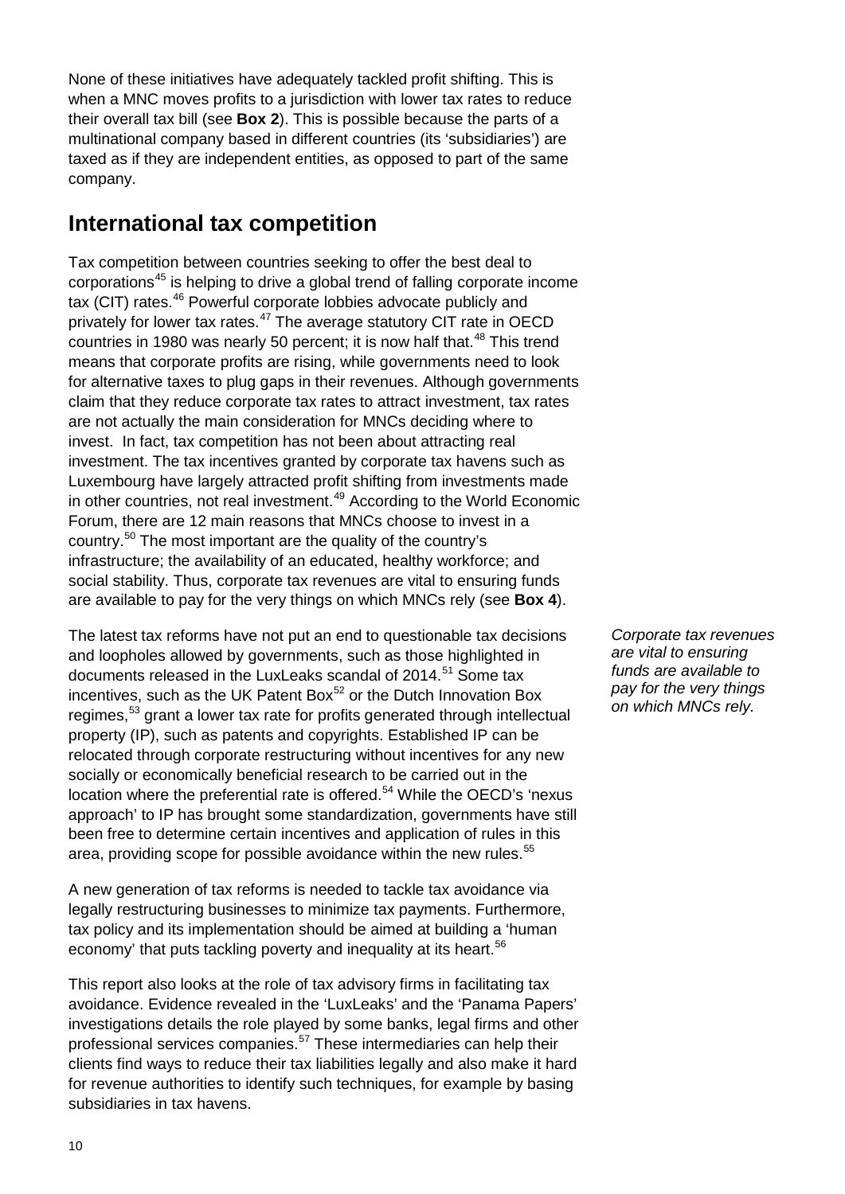None of these initiatives have adequately tackled profit shifting. This is when a MNC moves profits to a jurisdiction with lower tax rates to reduce their overall tax bill (see **Box 2**). This is possible because the parts of a multinational company based in different countries (its 'subsidiaries') are taxed as if they are independent entities, as opposed to part of the same company.

## International tax competition

Tax competition between countries seeking to offer the best deal to corporations[45] is helping to drive a global trend of falling corporate income tax (CIT) rates.[46] Powerful corporate lobbies advocate publicly and privately for lower tax rates.[47] The average statutory CIT rate in OECD countries in 1980 was nearly 50 percent; it is now half that.[48] This trend means that corporate profits are rising, while governments need to look for alternative taxes to plug gaps in their revenues. Although governments claim that they reduce corporate tax rates to attract investment, tax rates are not actually the main consideration for MNCs deciding where to invest. In fact, tax competition has not been about attracting real investment. The tax incentives granted by corporate tax havens such as Luxembourg have largely attracted profit shifting from investments made in other countries, not real investment.[49] According to the World Economic Forum, there are 12 main reasons that MNCs choose to invest in a country.[50] The most important are the quality of the country's infrastructure; the availability of an educated, healthy workforce; and social stability. Thus, corporate tax revenues are vital to ensuring funds are available to pay for the very things on which MNCs rely (see **Box 4**).

*Corporate tax revenues are vital to ensuring funds are available to pay for the very things on which MNCs rely.*

The latest tax reforms have not put an end to questionable tax decisions and loopholes allowed by governments, such as those highlighted in documents released in the LuxLeaks scandal of 2014.[51] Some tax incentives, such as the UK Patent Box[52] or the Dutch Innovation Box regimes,[53] grant a lower tax rate for profits generated through intellectual property (IP), such as patents and copyrights. Established IP can be relocated through corporate restructuring without incentives for any new socially or economically beneficial research to be carried out in the location where the preferential rate is offered.[54] While the OECD's 'nexus approach' to IP has brought some standardization, governments have still been free to determine certain incentives and application of rules in this area, providing scope for possible avoidance within the new rules.[55]

A new generation of tax reforms is needed to tackle tax avoidance via legally restructuring businesses to minimize tax payments. Furthermore, tax policy and its implementation should be aimed at building a 'human economy' that puts tackling poverty and inequality at its heart.[56]

This report also looks at the role of tax advisory firms in facilitating tax avoidance. Evidence revealed in the 'LuxLeaks' and the 'Panama Papers' investigations details the role played by some banks, legal firms and other professional services companies.[57] These intermediaries can help their clients find ways to reduce their tax liabilities legally and also make it hard for revenue authorities to identify such techniques, for example by basing subsidiaries in tax havens.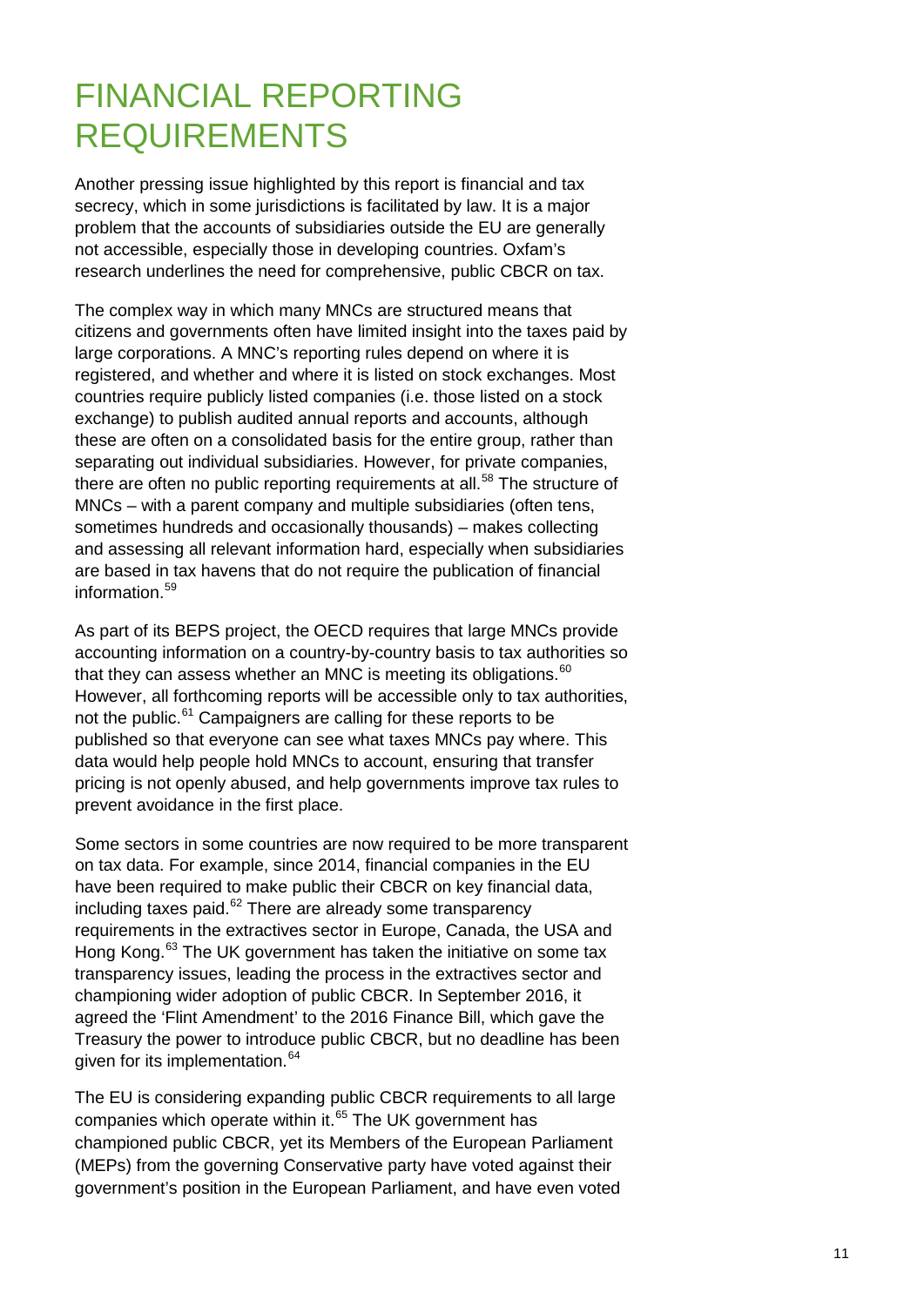# FINANCIAL REPORTING REQUIREMENTS

Another pressing issue highlighted by this report is financial and tax secrecy, which in some jurisdictions is facilitated by law. It is a major problem that the accounts of subsidiaries outside the EU are generally not accessible, especially those in developing countries. Oxfam's research underlines the need for comprehensive, public CBCR on tax.

The complex way in which many MNCs are structured means that citizens and governments often have limited insight into the taxes paid by large corporations. A MNC's reporting rules depend on where it is registered, and whether and where it is listed on stock exchanges. Most countries require publicly listed companies (i.e. those listed on a stock exchange) to publish audited annual reports and accounts, although these are often on a consolidated basis for the entire group, rather than separating out individual subsidiaries. However, for private companies, there are often no public reporting requirements at all.[58] The structure of MNCs – with a parent company and multiple subsidiaries (often tens, sometimes hundreds and occasionally thousands) – makes collecting and assessing all relevant information hard, especially when subsidiaries are based in tax havens that do not require the publication of financial information.[59]

As part of its BEPS project, the OECD requires that large MNCs provide accounting information on a country-by-country basis to tax authorities so that they can assess whether an MNC is meeting its obligations.[60] However, all forthcoming reports will be accessible only to tax authorities, not the public.[61] Campaigners are calling for these reports to be published so that everyone can see what taxes MNCs pay where. This data would help people hold MNCs to account, ensuring that transfer pricing is not openly abused, and help governments improve tax rules to prevent avoidance in the first place.

Some sectors in some countries are now required to be more transparent on tax data. For example, since 2014, financial companies in the EU have been required to make public their CBCR on key financial data, including taxes paid.[62] There are already some transparency requirements in the extractives sector in Europe, Canada, the USA and Hong Kong.[63] The UK government has taken the initiative on some tax transparency issues, leading the process in the extractives sector and championing wider adoption of public CBCR. In September 2016, it agreed the 'Flint Amendment' to the 2016 Finance Bill, which gave the Treasury the power to introduce public CBCR, but no deadline has been given for its implementation.[64]

The EU is considering expanding public CBCR requirements to all large companies which operate within it.[65] The UK government has championed public CBCR, yet its Members of the European Parliament (MEPs) from the governing Conservative party have voted against their government's position in the European Parliament, and have even voted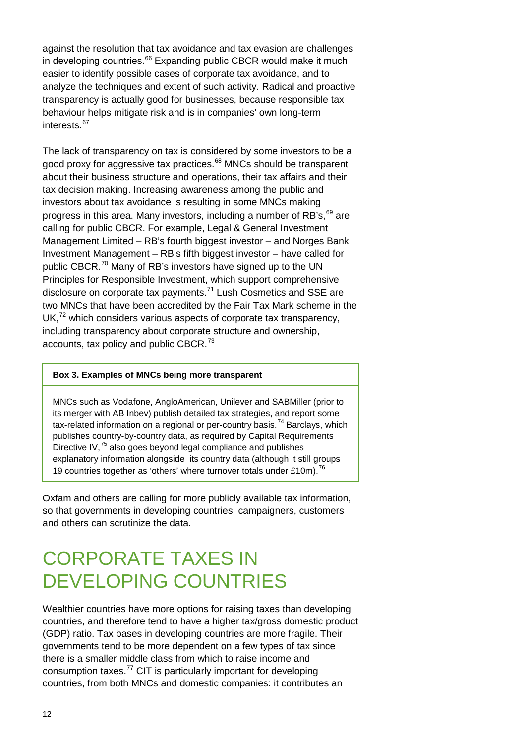against the resolution that tax avoidance and tax evasion are challenges in developing countries.[66] Expanding public CBCR would make it much easier to identify possible cases of corporate tax avoidance, and to analyze the techniques and extent of such activity. Radical and proactive transparency is actually good for businesses, because responsible tax behaviour helps mitigate risk and is in companies' own long-term interests.[67]

The lack of transparency on tax is considered by some investors to be a good proxy for aggressive tax practices.[68] MNCs should be transparent about their business structure and operations, their tax affairs and their tax decision making. Increasing awareness among the public and investors about tax avoidance is resulting in some MNCs making progress in this area. Many investors, including a number of RB's,[69] are calling for public CBCR. For example, Legal & General Investment Management Limited – RB's fourth biggest investor – and Norges Bank Investment Management – RB's fifth biggest investor – have called for public CBCR.[70] Many of RB's investors have signed up to the UN Principles for Responsible Investment, which support comprehensive disclosure on corporate tax payments.[71] Lush Cosmetics and SSE are two MNCs that have been accredited by the Fair Tax Mark scheme in the UK,[72] which considers various aspects of corporate tax transparency, including transparency about corporate structure and ownership, accounts, tax policy and public CBCR.[73]

**Box 3. Examples of MNCs being more transparent**

MNCs such as Vodafone, AngloAmerican, Unilever and SABMiller (prior to its merger with AB Inbev) publish detailed tax strategies, and report some tax-related information on a regional or per-country basis.[74] Barclays, which publishes country-by-country data, as required by Capital Requirements Directive IV,[75] also goes beyond legal compliance and publishes explanatory information alongside its country data (although it still groups 19 countries together as 'others' where turnover totals under £10m).[76]

Oxfam and others are calling for more publicly available tax information, so that governments in developing countries, campaigners, customers and others can scrutinize the data.

# CORPORATE TAXES IN DEVELOPING COUNTRIES

Wealthier countries have more options for raising taxes than developing countries, and therefore tend to have a higher tax/gross domestic product (GDP) ratio. Tax bases in developing countries are more fragile. Their governments tend to be more dependent on a few types of tax since there is a smaller middle class from which to raise income and consumption taxes.[77] CIT is particularly important for developing countries, from both MNCs and domestic companies: it contributes an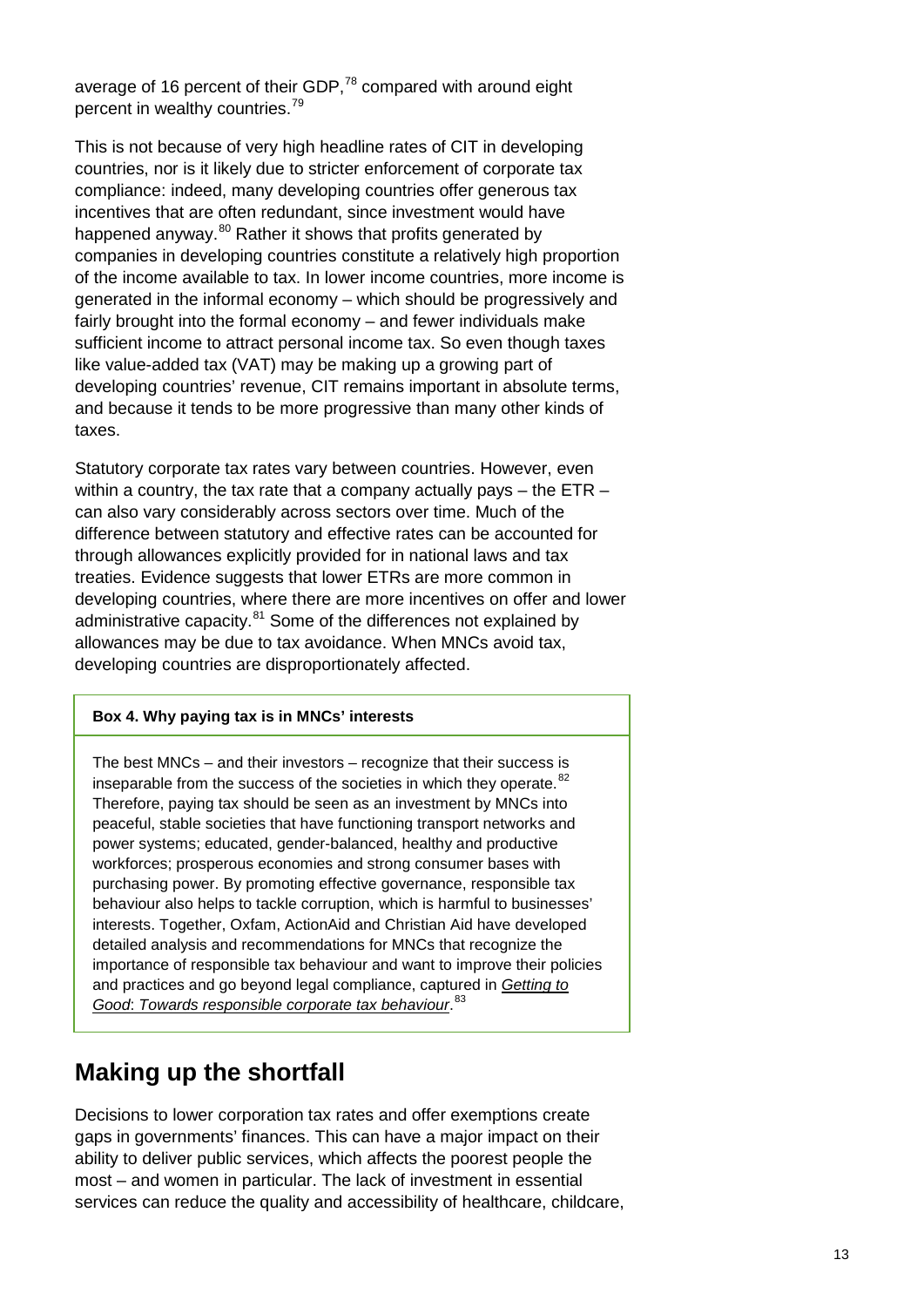average of 16 percent of their GDP,[78] compared with around eight percent in wealthy countries.[79]

This is not because of very high headline rates of CIT in developing countries, nor is it likely due to stricter enforcement of corporate tax compliance: indeed, many developing countries offer generous tax incentives that are often redundant, since investment would have happened anyway.[80] Rather it shows that profits generated by companies in developing countries constitute a relatively high proportion of the income available to tax. In lower income countries, more income is generated in the informal economy – which should be progressively and fairly brought into the formal economy – and fewer individuals make sufficient income to attract personal income tax. So even though taxes like value-added tax (VAT) may be making up a growing part of developing countries' revenue, CIT remains important in absolute terms, and because it tends to be more progressive than many other kinds of taxes.

Statutory corporate tax rates vary between countries. However, even within a country, the tax rate that a company actually pays – the ETR – can also vary considerably across sectors over time. Much of the difference between statutory and effective rates can be accounted for through allowances explicitly provided for in national laws and tax treaties. Evidence suggests that lower ETRs are more common in developing countries, where there are more incentives on offer and lower administrative capacity.[81] Some of the differences not explained by allowances may be due to tax avoidance. When MNCs avoid tax, developing countries are disproportionately affected.

**Box 4. Why paying tax is in MNCs' interests**

The best MNCs – and their investors – recognize that their success is inseparable from the success of the societies in which they operate.[82] Therefore, paying tax should be seen as an investment by MNCs into peaceful, stable societies that have functioning transport networks and power systems; educated, gender-balanced, healthy and productive workforces; prosperous economies and strong consumer bases with purchasing power. By promoting effective governance, responsible tax behaviour also helps to tackle corruption, which is harmful to businesses' interests. Together, Oxfam, ActionAid and Christian Aid have developed detailed analysis and recommendations for MNCs that recognize the importance of responsible tax behaviour and want to improve their policies and practices and go beyond legal compliance, captured in *Getting to Good: Towards responsible corporate tax behaviour*.[83]

## Making up the shortfall

Decisions to lower corporation tax rates and offer exemptions create gaps in governments' finances. This can have a major impact on their ability to deliver public services, which affects the poorest people the most – and women in particular. The lack of investment in essential services can reduce the quality and accessibility of healthcare, childcare,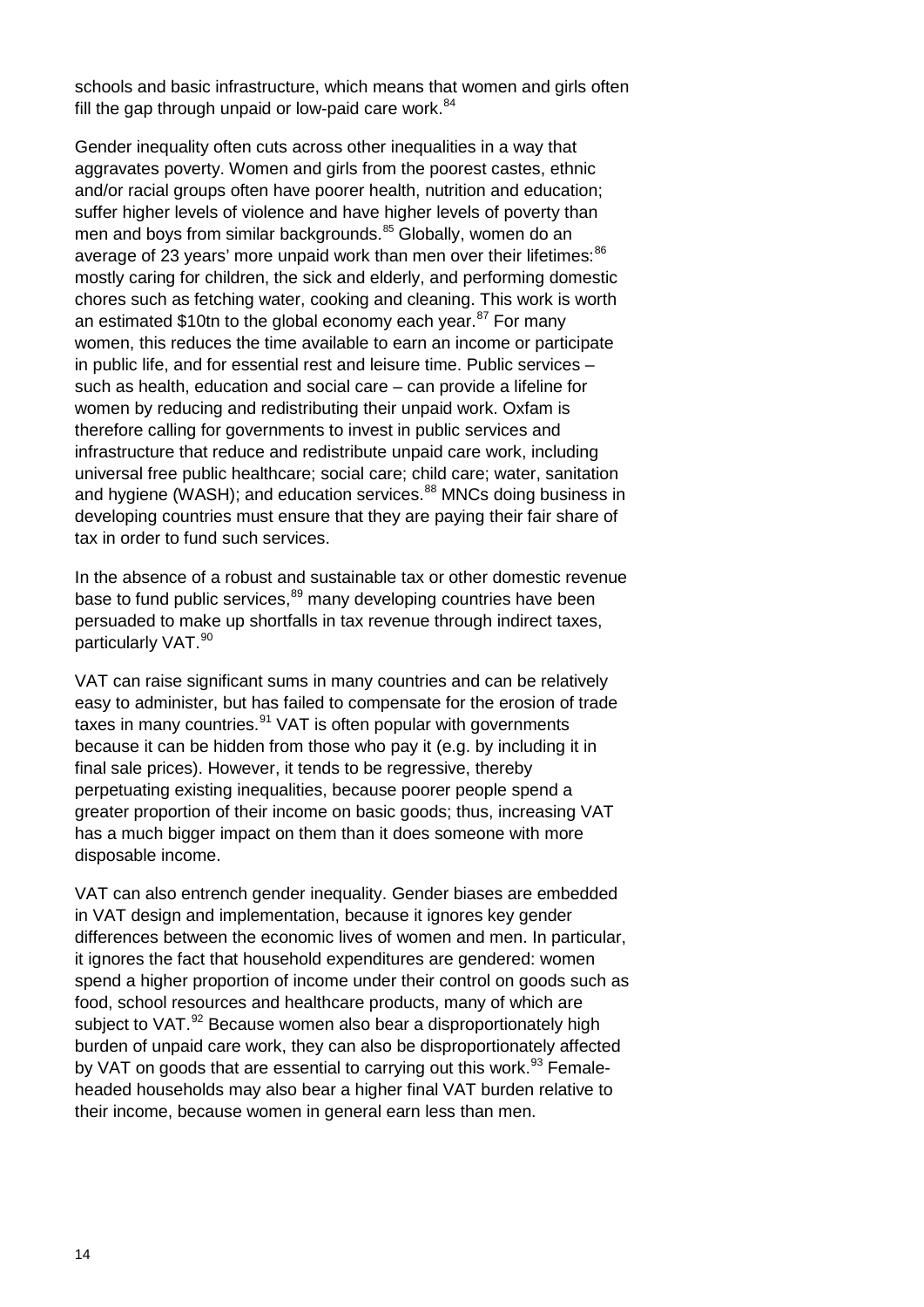schools and basic infrastructure, which means that women and girls often fill the gap through unpaid or low-paid care work.[84]

Gender inequality often cuts across other inequalities in a way that aggravates poverty. Women and girls from the poorest castes, ethnic and/or racial groups often have poorer health, nutrition and education; suffer higher levels of violence and have higher levels of poverty than men and boys from similar backgrounds.[85] Globally, women do an average of 23 years' more unpaid work than men over their lifetimes:[86] mostly caring for children, the sick and elderly, and performing domestic chores such as fetching water, cooking and cleaning. This work is worth an estimated $10tn to the global economy each year.[87] For many women, this reduces the time available to earn an income or participate in public life, and for essential rest and leisure time. Public services – such as health, education and social care – can provide a lifeline for women by reducing and redistributing their unpaid work. Oxfam is therefore calling for governments to invest in public services and infrastructure that reduce and redistribute unpaid care work, including universal free public healthcare; social care; child care; water, sanitation and hygiene (WASH); and education services.[88] MNCs doing business in developing countries must ensure that they are paying their fair share of tax in order to fund such services.

In the absence of a robust and sustainable tax or other domestic revenue base to fund public services,[89] many developing countries have been persuaded to make up shortfalls in tax revenue through indirect taxes, particularly VAT.[90]

VAT can raise significant sums in many countries and can be relatively easy to administer, but has failed to compensate for the erosion of trade taxes in many countries.[91] VAT is often popular with governments because it can be hidden from those who pay it (e.g. by including it in final sale prices). However, it tends to be regressive, thereby perpetuating existing inequalities, because poorer people spend a greater proportion of their income on basic goods; thus, increasing VAT has a much bigger impact on them than it does someone with more disposable income.

VAT can also entrench gender inequality. Gender biases are embedded in VAT design and implementation, because it ignores key gender differences between the economic lives of women and men. In particular, it ignores the fact that household expenditures are gendered: women spend a higher proportion of income under their control on goods such as food, school resources and healthcare products, many of which are subject to VAT.[92] Because women also bear a disproportionately high burden of unpaid care work, they can also be disproportionately affected by VAT on goods that are essential to carrying out this work.[93] Female-headed households may also bear a higher final VAT burden relative to their income, because women in general earn less than men.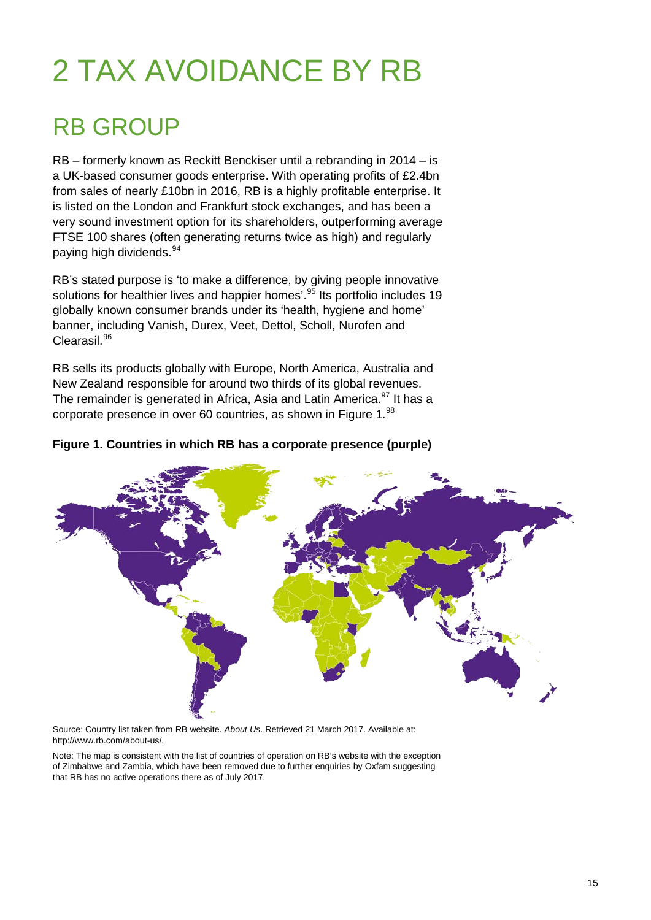# 2 TAX AVOIDANCE BY RB

## RB GROUP

RB – formerly known as Reckitt Benckiser until a rebranding in 2014 – is a UK-based consumer goods enterprise. With operating profits of £2.4bn from sales of nearly £10bn in 2016, RB is a highly profitable enterprise. It is listed on the London and Frankfurt stock exchanges, and has been a very sound investment option for its shareholders, outperforming average FTSE 100 shares (often generating returns twice as high) and regularly paying high dividends.[94]

RB's stated purpose is 'to make a difference, by giving people innovative solutions for healthier lives and happier homes'.[95] Its portfolio includes 19 globally known consumer brands under its 'health, hygiene and home' banner, including Vanish, Durex, Veet, Dettol, Scholl, Nurofen and Clearasil.[96]

RB sells its products globally with Europe, North America, Australia and New Zealand responsible for around two thirds of its global revenues. The remainder is generated in Africa, Asia and Latin America.[97] It has a corporate presence in over 60 countries, as shown in Figure 1.[98]

**Figure 1. Countries in which RB has a corporate presence (purple)**

Source: Country list taken from RB website. *About Us*. Retrieved 21 March 2017. Available at: http://www.rb.com/about-us/.

Note: The map is consistent with the list of countries of operation on RB's website with the exception of Zimbabwe and Zambia, which have been removed due to further enquiries by Oxfam suggesting that RB has no active operations there as of July 2017.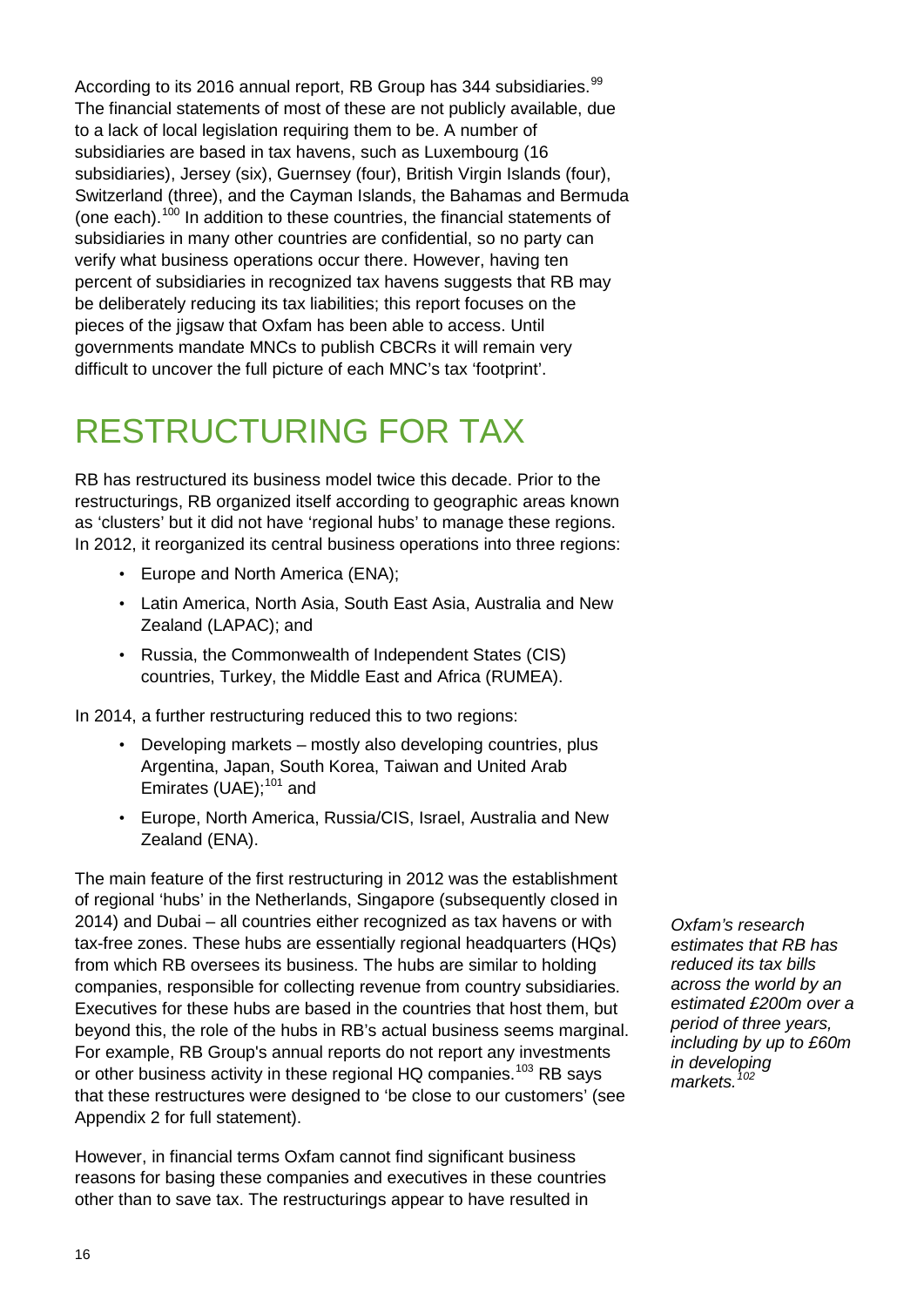According to its 2016 annual report, RB Group has 344 subsidiaries.[99] The financial statements of most of these are not publicly available, due to a lack of local legislation requiring them to be. A number of subsidiaries are based in tax havens, such as Luxembourg (16 subsidiaries), Jersey (six), Guernsey (four), British Virgin Islands (four), Switzerland (three), and the Cayman Islands, the Bahamas and Bermuda (one each).[100] In addition to these countries, the financial statements of subsidiaries in many other countries are confidential, so no party can verify what business operations occur there. However, having ten percent of subsidiaries in recognized tax havens suggests that RB may be deliberately reducing its tax liabilities; this report focuses on the pieces of the jigsaw that Oxfam has been able to access. Until governments mandate MNCs to publish CBCRs it will remain very difficult to uncover the full picture of each MNC's tax 'footprint'.

# RESTRUCTURING FOR TAX

RB has restructured its business model twice this decade. Prior to the restructurings, RB organized itself according to geographic areas known as 'clusters' but it did not have 'regional hubs' to manage these regions. In 2012, it reorganized its central business operations into three regions:

- Europe and North America (ENA);
- Latin America, North Asia, South East Asia, Australia and New Zealand (LAPAC); and
- Russia, the Commonwealth of Independent States (CIS) countries, Turkey, the Middle East and Africa (RUMEA).

In 2014, a further restructuring reduced this to two regions:

- Developing markets – mostly also developing countries, plus Argentina, Japan, South Korea, Taiwan and United Arab Emirates (UAE);[101] and
- Europe, North America, Russia/CIS, Israel, Australia and New Zealand (ENA).

The main feature of the first restructuring in 2012 was the establishment of regional 'hubs' in the Netherlands, Singapore (subsequently closed in 2014) and Dubai – all countries either recognized as tax havens or with tax-free zones. These hubs are essentially regional headquarters (HQs) from which RB oversees its business. The hubs are similar to holding companies, responsible for collecting revenue from country subsidiaries. Executives for these hubs are based in the countries that host them, but beyond this, the role of the hubs in RB's actual business seems marginal. For example, RB Group's annual reports do not report any investments or other business activity in these regional HQ companies.[103] RB says that these restructures were designed to 'be close to our customers' (see Appendix 2 for full statement).

*Oxfam's research estimates that RB has reduced its tax bills across the world by an estimated £200m over a period of three years, including by up to £60m in developing markets.[102]*

However, in financial terms Oxfam cannot find significant business reasons for basing these companies and executives in these countries other than to save tax. The restructurings appear to have resulted in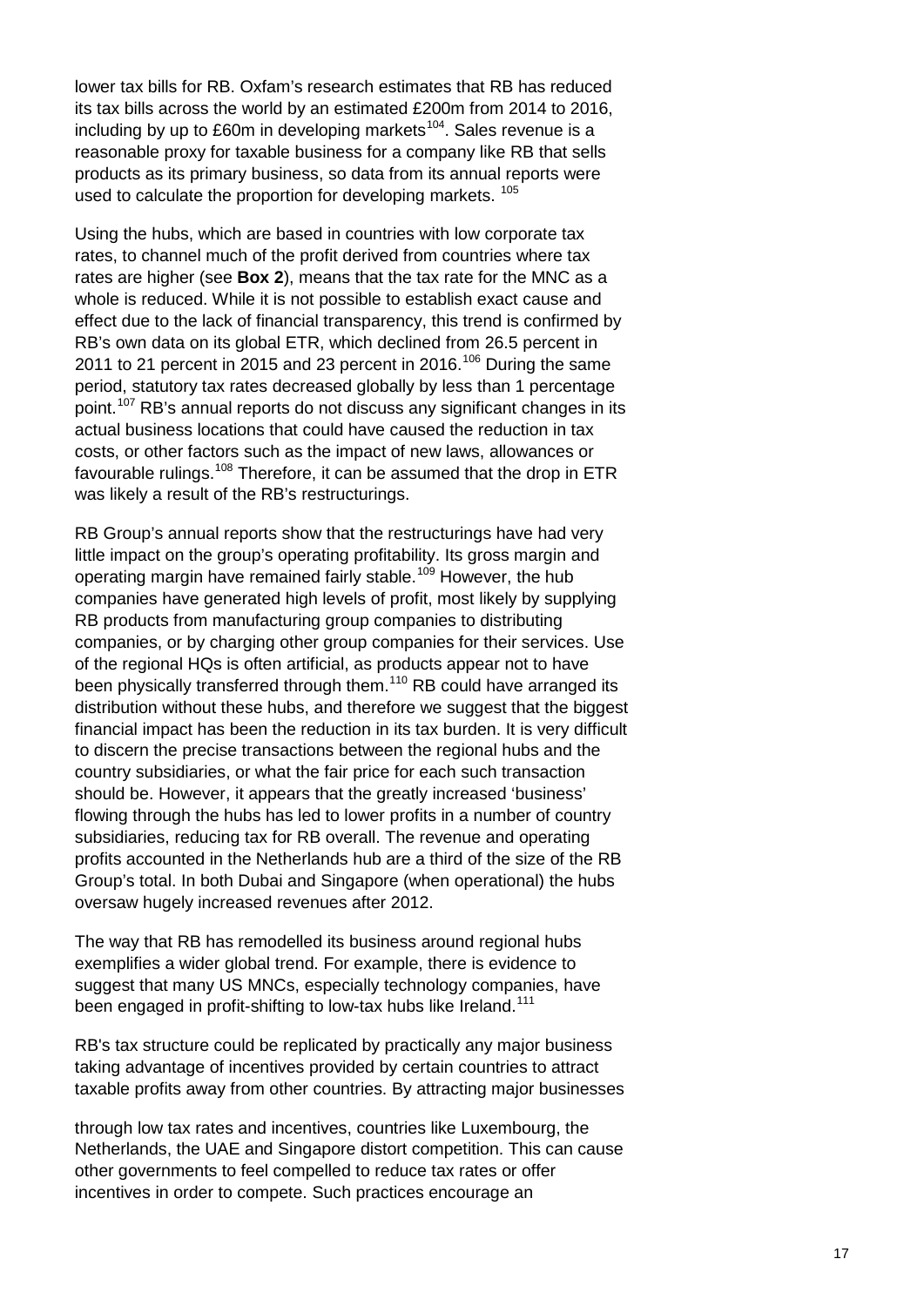lower tax bills for RB. Oxfam's research estimates that RB has reduced its tax bills across the world by an estimated £200m from 2014 to 2016, including by up to £60m in developing markets[104]. Sales revenue is a reasonable proxy for taxable business for a company like RB that sells products as its primary business, so data from its annual reports were used to calculate the proportion for developing markets. [105]

Using the hubs, which are based in countries with low corporate tax rates, to channel much of the profit derived from countries where tax rates are higher (see **Box 2**), means that the tax rate for the MNC as a whole is reduced. While it is not possible to establish exact cause and effect due to the lack of financial transparency, this trend is confirmed by RB's own data on its global ETR, which declined from 26.5 percent in 2011 to 21 percent in 2015 and 23 percent in 2016.[106] During the same period, statutory tax rates decreased globally by less than 1 percentage point.[107] RB's annual reports do not discuss any significant changes in its actual business locations that could have caused the reduction in tax costs, or other factors such as the impact of new laws, allowances or favourable rulings.[108] Therefore, it can be assumed that the drop in ETR was likely a result of the RB's restructurings.

RB Group's annual reports show that the restructurings have had very little impact on the group's operating profitability. Its gross margin and operating margin have remained fairly stable.[109] However, the hub companies have generated high levels of profit, most likely by supplying RB products from manufacturing group companies to distributing companies, or by charging other group companies for their services. Use of the regional HQs is often artificial, as products appear not to have been physically transferred through them.[110] RB could have arranged its distribution without these hubs, and therefore we suggest that the biggest financial impact has been the reduction in its tax burden. It is very difficult to discern the precise transactions between the regional hubs and the country subsidiaries, or what the fair price for each such transaction should be. However, it appears that the greatly increased 'business' flowing through the hubs has led to lower profits in a number of country subsidiaries, reducing tax for RB overall. The revenue and operating profits accounted in the Netherlands hub are a third of the size of the RB Group's total. In both Dubai and Singapore (when operational) the hubs oversaw hugely increased revenues after 2012.

The way that RB has remodelled its business around regional hubs exemplifies a wider global trend. For example, there is evidence to suggest that many US MNCs, especially technology companies, have been engaged in profit-shifting to low-tax hubs like Ireland.[111]

RB's tax structure could be replicated by practically any major business taking advantage of incentives provided by certain countries to attract taxable profits away from other countries. By attracting major businesses through low tax rates and incentives, countries like Luxembourg, the Netherlands, the UAE and Singapore distort competition. This can cause other governments to feel compelled to reduce tax rates or offer incentives in order to compete. Such practices encourage an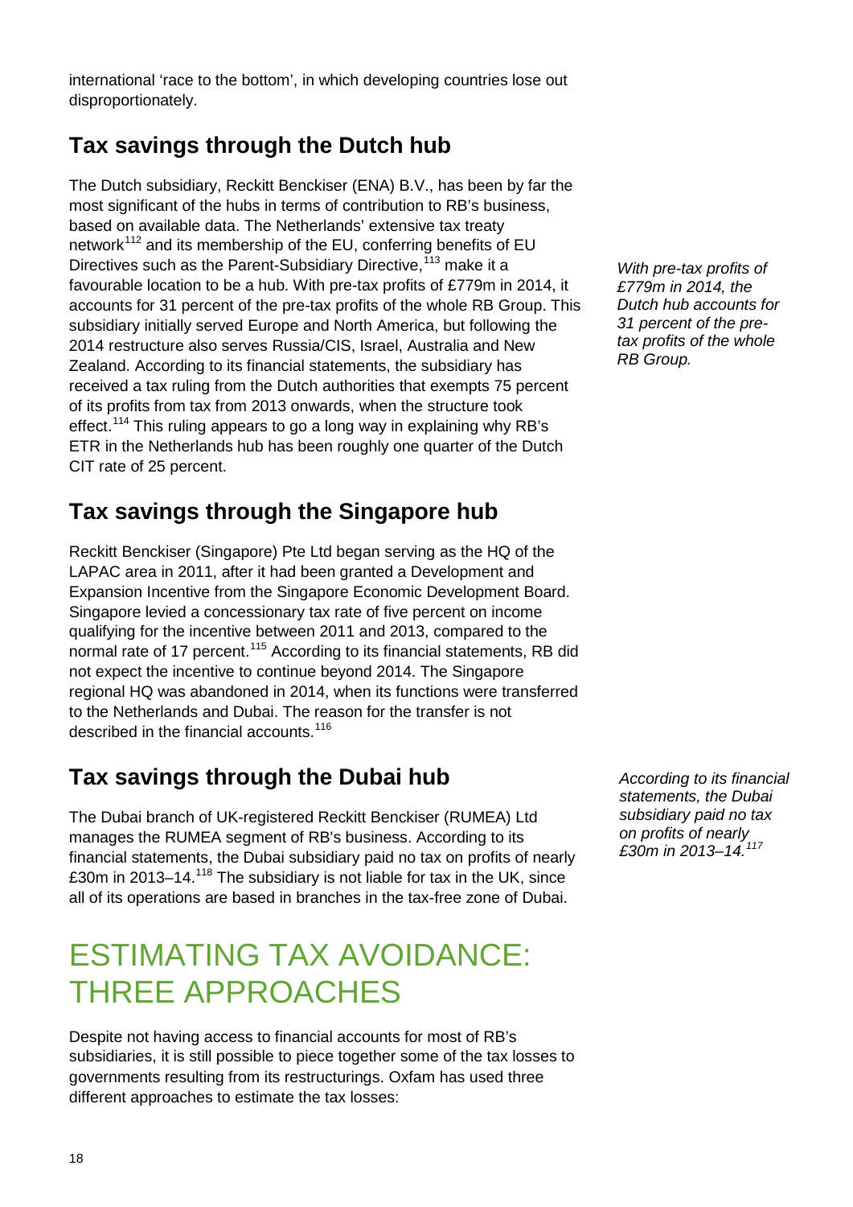international 'race to the bottom', in which developing countries lose out disproportionately.

## Tax savings through the Dutch hub

The Dutch subsidiary, Reckitt Benckiser (ENA) B.V., has been by far the most significant of the hubs in terms of contribution to RB's business, based on available data. The Netherlands' extensive tax treaty network[112] and its membership of the EU, conferring benefits of EU Directives such as the Parent-Subsidiary Directive,[113] make it a favourable location to be a hub. With pre-tax profits of £779m in 2014, it accounts for 31 percent of the pre-tax profits of the whole RB Group. This subsidiary initially served Europe and North America, but following the 2014 restructure also serves Russia/CIS, Israel, Australia and New Zealand. According to its financial statements, the subsidiary has received a tax ruling from the Dutch authorities that exempts 75 percent of its profits from tax from 2013 onwards, when the structure took effect.[114] This ruling appears to go a long way in explaining why RB's ETR in the Netherlands hub has been roughly one quarter of the Dutch CIT rate of 25 percent.

*With pre-tax profits of £779m in 2014, the Dutch hub accounts for 31 percent of the pre-tax profits of the whole RB Group.*

## Tax savings through the Singapore hub

Reckitt Benckiser (Singapore) Pte Ltd began serving as the HQ of the LAPAC area in 2011, after it had been granted a Development and Expansion Incentive from the Singapore Economic Development Board. Singapore levied a concessionary tax rate of five percent on income qualifying for the incentive between 2011 and 2013, compared to the normal rate of 17 percent.[115] According to its financial statements, RB did not expect the incentive to continue beyond 2014. The Singapore regional HQ was abandoned in 2014, when its functions were transferred to the Netherlands and Dubai. The reason for the transfer is not described in the financial accounts.[116]

## Tax savings through the Dubai hub

The Dubai branch of UK-registered Reckitt Benckiser (RUMEA) Ltd manages the RUMEA segment of RB's business. According to its financial statements, the Dubai subsidiary paid no tax on profits of nearly £30m in 2013–14.[118] The subsidiary is not liable for tax in the UK, since all of its operations are based in branches in the tax-free zone of Dubai.

*According to its financial statements, the Dubai subsidiary paid no tax on profits of nearly £30m in 2013–14.*[117]

# ESTIMATING TAX AVOIDANCE: THREE APPROACHES

Despite not having access to financial accounts for most of RB's subsidiaries, it is still possible to piece together some of the tax losses to governments resulting from its restructurings. Oxfam has used three different approaches to estimate the tax losses: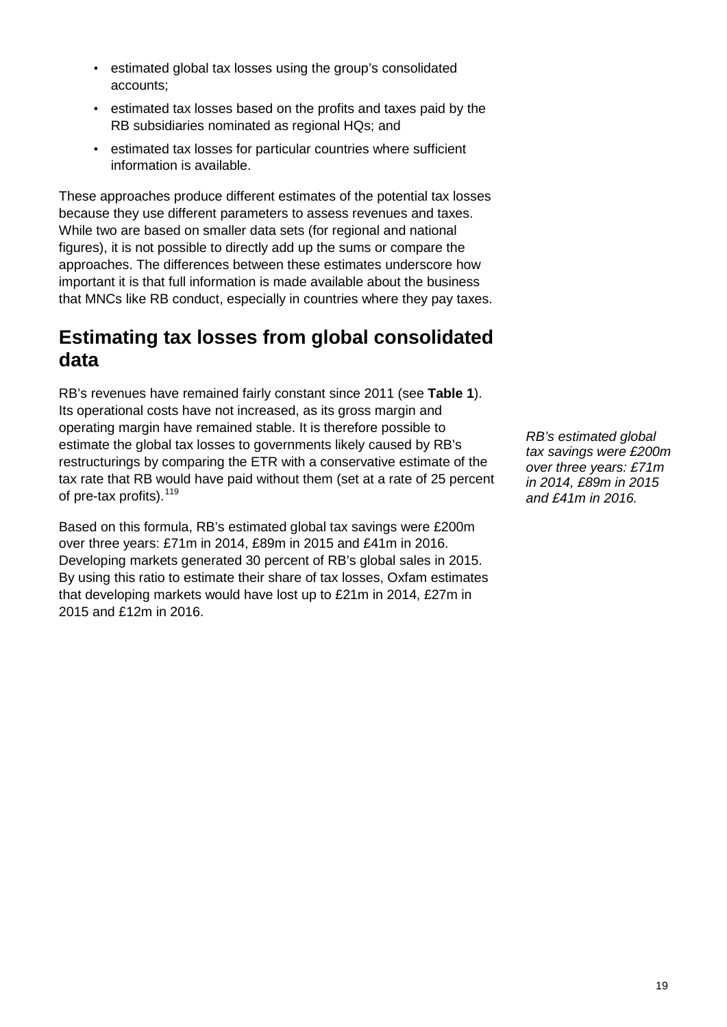- estimated global tax losses using the group's consolidated accounts;
- estimated tax losses based on the profits and taxes paid by the RB subsidiaries nominated as regional HQs; and
- estimated tax losses for particular countries where sufficient information is available.

These approaches produce different estimates of the potential tax losses because they use different parameters to assess revenues and taxes. While two are based on smaller data sets (for regional and national figures), it is not possible to directly add up the sums or compare the approaches. The differences between these estimates underscore how important it is that full information is made available about the business that MNCs like RB conduct, especially in countries where they pay taxes.

## Estimating tax losses from global consolidated data

RB's revenues have remained fairly constant since 2011 (see **Table 1**). Its operational costs have not increased, as its gross margin and operating margin have remained stable. It is therefore possible to estimate the global tax losses to governments likely caused by RB's restructurings by comparing the ETR with a conservative estimate of the tax rate that RB would have paid without them (set at a rate of 25 percent of pre-tax profits).[119]

*RB's estimated global tax savings were £200m over three years: £71m in 2014, £89m in 2015 and £41m in 2016.*

Based on this formula, RB's estimated global tax savings were £200m over three years: £71m in 2014, £89m in 2015 and £41m in 2016. Developing markets generated 30 percent of RB's global sales in 2015. By using this ratio to estimate their share of tax losses, Oxfam estimates that developing markets would have lost up to £21m in 2014, £27m in 2015 and £12m in 2016.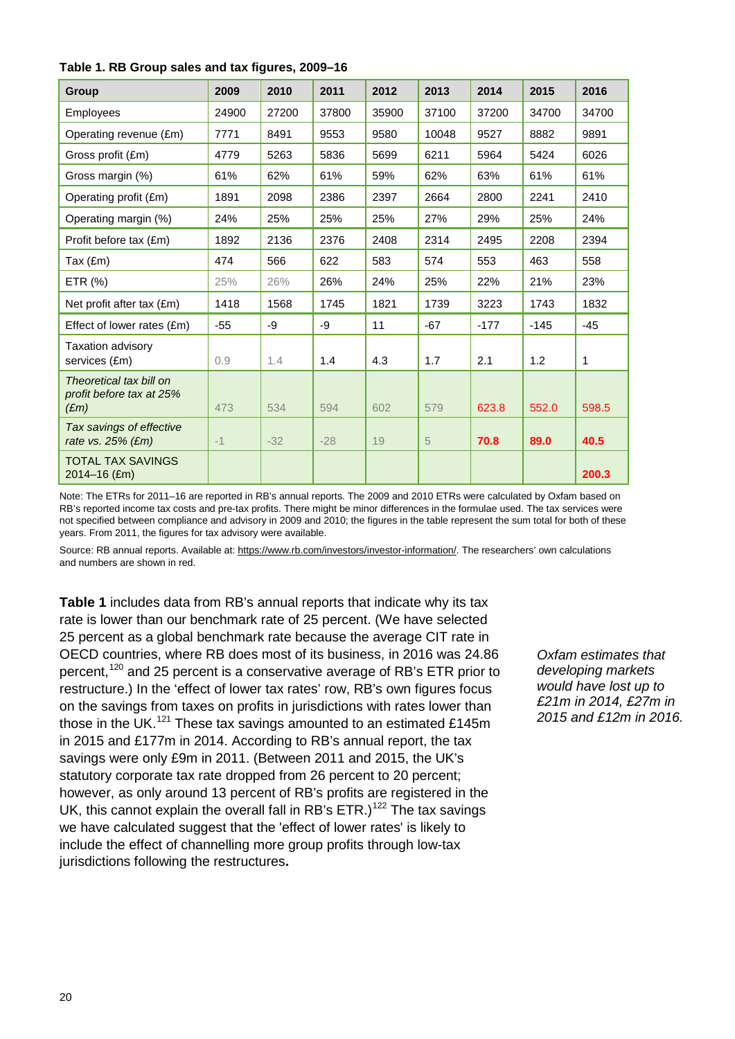**Table 1. RB Group sales and tax figures, 2009–16**

| Group | 2009 | 2010 | 2011 | 2012 | 2013 | 2014 | 2015 | 2016 |
|---|---|---|---|---|---|---|---|---|
| Employees | 24900 | 27200 | 37800 | 35900 | 37100 | 37200 | 34700 | 34700 |
| Operating revenue (£m) | 7771 | 8491 | 9553 | 9580 | 10048 | 9527 | 8882 | 9891 |
| Gross profit (£m) | 4779 | 5263 | 5836 | 5699 | 6211 | 5964 | 5424 | 6026 |
| Gross margin (%) | 61% | 62% | 61% | 59% | 62% | 63% | 61% | 61% |
| Operating profit (£m) | 1891 | 2098 | 2386 | 2397 | 2664 | 2800 | 2241 | 2410 |
| Operating margin (%) | 24% | 25% | 25% | 25% | 27% | 29% | 25% | 24% |
| Profit before tax (£m) | 1892 | 2136 | 2376 | 2408 | 2314 | 2495 | 2208 | 2394 |
| Tax (£m) | 474 | 566 | 622 | 583 | 574 | 553 | 463 | 558 |
| ETR (%) | 25% | 26% | 26% | 24% | 25% | 22% | 21% | 23% |
| Net profit after tax (£m) | 1418 | 1568 | 1745 | 1821 | 1739 | 3223 | 1743 | 1832 |
| Effect of lower rates (£m) | -55 | -9 | -9 | 11 | -67 | -177 | -145 | -45 |
| Taxation advisory services (£m) | 0.9 | 1.4 | 1.4 | 4.3 | 1.7 | 2.1 | 1.2 | 1 |
| *Theoretical tax bill on profit before tax at 25% (£m)* | 473 | 534 | 594 | 602 | 579 | 623.8 | 552.0 | 598.5 |
| *Tax savings of effective rate vs. 25% (£m)* | -1 | -32 | -28 | 19 | 5 | **70.8** | **89.0** | **40.5** |
| TOTAL TAX SAVINGS 2014–16 (£m) | | | | | | | | **200.3** |

Note: The ETRs for 2011–16 are reported in RB's annual reports. The 2009 and 2010 ETRs were calculated by Oxfam based on RB's reported income tax costs and pre-tax profits. There might be minor differences in the formulae used. The tax services were not specified between compliance and advisory in 2009 and 2010; the figures in the table represent the sum total for both of these years. From 2011, the figures for tax advisory were available.

Source: RB annual reports. Available at: https://www.rb.com/investors/investor-information/. The researchers' own calculations and numbers are shown in red.

**Table 1** includes data from RB's annual reports that indicate why its tax rate is lower than our benchmark rate of 25 percent. (We have selected 25 percent as a global benchmark rate because the average CIT rate in OECD countries, where RB does most of its business, in 2016 was 24.86 percent,[120] and 25 percent is a conservative average of RB's ETR prior to restructure.) In the 'effect of lower tax rates' row, RB's own figures focus on the savings from taxes on profits in jurisdictions with rates lower than those in the UK.[121] These tax savings amounted to an estimated £145m in 2015 and £177m in 2014. According to RB's annual report, the tax savings were only £9m in 2011. (Between 2011 and 2015, the UK's statutory corporate tax rate dropped from 26 percent to 20 percent; however, as only around 13 percent of RB's profits are registered in the UK, this cannot explain the overall fall in RB's ETR.)[122] The tax savings we have calculated suggest that the 'effect of lower rates' is likely to include the effect of channelling more group profits through low-tax jurisdictions following the restructures.

*Oxfam estimates that developing markets would have lost up to £21m in 2014, £27m in 2015 and £12m in 2016.*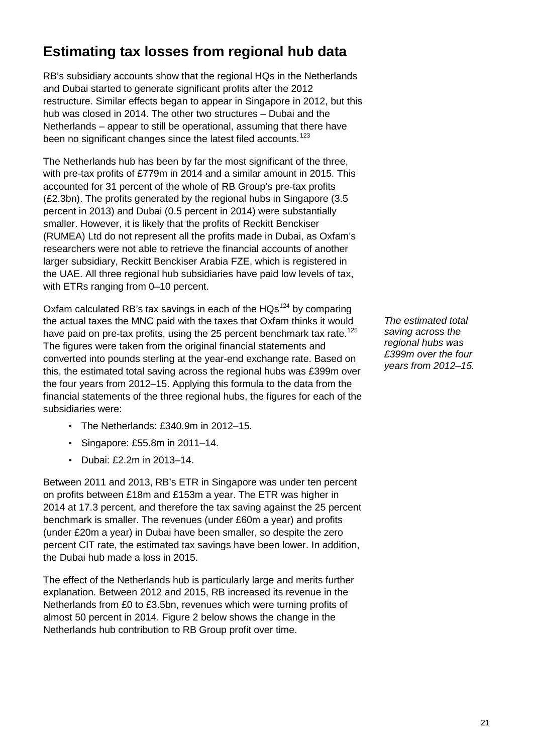## Estimating tax losses from regional hub data

RB's subsidiary accounts show that the regional HQs in the Netherlands and Dubai started to generate significant profits after the 2012 restructure. Similar effects began to appear in Singapore in 2012, but this hub was closed in 2014. The other two structures – Dubai and the Netherlands – appear to still be operational, assuming that there have been no significant changes since the latest filed accounts.[123]

The Netherlands hub has been by far the most significant of the three, with pre-tax profits of £779m in 2014 and a similar amount in 2015. This accounted for 31 percent of the whole of RB Group's pre-tax profits (£2.3bn). The profits generated by the regional hubs in Singapore (3.5 percent in 2013) and Dubai (0.5 percent in 2014) were substantially smaller. However, it is likely that the profits of Reckitt Benckiser (RUMEA) Ltd do not represent all the profits made in Dubai, as Oxfam's researchers were not able to retrieve the financial accounts of another larger subsidiary, Reckitt Benckiser Arabia FZE, which is registered in the UAE. All three regional hub subsidiaries have paid low levels of tax, with ETRs ranging from 0–10 percent.

Oxfam calculated RB's tax savings in each of the HQs[124] by comparing the actual taxes the MNC paid with the taxes that Oxfam thinks it would have paid on pre-tax profits, using the 25 percent benchmark tax rate.[125] The figures were taken from the original financial statements and converted into pounds sterling at the year-end exchange rate. Based on this, the estimated total saving across the regional hubs was £399m over the four years from 2012–15. Applying this formula to the data from the financial statements of the three regional hubs, the figures for each of the subsidiaries were:

*The estimated total saving across the regional hubs was £399m over the four years from 2012–15.*

- The Netherlands: £340.9m in 2012–15.
- Singapore: £55.8m in 2011–14.
- Dubai: £2.2m in 2013–14.

Between 2011 and 2013, RB's ETR in Singapore was under ten percent on profits between £18m and £153m a year. The ETR was higher in 2014 at 17.3 percent, and therefore the tax saving against the 25 percent benchmark is smaller. The revenues (under £60m a year) and profits (under £20m a year) in Dubai have been smaller, so despite the zero percent CIT rate, the estimated tax savings have been lower. In addition, the Dubai hub made a loss in 2015.

The effect of the Netherlands hub is particularly large and merits further explanation. Between 2012 and 2015, RB increased its revenue in the Netherlands from £0 to £3.5bn, revenues which were turning profits of almost 50 percent in 2014. Figure 2 below shows the change in the Netherlands hub contribution to RB Group profit over time.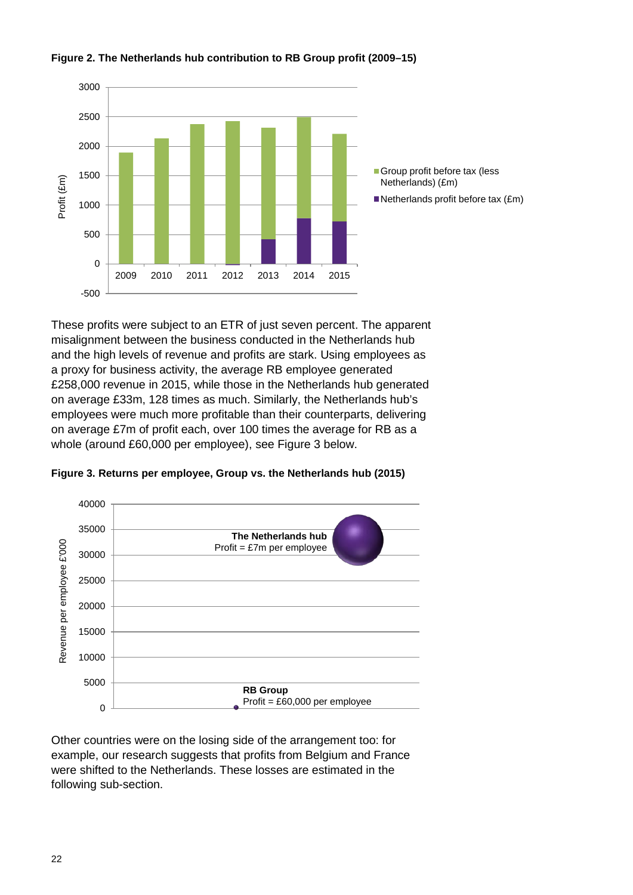**Figure 2. The Netherlands hub contribution to RB Group profit (2009–15)**

These profits were subject to an ETR of just seven percent. The apparent misalignment between the business conducted in the Netherlands hub and the high levels of revenue and profits are stark. Using employees as a proxy for business activity, the average RB employee generated £258,000 revenue in 2015, while those in the Netherlands hub generated on average £33m, 128 times as much. Similarly, the Netherlands hub's employees were much more profitable than their counterparts, delivering on average £7m of profit each, over 100 times the average for RB as a whole (around £60,000 per employee), see Figure 3 below.

**Figure 3. Returns per employee, Group vs. the Netherlands hub (2015)**

Other countries were on the losing side of the arrangement too: for example, our research suggests that profits from Belgium and France were shifted to the Netherlands. These losses are estimated in the following sub-section.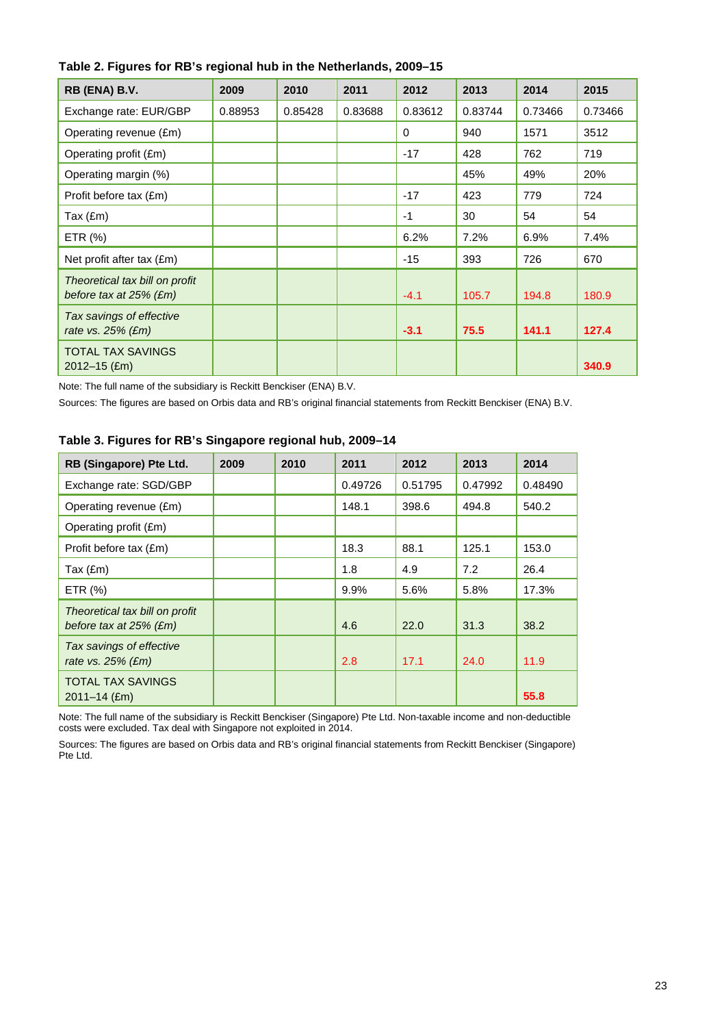**Table 2. Figures for RB's regional hub in the Netherlands, 2009–15**

| RB (ENA) B.V. | 2009 | 2010 | 2011 | 2012 | 2013 | 2014 | 2015 |
|---|---|---|---|---|---|---|---|
| Exchange rate: EUR/GBP | 0.88953 | 0.85428 | 0.83688 | 0.83612 | 0.83744 | 0.73466 | 0.73466 |
| Operating revenue (£m) | | | | 0 | 940 | 1571 | 3512 |
| Operating profit (£m) | | | | -17 | 428 | 762 | 719 |
| Operating margin (%) | | | | | 45% | 49% | 20% |
| Profit before tax (£m) | | | | -17 | 423 | 779 | 724 |
| Tax (£m) | | | | -1 | 30 | 54 | 54 |
| ETR (%) | | | | 6.2% | 7.2% | 6.9% | 7.4% |
| Net profit after tax (£m) | | | | -15 | 393 | 726 | 670 |
| *Theoretical tax bill on profit before tax at 25% (£m)* | | | | -4.1 | 105.7 | 194.8 | 180.9 |
| *Tax savings of effective rate vs. 25% (£m)* | | | | **-3.1** | **75.5** | **141.1** | **127.4** |
| TOTAL TAX SAVINGS 2012–15 (£m) | | | | | | | **340.9** |

Note: The full name of the subsidiary is Reckitt Benckiser (ENA) B.V.

Sources: The figures are based on Orbis data and RB's original financial statements from Reckitt Benckiser (ENA) B.V.

**Table 3. Figures for RB's Singapore regional hub, 2009–14**

| RB (Singapore) Pte Ltd. | 2009 | 2010 | 2011 | 2012 | 2013 | 2014 |
|---|---|---|---|---|---|---|
| Exchange rate: SGD/GBP | | | 0.49726 | 0.51795 | 0.47992 | 0.48490 |
| Operating revenue (£m) | | | 148.1 | 398.6 | 494.8 | 540.2 |
| Operating profit (£m) | | | | | | |
| Profit before tax (£m) | | | 18.3 | 88.1 | 125.1 | 153.0 |
| Tax (£m) | | | 1.8 | 4.9 | 7.2 | 26.4 |
| ETR (%) | | | 9.9% | 5.6% | 5.8% | 17.3% |
| *Theoretical tax bill on profit before tax at 25% (£m)* | | | 4.6 | 22.0 | 31.3 | 38.2 |
| *Tax savings of effective rate vs. 25% (£m)* | | | 2.8 | 17.1 | 24.0 | 11.9 |
| TOTAL TAX SAVINGS 2011–14 (£m) | | | | | | **55.8** |

Note: The full name of the subsidiary is Reckitt Benckiser (Singapore) Pte Ltd. Non-taxable income and non-deductible costs were excluded. Tax deal with Singapore not exploited in 2014.

Sources: The figures are based on Orbis data and RB's original financial statements from Reckitt Benckiser (Singapore) Pte Ltd.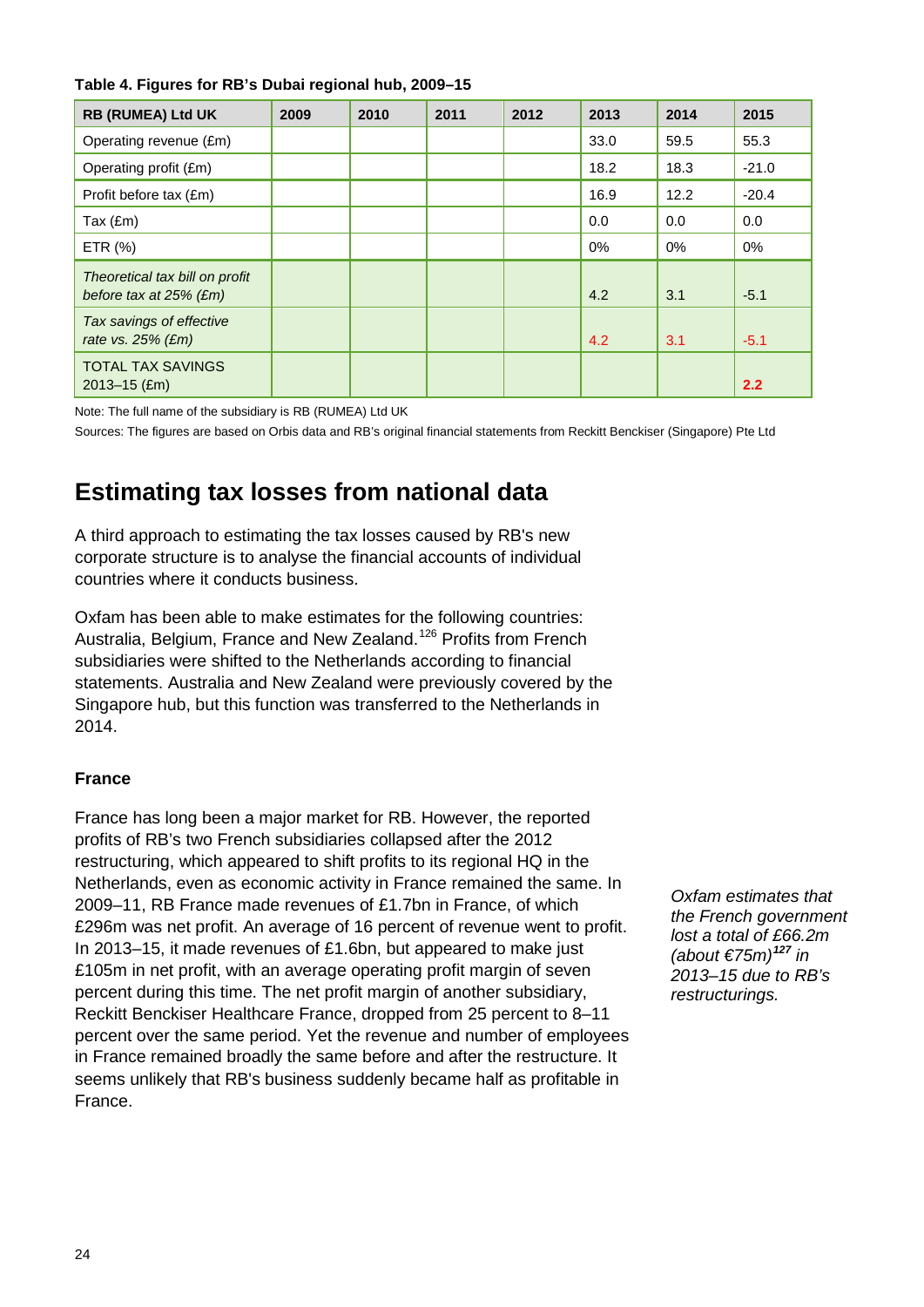**Table 4. Figures for RB's Dubai regional hub, 2009–15**

| RB (RUMEA) Ltd UK | 2009 | 2010 | 2011 | 2012 | 2013 | 2014 | 2015 |
|---|---|---|---|---|---|---|---|
| Operating revenue (£m) | | | | | 33.0 | 59.5 | 55.3 |
| Operating profit (£m) | | | | | 18.2 | 18.3 | -21.0 |
| Profit before tax (£m) | | | | | 16.9 | 12.2 | -20.4 |
| Tax (£m) | | | | | 0.0 | 0.0 | 0.0 |
| ETR (%) | | | | | 0% | 0% | 0% |
| *Theoretical tax bill on profit before tax at 25% (£m)* | | | | | 4.2 | 3.1 | -5.1 |
| *Tax savings of effective rate vs. 25% (£m)* | | | | | 4.2 | 3.1 | -5.1 |
| TOTAL TAX SAVINGS 2013–15 (£m) | | | | | | | **2.2** |

Note: The full name of the subsidiary is RB (RUMEA) Ltd UK

Sources: The figures are based on Orbis data and RB's original financial statements from Reckitt Benckiser (Singapore) Pte Ltd

## Estimating tax losses from national data

A third approach to estimating the tax losses caused by RB's new corporate structure is to analyse the financial accounts of individual countries where it conducts business.

Oxfam has been able to make estimates for the following countries: Australia, Belgium, France and New Zealand.[126] Profits from French subsidiaries were shifted to the Netherlands according to financial statements. Australia and New Zealand were previously covered by the Singapore hub, but this function was transferred to the Netherlands in 2014.

### France

France has long been a major market for RB. However, the reported profits of RB's two French subsidiaries collapsed after the 2012 restructuring, which appeared to shift profits to its regional HQ in the Netherlands, even as economic activity in France remained the same. In 2009–11, RB France made revenues of £1.7bn in France, of which £296m was net profit. An average of 16 percent of revenue went to profit. In 2013–15, it made revenues of £1.6bn, but appeared to make just £105m in net profit, with an average operating profit margin of seven percent during this time. The net profit margin of another subsidiary, Reckitt Benckiser Healthcare France, dropped from 25 percent to 8–11 percent over the same period. Yet the revenue and number of employees in France remained broadly the same before and after the restructure. It seems unlikely that RB's business suddenly became half as profitable in France.

*Oxfam estimates that the French government lost a total of £66.2m (about €75m)[127] in 2013–15 due to RB's restructurings.*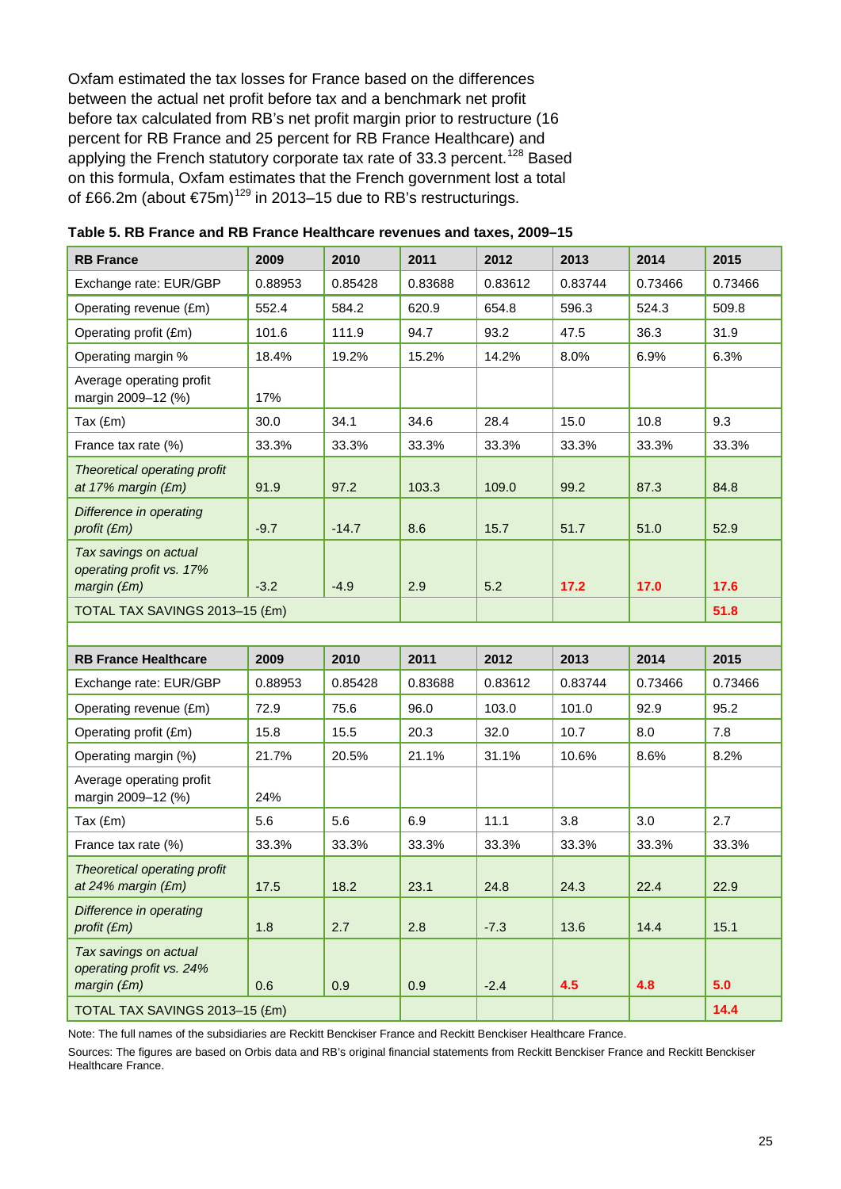Oxfam estimated the tax losses for France based on the differences between the actual net profit before tax and a benchmark net profit before tax calculated from RB's net profit margin prior to restructure (16 percent for RB France and 25 percent for RB France Healthcare) and applying the French statutory corporate tax rate of 33.3 percent.[128] Based on this formula, Oxfam estimates that the French government lost a total of £66.2m (about €75m)[129] in 2013–15 due to RB's restructurings.

**Table 5. RB France and RB France Healthcare revenues and taxes, 2009–15**

| **RB France** | **2009** | **2010** | **2011** | **2012** | **2013** | **2014** | **2015** |
|---|---|---|---|---|---|---|---|
| Exchange rate: EUR/GBP | 0.88953 | 0.85428 | 0.83688 | 0.83612 | 0.83744 | 0.73466 | 0.73466 |
| Operating revenue (£m) | 552.4 | 584.2 | 620.9 | 654.8 | 596.3 | 524.3 | 509.8 |
| Operating profit (£m) | 101.6 | 111.9 | 94.7 | 93.2 | 47.5 | 36.3 | 31.9 |
| Operating margin % | 18.4% | 19.2% | 15.2% | 14.2% | 8.0% | 6.9% | 6.3% |
| Average operating profit margin 2009–12 (%) | 17% | | | | | | |
| Tax (£m) | 30.0 | 34.1 | 34.6 | 28.4 | 15.0 | 10.8 | 9.3 |
| France tax rate (%) | 33.3% | 33.3% | 33.3% | 33.3% | 33.3% | 33.3% | 33.3% |
| *Theoretical operating profit at 17% margin (£m)* | 91.9 | 97.2 | 103.3 | 109.0 | 99.2 | 87.3 | 84.8 |
| *Difference in operating profit (£m)* | -9.7 | -14.7 | 8.6 | 15.7 | 51.7 | 51.0 | 52.9 |
| *Tax savings on actual operating profit vs. 17% margin (£m)* | -3.2 | -4.9 | 2.9 | 5.2 | **17.2** | **17.0** | **17.6** |
| TOTAL TAX SAVINGS 2013–15 (£m) | | | | | | | **51.8** |
| | | | | | | | |
| **RB France Healthcare** | **2009** | **2010** | **2011** | **2012** | **2013** | **2014** | **2015** |
| Exchange rate: EUR/GBP | 0.88953 | 0.85428 | 0.83688 | 0.83612 | 0.83744 | 0.73466 | 0.73466 |
| Operating revenue (£m) | 72.9 | 75.6 | 96.0 | 103.0 | 101.0 | 92.9 | 95.2 |
| Operating profit (£m) | 15.8 | 15.5 | 20.3 | 32.0 | 10.7 | 8.0 | 7.8 |
| Operating margin (%) | 21.7% | 20.5% | 21.1% | 31.1% | 10.6% | 8.6% | 8.2% |
| Average operating profit margin 2009–12 (%) | 24% | | | | | | |
| Tax (£m) | 5.6 | 5.6 | 6.9 | 11.1 | 3.8 | 3.0 | 2.7 |
| France tax rate (%) | 33.3% | 33.3% | 33.3% | 33.3% | 33.3% | 33.3% | 33.3% |
| *Theoretical operating profit at 24% margin (£m)* | 17.5 | 18.2 | 23.1 | 24.8 | 24.3 | 22.4 | 22.9 |
| *Difference in operating profit (£m)* | 1.8 | 2.7 | 2.8 | -7.3 | 13.6 | 14.4 | 15.1 |
| *Tax savings on actual operating profit vs. 24% margin (£m)* | 0.6 | 0.9 | 0.9 | -2.4 | **4.5** | **4.8** | **5.0** |
| TOTAL TAX SAVINGS 2013–15 (£m) | | | | | | | **14.4** |

Note: The full names of the subsidiaries are Reckitt Benckiser France and Reckitt Benckiser Healthcare France.

Sources: The figures are based on Orbis data and RB's original financial statements from Reckitt Benckiser France and Reckitt Benckiser Healthcare France.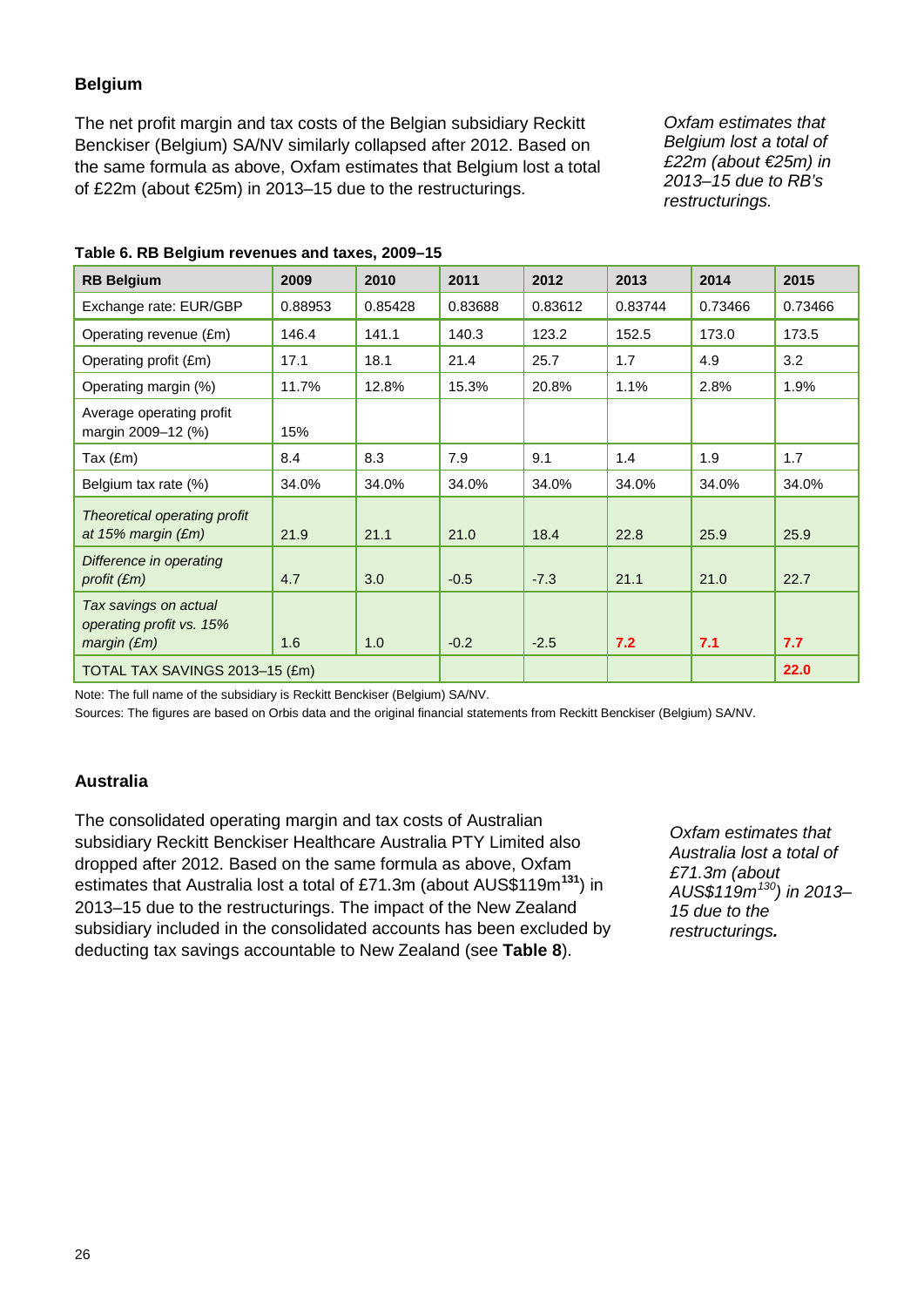## Belgium

The net profit margin and tax costs of the Belgian subsidiary Reckitt Benckiser (Belgium) SA/NV similarly collapsed after 2012. Based on the same formula as above, Oxfam estimates that Belgium lost a total of £22m (about €25m) in 2013–15 due to the restructurings.

*Oxfam estimates that Belgium lost a total of £22m (about €25m) in 2013–15 due to RB's restructurings.*

**Table 6. RB Belgium revenues and taxes, 2009–15**

| RB Belgium | 2009 | 2010 | 2011 | 2012 | 2013 | 2014 | 2015 |
|---|---|---|---|---|---|---|---|
| Exchange rate: EUR/GBP | 0.88953 | 0.85428 | 0.83688 | 0.83612 | 0.83744 | 0.73466 | 0.73466 |
| Operating revenue (£m) | 146.4 | 141.1 | 140.3 | 123.2 | 152.5 | 173.0 | 173.5 |
| Operating profit (£m) | 17.1 | 18.1 | 21.4 | 25.7 | 1.7 | 4.9 | 3.2 |
| Operating margin (%) | 11.7% | 12.8% | 15.3% | 20.8% | 1.1% | 2.8% | 1.9% |
| Average operating profit margin 2009–12 (%) | 15% | | | | | | |
| Tax (£m) | 8.4 | 8.3 | 7.9 | 9.1 | 1.4 | 1.9 | 1.7 |
| Belgium tax rate (%) | 34.0% | 34.0% | 34.0% | 34.0% | 34.0% | 34.0% | 34.0% |
| *Theoretical operating profit at 15% margin (£m)* | 21.9 | 21.1 | 21.0 | 18.4 | 22.8 | 25.9 | 25.9 |
| *Difference in operating profit (£m)* | 4.7 | 3.0 | -0.5 | -7.3 | 21.1 | 21.0 | 22.7 |
| *Tax savings on actual operating profit vs. 15% margin (£m)* | 1.6 | 1.0 | -0.2 | -2.5 | **7.2** | **7.1** | **7.7** |
| TOTAL TAX SAVINGS 2013–15 (£m) | | | | | | | **22.0** |

Note: The full name of the subsidiary is Reckitt Benckiser (Belgium) SA/NV.

Sources: The figures are based on Orbis data and the original financial statements from Reckitt Benckiser (Belgium) SA/NV.

## Australia

The consolidated operating margin and tax costs of Australian subsidiary Reckitt Benckiser Healthcare Australia PTY Limited also dropped after 2012. Based on the same formula as above, Oxfam estimates that Australia lost a total of £71.3m (about AUS$119m[131]) in 2013–15 due to the restructurings. The impact of the New Zealand subsidiary included in the consolidated accounts has been excluded by deducting tax savings accountable to New Zealand (see **Table 8**).

*Oxfam estimates that Australia lost a total of £71.3m (about AUS$119m[130]) in 2013–15 due to the restructurings.*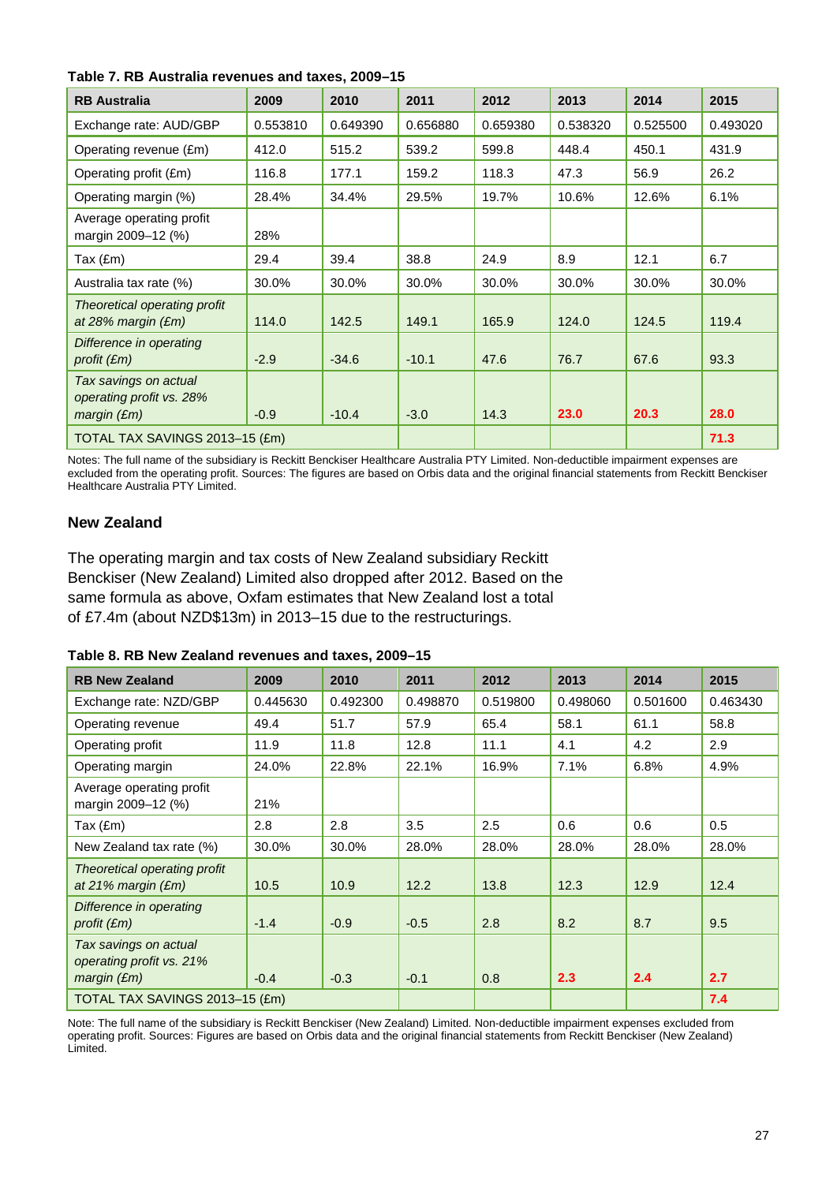**Table 7. RB Australia revenues and taxes, 2009–15**

| RB Australia | 2009 | 2010 | 2011 | 2012 | 2013 | 2014 | 2015 |
|---|---|---|---|---|---|---|---|
| Exchange rate: AUD/GBP | 0.553810 | 0.649390 | 0.656880 | 0.659380 | 0.538320 | 0.525500 | 0.493020 |
| Operating revenue (£m) | 412.0 | 515.2 | 539.2 | 599.8 | 448.4 | 450.1 | 431.9 |
| Operating profit (£m) | 116.8 | 177.1 | 159.2 | 118.3 | 47.3 | 56.9 | 26.2 |
| Operating margin (%) | 28.4% | 34.4% | 29.5% | 19.7% | 10.6% | 12.6% | 6.1% |
| Average operating profit margin 2009–12 (%) | 28% | | | | | | |
| Tax (£m) | 29.4 | 39.4 | 38.8 | 24.9 | 8.9 | 12.1 | 6.7 |
| Australia tax rate (%) | 30.0% | 30.0% | 30.0% | 30.0% | 30.0% | 30.0% | 30.0% |
| *Theoretical operating profit at 28% margin (£m)* | 114.0 | 142.5 | 149.1 | 165.9 | 124.0 | 124.5 | 119.4 |
| *Difference in operating profit (£m)* | -2.9 | -34.6 | -10.1 | 47.6 | 76.7 | 67.6 | 93.3 |
| *Tax savings on actual operating profit vs. 28% margin (£m)* | -0.9 | -10.4 | -3.0 | 14.3 | **23.0** | **20.3** | **28.0** |
| TOTAL TAX SAVINGS 2013–15 (£m) | | | | | | | **71.3** |

Notes: The full name of the subsidiary is Reckitt Benckiser Healthcare Australia PTY Limited. Non-deductible impairment expenses are excluded from the operating profit. Sources: The figures are based on Orbis data and the original financial statements from Reckitt Benckiser Healthcare Australia PTY Limited.

### New Zealand

The operating margin and tax costs of New Zealand subsidiary Reckitt Benckiser (New Zealand) Limited also dropped after 2012. Based on the same formula as above, Oxfam estimates that New Zealand lost a total of £7.4m (about NZD$13m) in 2013–15 due to the restructurings.

**Table 8. RB New Zealand revenues and taxes, 2009–15**

| RB New Zealand | 2009 | 2010 | 2011 | 2012 | 2013 | 2014 | 2015 |
|---|---|---|---|---|---|---|---|
| Exchange rate: NZD/GBP | 0.445630 | 0.492300 | 0.498870 | 0.519800 | 0.498060 | 0.501600 | 0.463430 |
| Operating revenue | 49.4 | 51.7 | 57.9 | 65.4 | 58.1 | 61.1 | 58.8 |
| Operating profit | 11.9 | 11.8 | 12.8 | 11.1 | 4.1 | 4.2 | 2.9 |
| Operating margin | 24.0% | 22.8% | 22.1% | 16.9% | 7.1% | 6.8% | 4.9% |
| Average operating profit margin 2009–12 (%) | 21% | | | | | | |
| Tax (£m) | 2.8 | 2.8 | 3.5 | 2.5 | 0.6 | 0.6 | 0.5 |
| New Zealand tax rate (%) | 30.0% | 30.0% | 28.0% | 28.0% | 28.0% | 28.0% | 28.0% |
| *Theoretical operating profit at 21% margin (£m)* | 10.5 | 10.9 | 12.2 | 13.8 | 12.3 | 12.9 | 12.4 |
| *Difference in operating profit (£m)* | -1.4 | -0.9 | -0.5 | 2.8 | 8.2 | 8.7 | 9.5 |
| *Tax savings on actual operating profit vs. 21% margin (£m)* | -0.4 | -0.3 | -0.1 | 0.8 | **2.3** | **2.4** | **2.7** |
| TOTAL TAX SAVINGS 2013–15 (£m) | | | | | | | **7.4** |

Note: The full name of the subsidiary is Reckitt Benckiser (New Zealand) Limited. Non-deductible impairment expenses excluded from operating profit. Sources: Figures are based on Orbis data and the original financial statements from Reckitt Benckiser (New Zealand) Limited.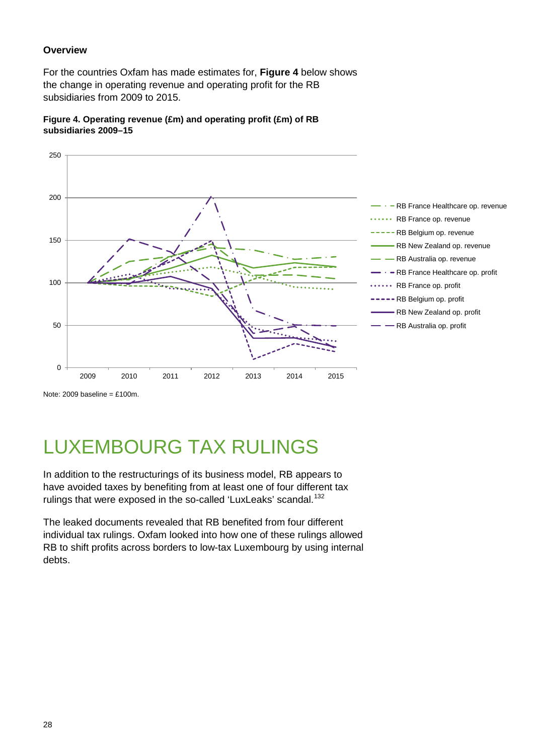**Overview**

For the countries Oxfam has made estimates for, **Figure 4** below shows the change in operating revenue and operating profit for the RB subsidiaries from 2009 to 2015.

**Figure 4. Operating revenue (£m) and operating profit (£m) of RB subsidiaries 2009–15**

Note: 2009 baseline = £100m.

# LUXEMBOURG TAX RULINGS

In addition to the restructurings of its business model, RB appears to have avoided taxes by benefiting from at least one of four different tax rulings that were exposed in the so-called 'LuxLeaks' scandal.[132]

The leaked documents revealed that RB benefited from four different individual tax rulings. Oxfam looked into how one of these rulings allowed RB to shift profits across borders to low-tax Luxembourg by using internal debts.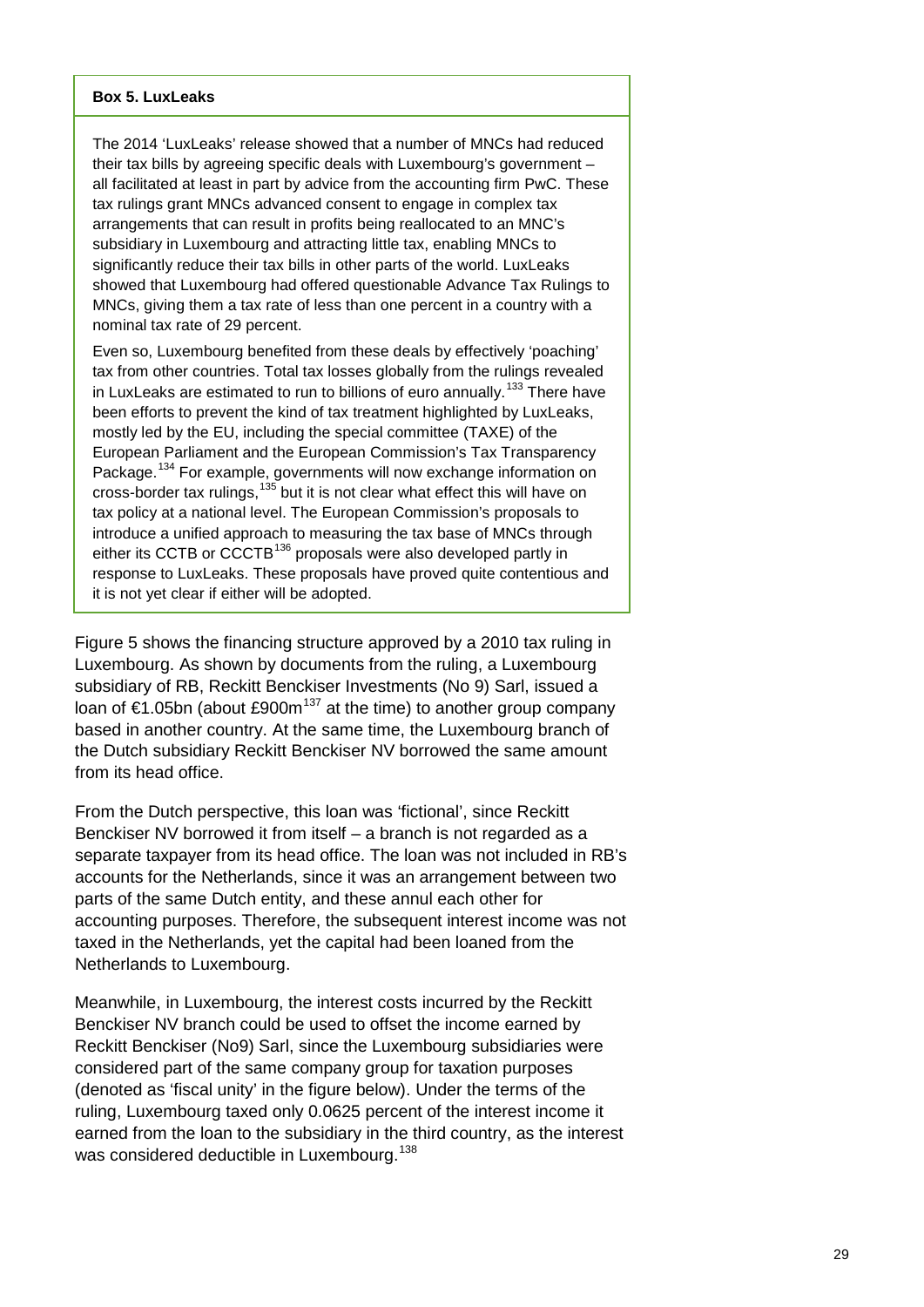**Box 5. LuxLeaks**

The 2014 'LuxLeaks' release showed that a number of MNCs had reduced their tax bills by agreeing specific deals with Luxembourg's government – all facilitated at least in part by advice from the accounting firm PwC. These tax rulings grant MNCs advanced consent to engage in complex tax arrangements that can result in profits being reallocated to an MNC's subsidiary in Luxembourg and attracting little tax, enabling MNCs to significantly reduce their tax bills in other parts of the world. LuxLeaks showed that Luxembourg had offered questionable Advance Tax Rulings to MNCs, giving them a tax rate of less than one percent in a country with a nominal tax rate of 29 percent.

Even so, Luxembourg benefited from these deals by effectively 'poaching' tax from other countries. Total tax losses globally from the rulings revealed in LuxLeaks are estimated to run to billions of euro annually.[133] There have been efforts to prevent the kind of tax treatment highlighted by LuxLeaks, mostly led by the EU, including the special committee (TAXE) of the European Parliament and the European Commission's Tax Transparency Package.[134] For example, governments will now exchange information on cross-border tax rulings,[135] but it is not clear what effect this will have on tax policy at a national level. The European Commission's proposals to introduce a unified approach to measuring the tax base of MNCs through either its CCTB or CCCTB[136] proposals were also developed partly in response to LuxLeaks. These proposals have proved quite contentious and it is not yet clear if either will be adopted.

Figure 5 shows the financing structure approved by a 2010 tax ruling in Luxembourg. As shown by documents from the ruling, a Luxembourg subsidiary of RB, Reckitt Benckiser Investments (No 9) Sarl, issued a loan of €1.05bn (about £900m[137] at the time) to another group company based in another country. At the same time, the Luxembourg branch of the Dutch subsidiary Reckitt Benckiser NV borrowed the same amount from its head office.

From the Dutch perspective, this loan was 'fictional', since Reckitt Benckiser NV borrowed it from itself – a branch is not regarded as a separate taxpayer from its head office. The loan was not included in RB's accounts for the Netherlands, since it was an arrangement between two parts of the same Dutch entity, and these annul each other for accounting purposes. Therefore, the subsequent interest income was not taxed in the Netherlands, yet the capital had been loaned from the Netherlands to Luxembourg.

Meanwhile, in Luxembourg, the interest costs incurred by the Reckitt Benckiser NV branch could be used to offset the income earned by Reckitt Benckiser (No9) Sarl, since the Luxembourg subsidiaries were considered part of the same company group for taxation purposes (denoted as 'fiscal unity' in the figure below). Under the terms of the ruling, Luxembourg taxed only 0.0625 percent of the interest income it earned from the loan to the subsidiary in the third country, as the interest was considered deductible in Luxembourg.[138]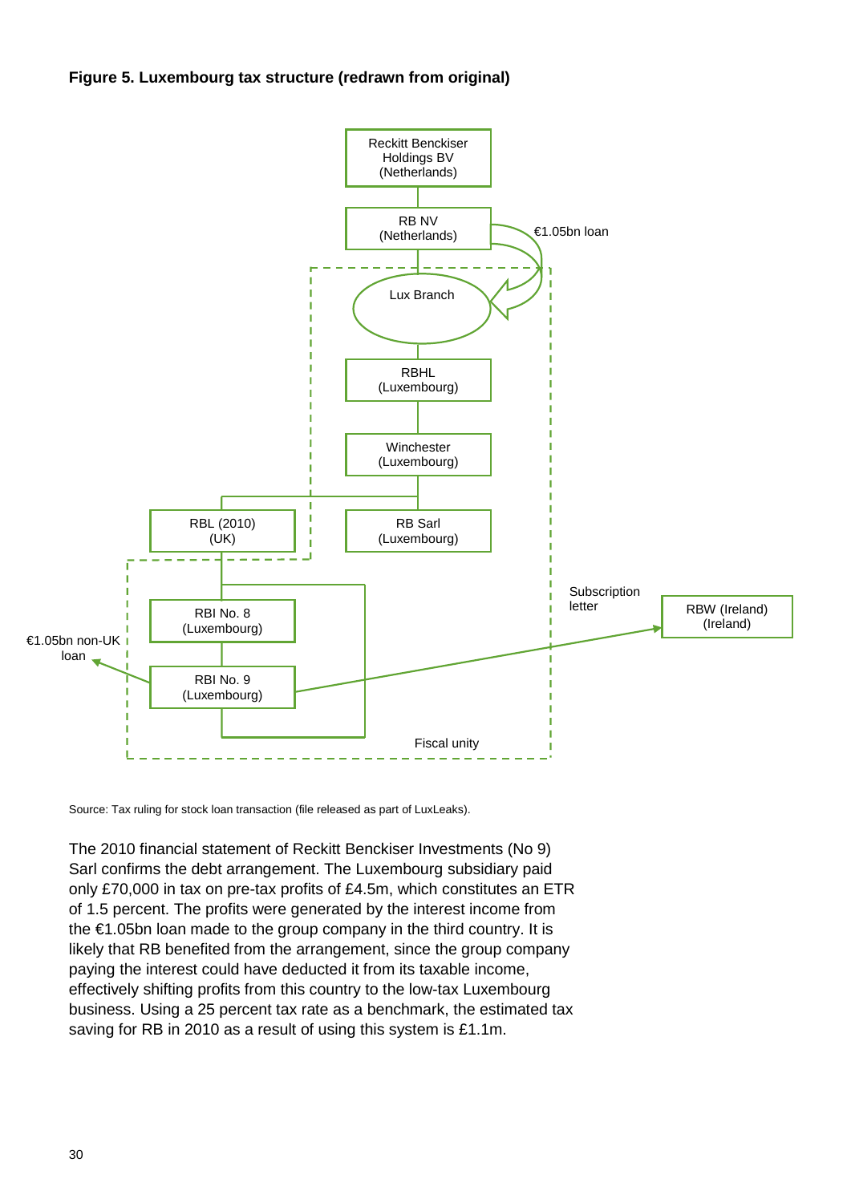**Figure 5. Luxembourg tax structure (redrawn from original)**

Reckitt Benckiser Holdings BV (Netherlands)

RB NV (Netherlands)

€1.05bn loan

Lux Branch

RBHL (Luxembourg)

Winchester (Luxembourg)

RBL (2010) (UK)

RB Sarl (Luxembourg)

RBI No. 8 (Luxembourg)

RBI No. 9 (Luxembourg)

€1.05bn non-UK loan

Subscription letter

RBW (Ireland) (Ireland)

Fiscal unity

Source: Tax ruling for stock loan transaction (file released as part of LuxLeaks).

The 2010 financial statement of Reckitt Benckiser Investments (No 9) Sarl confirms the debt arrangement. The Luxembourg subsidiary paid only £70,000 in tax on pre-tax profits of £4.5m, which constitutes an ETR of 1.5 percent. The profits were generated by the interest income from the €1.05bn loan made to the group company in the third country. It is likely that RB benefited from the arrangement, since the group company paying the interest could have deducted it from its taxable income, effectively shifting profits from this country to the low-tax Luxembourg business. Using a 25 percent tax rate as a benchmark, the estimated tax saving for RB in 2010 as a result of using this system is £1.1m.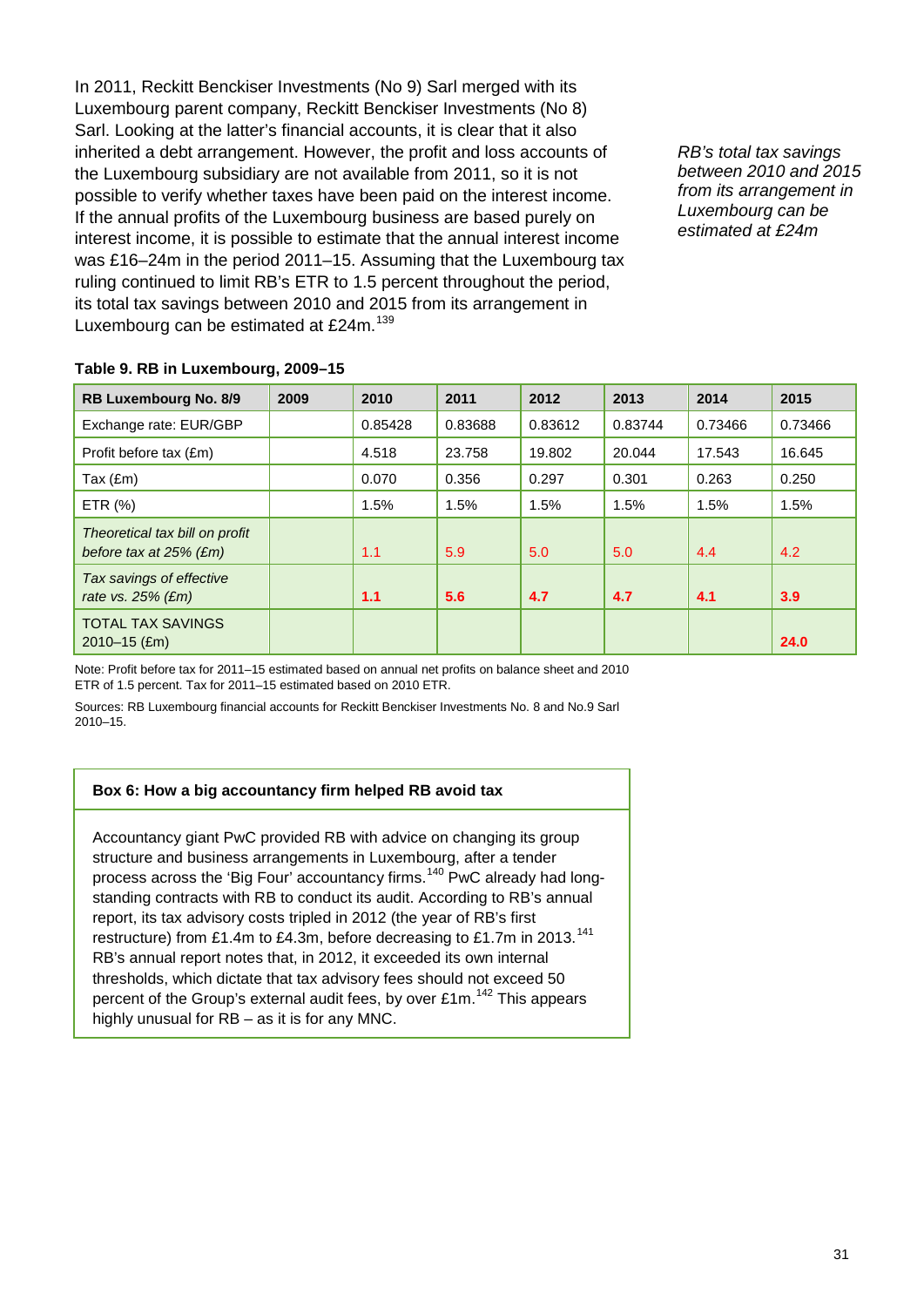In 2011, Reckitt Benckiser Investments (No 9) Sarl merged with its Luxembourg parent company, Reckitt Benckiser Investments (No 8) Sarl. Looking at the latter's financial accounts, it is clear that it also inherited a debt arrangement. However, the profit and loss accounts of the Luxembourg subsidiary are not available from 2011, so it is not possible to verify whether taxes have been paid on the interest income. If the annual profits of the Luxembourg business are based purely on interest income, it is possible to estimate that the annual interest income was £16–24m in the period 2011–15. Assuming that the Luxembourg tax ruling continued to limit RB's ETR to 1.5 percent throughout the period, its total tax savings between 2010 and 2015 from its arrangement in Luxembourg can be estimated at £24m.[139]

*RB's total tax savings between 2010 and 2015 from its arrangement in Luxembourg can be estimated at £24m*

**Table 9. RB in Luxembourg, 2009–15**

| RB Luxembourg No. 8/9 | 2009 | 2010 | 2011 | 2012 | 2013 | 2014 | 2015 |
|---|---|---|---|---|---|---|---|
| Exchange rate: EUR/GBP | | 0.85428 | 0.83688 | 0.83612 | 0.83744 | 0.73466 | 0.73466 |
| Profit before tax (£m) | | 4.518 | 23.758 | 19.802 | 20.044 | 17.543 | 16.645 |
| Tax (£m) | | 0.070 | 0.356 | 0.297 | 0.301 | 0.263 | 0.250 |
| ETR (%) | | 1.5% | 1.5% | 1.5% | 1.5% | 1.5% | 1.5% |
| *Theoretical tax bill on profit before tax at 25% (£m)* | | 1.1 | 5.9 | 5.0 | 5.0 | 4.4 | 4.2 |
| *Tax savings of effective rate vs. 25% (£m)* | | **1.1** | **5.6** | **4.7** | **4.7** | **4.1** | **3.9** |
| TOTAL TAX SAVINGS 2010–15 (£m) | | | | | | | **24.0** |

Note: Profit before tax for 2011–15 estimated based on annual net profits on balance sheet and 2010 ETR of 1.5 percent. Tax for 2011–15 estimated based on 2010 ETR.

Sources: RB Luxembourg financial accounts for Reckitt Benckiser Investments No. 8 and No.9 Sarl 2010–15.

**Box 6: How a big accountancy firm helped RB avoid tax**

Accountancy giant PwC provided RB with advice on changing its group structure and business arrangements in Luxembourg, after a tender process across the 'Big Four' accountancy firms.[140] PwC already had long-standing contracts with RB to conduct its audit. According to RB's annual report, its tax advisory costs tripled in 2012 (the year of RB's first restructure) from £1.4m to £4.3m, before decreasing to £1.7m in 2013.[141] RB's annual report notes that, in 2012, it exceeded its own internal thresholds, which dictate that tax advisory fees should not exceed 50 percent of the Group's external audit fees, by over £1m.[142] This appears highly unusual for RB – as it is for any MNC.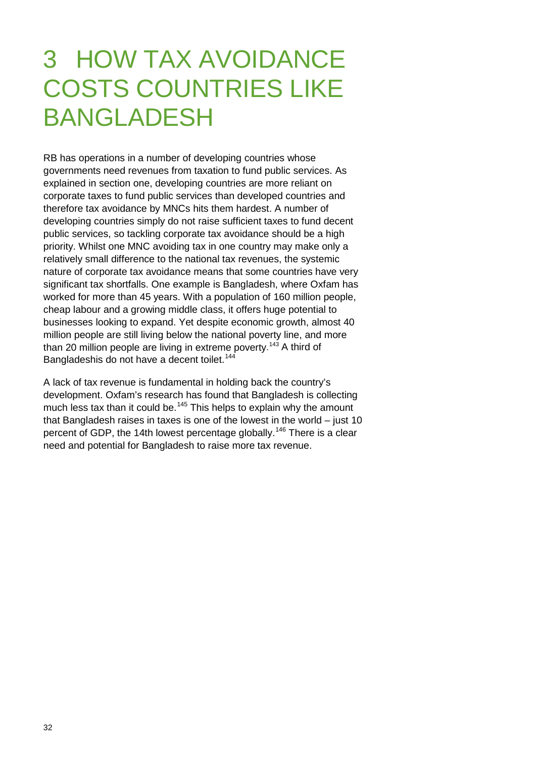# 3 HOW TAX AVOIDANCE COSTS COUNTRIES LIKE BANGLADESH

RB has operations in a number of developing countries whose governments need revenues from taxation to fund public services. As explained in section one, developing countries are more reliant on corporate taxes to fund public services than developed countries and therefore tax avoidance by MNCs hits them hardest. A number of developing countries simply do not raise sufficient taxes to fund decent public services, so tackling corporate tax avoidance should be a high priority. Whilst one MNC avoiding tax in one country may make only a relatively small difference to the national tax revenues, the systemic nature of corporate tax avoidance means that some countries have very significant tax shortfalls. One example is Bangladesh, where Oxfam has worked for more than 45 years. With a population of 160 million people, cheap labour and a growing middle class, it offers huge potential to businesses looking to expand. Yet despite economic growth, almost 40 million people are still living below the national poverty line, and more than 20 million people are living in extreme poverty.[143] A third of Bangladeshis do not have a decent toilet.[144]

A lack of tax revenue is fundamental in holding back the country's development. Oxfam's research has found that Bangladesh is collecting much less tax than it could be.[145] This helps to explain why the amount that Bangladesh raises in taxes is one of the lowest in the world – just 10 percent of GDP, the 14th lowest percentage globally.[146] There is a clear need and potential for Bangladesh to raise more tax revenue.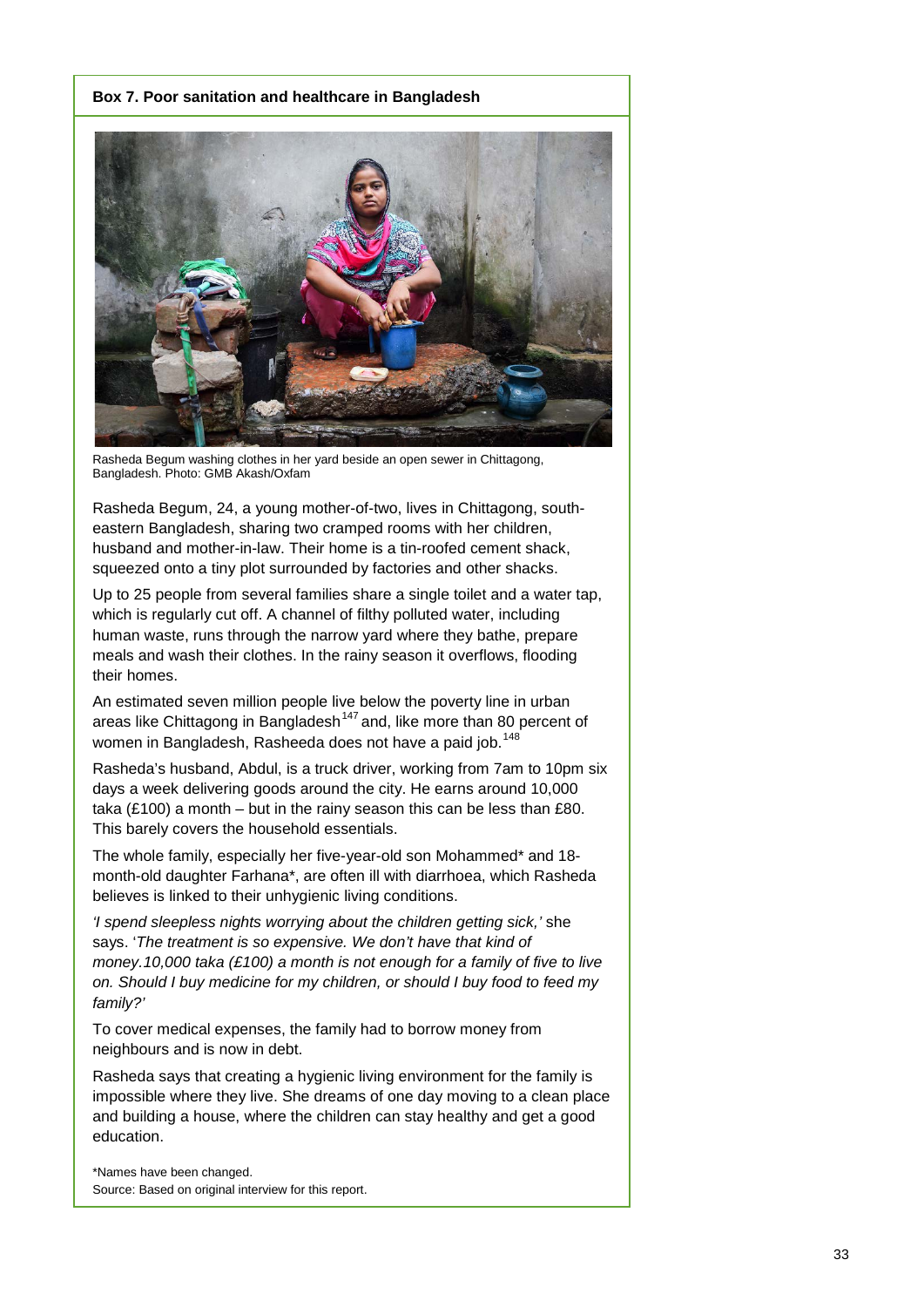**Box 7. Poor sanitation and healthcare in Bangladesh**

Rasheda Begum washing clothes in her yard beside an open sewer in Chittagong, Bangladesh. Photo: GMB Akash/Oxfam

Rasheda Begum, 24, a young mother-of-two, lives in Chittagong, south-eastern Bangladesh, sharing two cramped rooms with her children, husband and mother-in-law. Their home is a tin-roofed cement shack, squeezed onto a tiny plot surrounded by factories and other shacks.

Up to 25 people from several families share a single toilet and a water tap, which is regularly cut off. A channel of filthy polluted water, including human waste, runs through the narrow yard where they bathe, prepare meals and wash their clothes. In the rainy season it overflows, flooding their homes.

An estimated seven million people live below the poverty line in urban areas like Chittagong in Bangladesh[147] and, like more than 80 percent of women in Bangladesh, Rasheeda does not have a paid job.[148]

Rasheda's husband, Abdul, is a truck driver, working from 7am to 10pm six days a week delivering goods around the city. He earns around 10,000 taka (£100) a month – but in the rainy season this can be less than £80. This barely covers the household essentials.

The whole family, especially her five-year-old son Mohammed* and 18-month-old daughter Farhana*, are often ill with diarrhoea, which Rasheda believes is linked to their unhygienic living conditions.

*'I spend sleepless nights worrying about the children getting sick,'* she says. '*The treatment is so expensive. We don't have that kind of money.10,000 taka (£100) a month is not enough for a family of five to live on. Should I buy medicine for my children, or should I buy food to feed my family?'*

To cover medical expenses, the family had to borrow money from neighbours and is now in debt.

Rasheda says that creating a hygienic living environment for the family is impossible where they live. She dreams of one day moving to a clean place and building a house, where the children can stay healthy and get a good education.

*Names have been changed.
Source: Based on original interview for this report.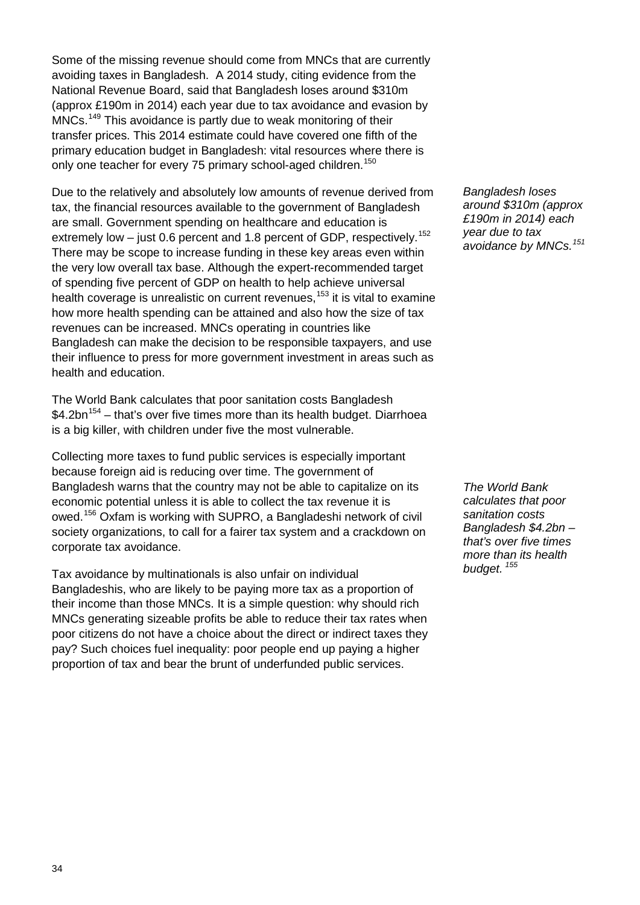Some of the missing revenue should come from MNCs that are currently avoiding taxes in Bangladesh. A 2014 study, citing evidence from the National Revenue Board, said that Bangladesh loses around $310m (approx £190m in 2014) each year due to tax avoidance and evasion by MNCs.[149] This avoidance is partly due to weak monitoring of their transfer prices. This 2014 estimate could have covered one fifth of the primary education budget in Bangladesh: vital resources where there is only one teacher for every 75 primary school-aged children.[150]

*Bangladesh loses around $310m (approx £190m in 2014) each year due to tax avoidance by MNCs.[151]*

Due to the relatively and absolutely low amounts of revenue derived from tax, the financial resources available to the government of Bangladesh are small. Government spending on healthcare and education is extremely low – just 0.6 percent and 1.8 percent of GDP, respectively.[152] There may be scope to increase funding in these key areas even within the very low overall tax base. Although the expert-recommended target of spending five percent of GDP on health to help achieve universal health coverage is unrealistic on current revenues,[153] it is vital to examine how more health spending can be attained and also how the size of tax revenues can be increased. MNCs operating in countries like Bangladesh can make the decision to be responsible taxpayers, and use their influence to press for more government investment in areas such as health and education.

The World Bank calculates that poor sanitation costs Bangladesh $4.2bn[154] – that's over five times more than its health budget. Diarrhoea is a big killer, with children under five the most vulnerable.

*The World Bank calculates that poor sanitation costs Bangladesh $4.2bn – that's over five times more than its health budget.[155]*

Collecting more taxes to fund public services is especially important because foreign aid is reducing over time. The government of Bangladesh warns that the country may not be able to capitalize on its economic potential unless it is able to collect the tax revenue it is owed.[156] Oxfam is working with SUPRO, a Bangladeshi network of civil society organizations, to call for a fairer tax system and a crackdown on corporate tax avoidance.

Tax avoidance by multinationals is also unfair on individual Bangladeshis, who are likely to be paying more tax as a proportion of their income than those MNCs. It is a simple question: why should rich MNCs generating sizeable profits be able to reduce their tax rates when poor citizens do not have a choice about the direct or indirect taxes they pay? Such choices fuel inequality: poor people end up paying a higher proportion of tax and bear the brunt of underfunded public services.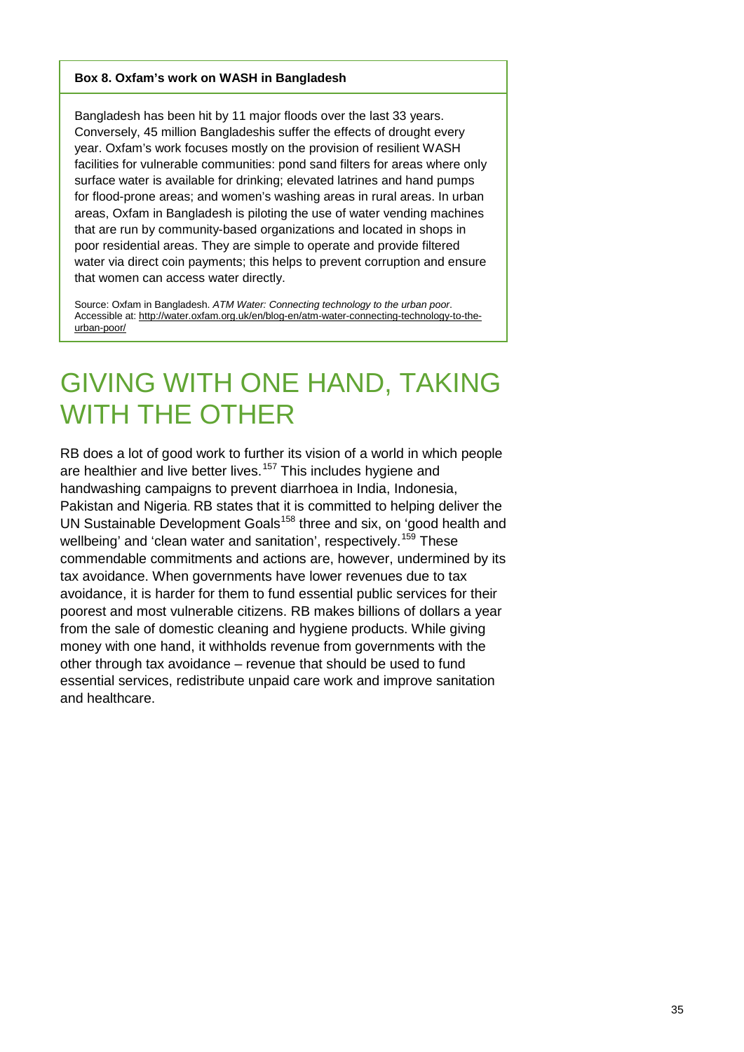**Box 8. Oxfam's work on WASH in Bangladesh**

Bangladesh has been hit by 11 major floods over the last 33 years. Conversely, 45 million Bangladeshis suffer the effects of drought every year. Oxfam's work focuses mostly on the provision of resilient WASH facilities for vulnerable communities: pond sand filters for areas where only surface water is available for drinking; elevated latrines and hand pumps for flood-prone areas; and women's washing areas in rural areas. In urban areas, Oxfam in Bangladesh is piloting the use of water vending machines that are run by community-based organizations and located in shops in poor residential areas. They are simple to operate and provide filtered water via direct coin payments; this helps to prevent corruption and ensure that women can access water directly.

Source: Oxfam in Bangladesh. *ATM Water: Connecting technology to the urban poor*. Accessible at: http://water.oxfam.org.uk/en/blog-en/atm-water-connecting-technology-to-the-urban-poor/

# GIVING WITH ONE HAND, TAKING WITH THE OTHER

RB does a lot of good work to further its vision of a world in which people are healthier and live better lives.[157] This includes hygiene and handwashing campaigns to prevent diarrhoea in India, Indonesia, Pakistan and Nigeria. RB states that it is committed to helping deliver the UN Sustainable Development Goals[158] three and six, on 'good health and wellbeing' and 'clean water and sanitation', respectively.[159] These commendable commitments and actions are, however, undermined by its tax avoidance. When governments have lower revenues due to tax avoidance, it is harder for them to fund essential public services for their poorest and most vulnerable citizens. RB makes billions of dollars a year from the sale of domestic cleaning and hygiene products. While giving money with one hand, it withholds revenue from governments with the other through tax avoidance – revenue that should be used to fund essential services, redistribute unpaid care work and improve sanitation and healthcare.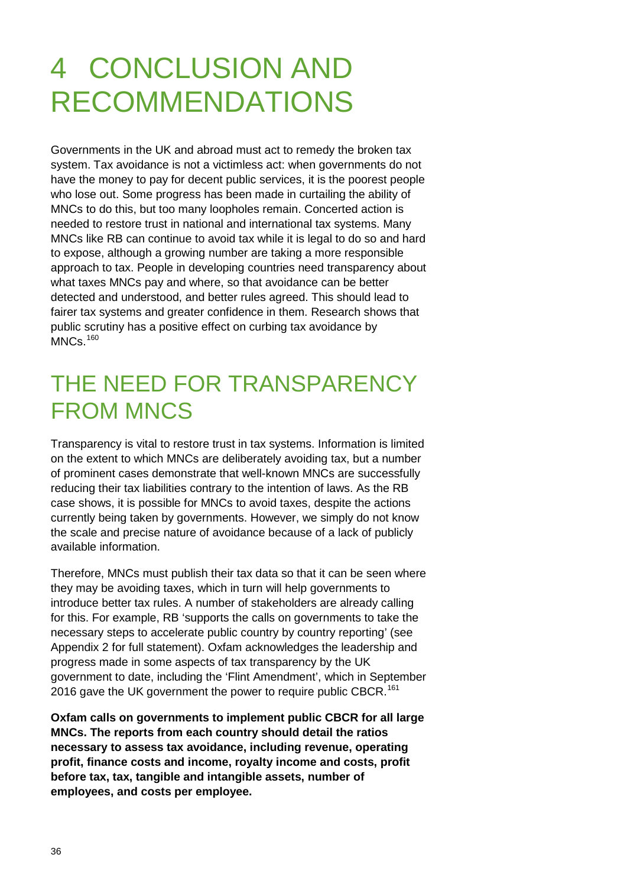# 4 CONCLUSION AND RECOMMENDATIONS

Governments in the UK and abroad must act to remedy the broken tax system. Tax avoidance is not a victimless act: when governments do not have the money to pay for decent public services, it is the poorest people who lose out. Some progress has been made in curtailing the ability of MNCs to do this, but too many loopholes remain. Concerted action is needed to restore trust in national and international tax systems. Many MNCs like RB can continue to avoid tax while it is legal to do so and hard to expose, although a growing number are taking a more responsible approach to tax. People in developing countries need transparency about what taxes MNCs pay and where, so that avoidance can be better detected and understood, and better rules agreed. This should lead to fairer tax systems and greater confidence in them. Research shows that public scrutiny has a positive effect on curbing tax avoidance by MNCs.[160]

## THE NEED FOR TRANSPARENCY FROM MNCS

Transparency is vital to restore trust in tax systems. Information is limited on the extent to which MNCs are deliberately avoiding tax, but a number of prominent cases demonstrate that well-known MNCs are successfully reducing their tax liabilities contrary to the intention of laws. As the RB case shows, it is possible for MNCs to avoid taxes, despite the actions currently being taken by governments. However, we simply do not know the scale and precise nature of avoidance because of a lack of publicly available information.

Therefore, MNCs must publish their tax data so that it can be seen where they may be avoiding taxes, which in turn will help governments to introduce better tax rules. A number of stakeholders are already calling for this. For example, RB 'supports the calls on governments to take the necessary steps to accelerate public country by country reporting' (see Appendix 2 for full statement). Oxfam acknowledges the leadership and progress made in some aspects of tax transparency by the UK government to date, including the 'Flint Amendment', which in September 2016 gave the UK government the power to require public CBCR.[161]

**Oxfam calls on governments to implement public CBCR for all large MNCs. The reports from each country should detail the ratios necessary to assess tax avoidance, including revenue, operating profit, finance costs and income, royalty income and costs, profit before tax, tax, tangible and intangible assets, number of employees, and costs per employee.**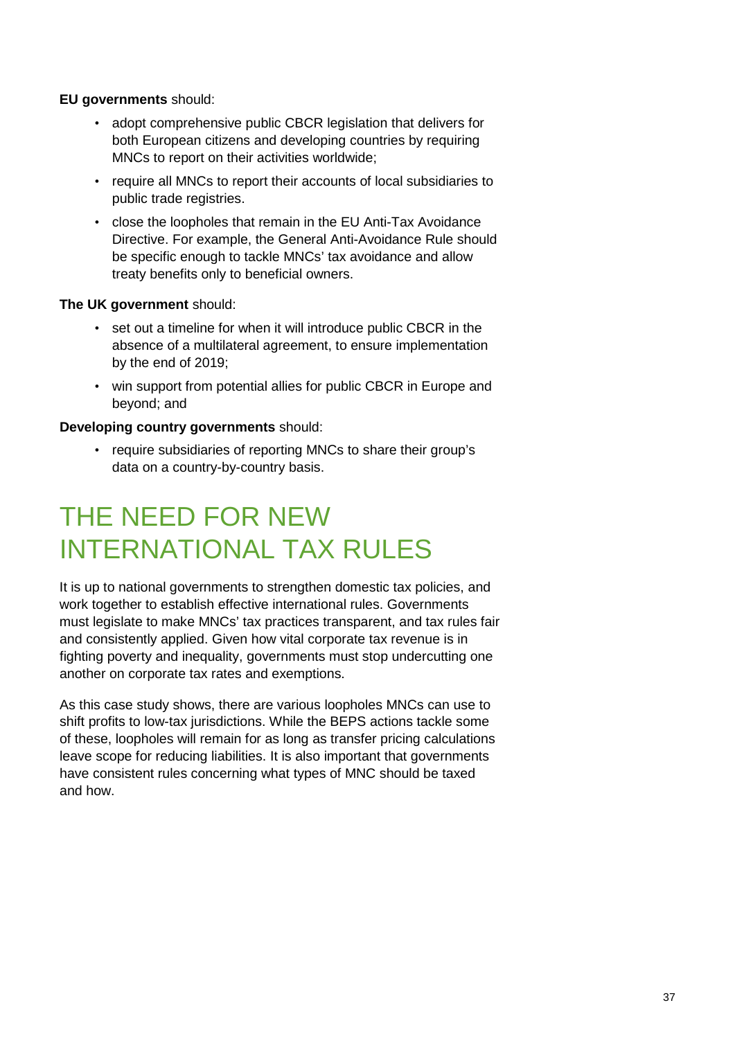**EU governments** should:

- adopt comprehensive public CBCR legislation that delivers for both European citizens and developing countries by requiring MNCs to report on their activities worldwide;
- require all MNCs to report their accounts of local subsidiaries to public trade registries.
- close the loopholes that remain in the EU Anti-Tax Avoidance Directive. For example, the General Anti-Avoidance Rule should be specific enough to tackle MNCs' tax avoidance and allow treaty benefits only to beneficial owners.

**The UK government** should:

- set out a timeline for when it will introduce public CBCR in the absence of a multilateral agreement, to ensure implementation by the end of 2019;
- win support from potential allies for public CBCR in Europe and beyond; and

**Developing country governments** should:

- require subsidiaries of reporting MNCs to share their group's data on a country-by-country basis.

# THE NEED FOR NEW INTERNATIONAL TAX RULES

It is up to national governments to strengthen domestic tax policies, and work together to establish effective international rules. Governments must legislate to make MNCs' tax practices transparent, and tax rules fair and consistently applied. Given how vital corporate tax revenue is in fighting poverty and inequality, governments must stop undercutting one another on corporate tax rates and exemptions.

As this case study shows, there are various loopholes MNCs can use to shift profits to low-tax jurisdictions. While the BEPS actions tackle some of these, loopholes will remain for as long as transfer pricing calculations leave scope for reducing liabilities. It is also important that governments have consistent rules concerning what types of MNC should be taxed and how.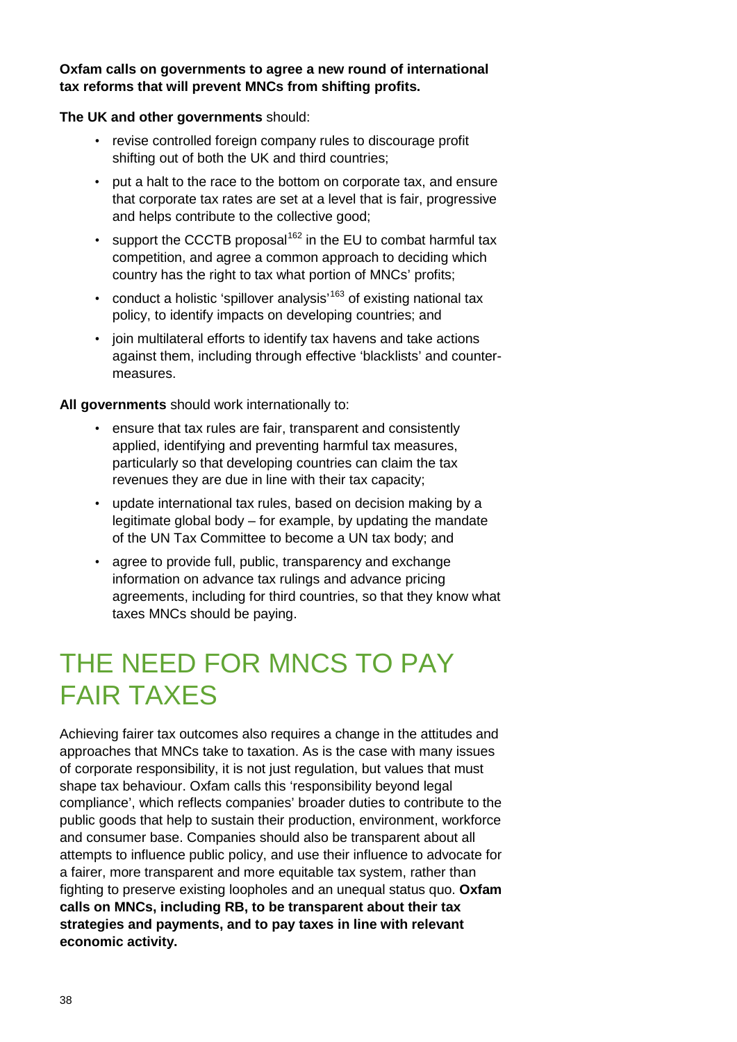**Oxfam calls on governments to agree a new round of international tax reforms that will prevent MNCs from shifting profits.**

**The UK and other governments** should:

- revise controlled foreign company rules to discourage profit shifting out of both the UK and third countries;
- put a halt to the race to the bottom on corporate tax, and ensure that corporate tax rates are set at a level that is fair, progressive and helps contribute to the collective good;
- support the CCCTB proposal[162] in the EU to combat harmful tax competition, and agree a common approach to deciding which country has the right to tax what portion of MNCs' profits;
- conduct a holistic 'spillover analysis'[163] of existing national tax policy, to identify impacts on developing countries; and
- join multilateral efforts to identify tax havens and take actions against them, including through effective 'blacklists' and counter-measures.

**All governments** should work internationally to:

- ensure that tax rules are fair, transparent and consistently applied, identifying and preventing harmful tax measures, particularly so that developing countries can claim the tax revenues they are due in line with their tax capacity;
- update international tax rules, based on decision making by a legitimate global body – for example, by updating the mandate of the UN Tax Committee to become a UN tax body; and
- agree to provide full, public, transparency and exchange information on advance tax rulings and advance pricing agreements, including for third countries, so that they know what taxes MNCs should be paying.

# THE NEED FOR MNCS TO PAY FAIR TAXES

Achieving fairer tax outcomes also requires a change in the attitudes and approaches that MNCs take to taxation. As is the case with many issues of corporate responsibility, it is not just regulation, but values that must shape tax behaviour. Oxfam calls this 'responsibility beyond legal compliance', which reflects companies' broader duties to contribute to the public goods that help to sustain their production, environment, workforce and consumer base. Companies should also be transparent about all attempts to influence public policy, and use their influence to advocate for a fairer, more transparent and more equitable tax system, rather than fighting to preserve existing loopholes and an unequal status quo. **Oxfam calls on MNCs, including RB, to be transparent about their tax strategies and payments, and to pay taxes in line with relevant economic activity.**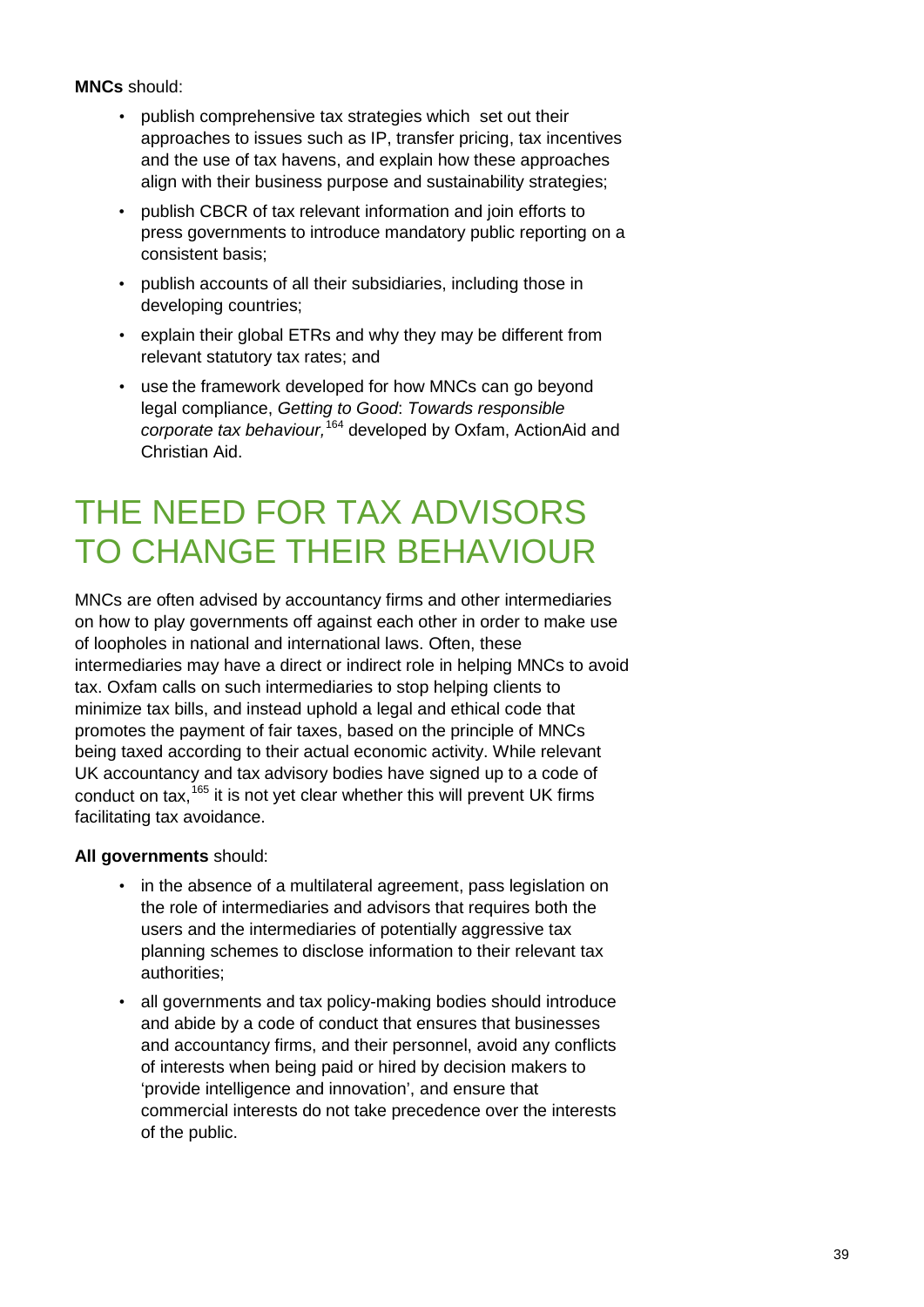**MNCs** should:

- publish comprehensive tax strategies which set out their approaches to issues such as IP, transfer pricing, tax incentives and the use of tax havens, and explain how these approaches align with their business purpose and sustainability strategies;
- publish CBCR of tax relevant information and join efforts to press governments to introduce mandatory public reporting on a consistent basis;
- publish accounts of all their subsidiaries, including those in developing countries;
- explain their global ETRs and why they may be different from relevant statutory tax rates; and
- use the framework developed for how MNCs can go beyond legal compliance, *Getting to Good*: *Towards responsible corporate tax behaviour,*[164] developed by Oxfam, ActionAid and Christian Aid.

# THE NEED FOR TAX ADVISORS TO CHANGE THEIR BEHAVIOUR

MNCs are often advised by accountancy firms and other intermediaries on how to play governments off against each other in order to make use of loopholes in national and international laws. Often, these intermediaries may have a direct or indirect role in helping MNCs to avoid tax. Oxfam calls on such intermediaries to stop helping clients to minimize tax bills, and instead uphold a legal and ethical code that promotes the payment of fair taxes, based on the principle of MNCs being taxed according to their actual economic activity. While relevant UK accountancy and tax advisory bodies have signed up to a code of conduct on tax,[165] it is not yet clear whether this will prevent UK firms facilitating tax avoidance.

**All governments** should:

- in the absence of a multilateral agreement, pass legislation on the role of intermediaries and advisors that requires both the users and the intermediaries of potentially aggressive tax planning schemes to disclose information to their relevant tax authorities;
- all governments and tax policy-making bodies should introduce and abide by a code of conduct that ensures that businesses and accountancy firms, and their personnel, avoid any conflicts of interests when being paid or hired by decision makers to 'provide intelligence and innovation', and ensure that commercial interests do not take precedence over the interests of the public.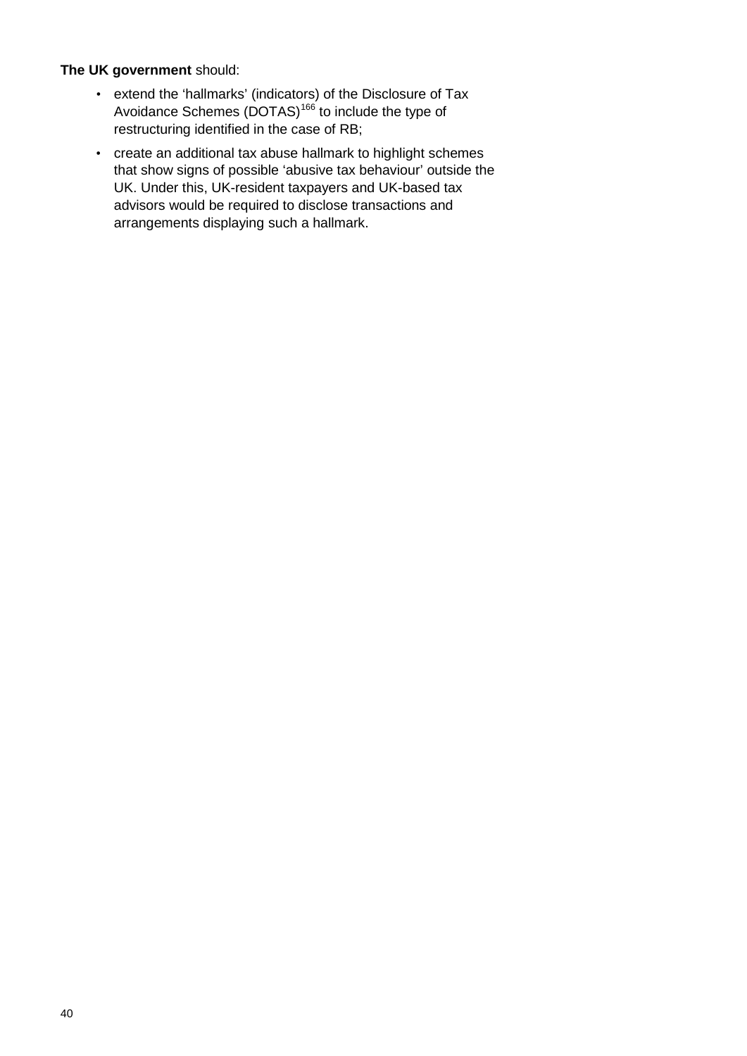**The UK government** should:

- extend the 'hallmarks' (indicators) of the Disclosure of Tax Avoidance Schemes (DOTAS)[166] to include the type of restructuring identified in the case of RB;
- create an additional tax abuse hallmark to highlight schemes that show signs of possible 'abusive tax behaviour' outside the UK. Under this, UK-resident taxpayers and UK-based tax advisors would be required to disclose transactions and arrangements displaying such a hallmark.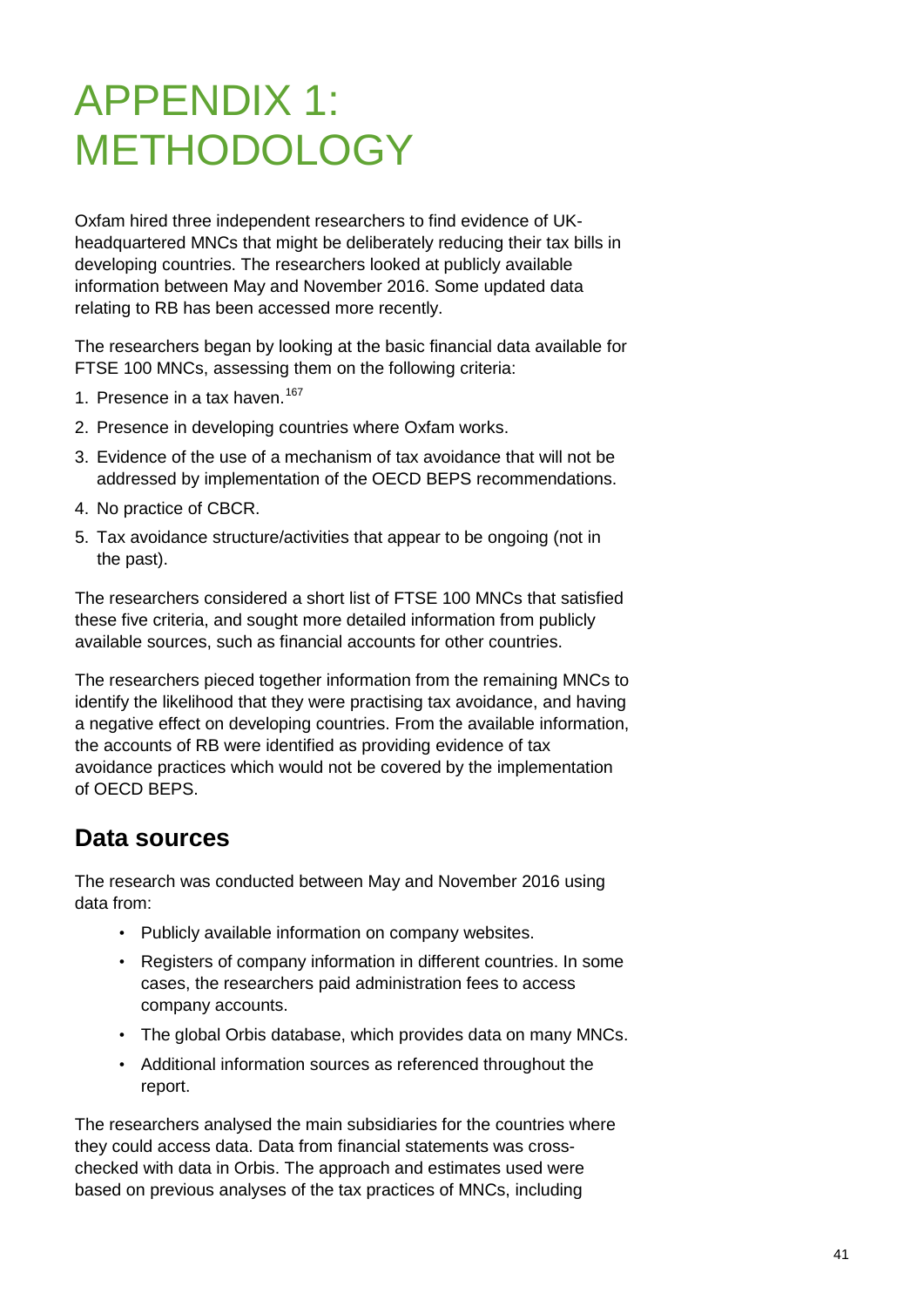# APPENDIX 1: METHODOLOGY

Oxfam hired three independent researchers to find evidence of UK-headquartered MNCs that might be deliberately reducing their tax bills in developing countries. The researchers looked at publicly available information between May and November 2016. Some updated data relating to RB has been accessed more recently.

The researchers began by looking at the basic financial data available for FTSE 100 MNCs, assessing them on the following criteria:

1. Presence in a tax haven.[167]
2. Presence in developing countries where Oxfam works.
3. Evidence of the use of a mechanism of tax avoidance that will not be addressed by implementation of the OECD BEPS recommendations.
4. No practice of CBCR.
5. Tax avoidance structure/activities that appear to be ongoing (not in the past).

The researchers considered a short list of FTSE 100 MNCs that satisfied these five criteria, and sought more detailed information from publicly available sources, such as financial accounts for other countries.

The researchers pieced together information from the remaining MNCs to identify the likelihood that they were practising tax avoidance, and having a negative effect on developing countries. From the available information, the accounts of RB were identified as providing evidence of tax avoidance practices which would not be covered by the implementation of OECD BEPS.

## Data sources

The research was conducted between May and November 2016 using data from:

- Publicly available information on company websites.
- Registers of company information in different countries. In some cases, the researchers paid administration fees to access company accounts.
- The global Orbis database, which provides data on many MNCs.
- Additional information sources as referenced throughout the report.

The researchers analysed the main subsidiaries for the countries where they could access data. Data from financial statements was cross-checked with data in Orbis. The approach and estimates used were based on previous analyses of the tax practices of MNCs, including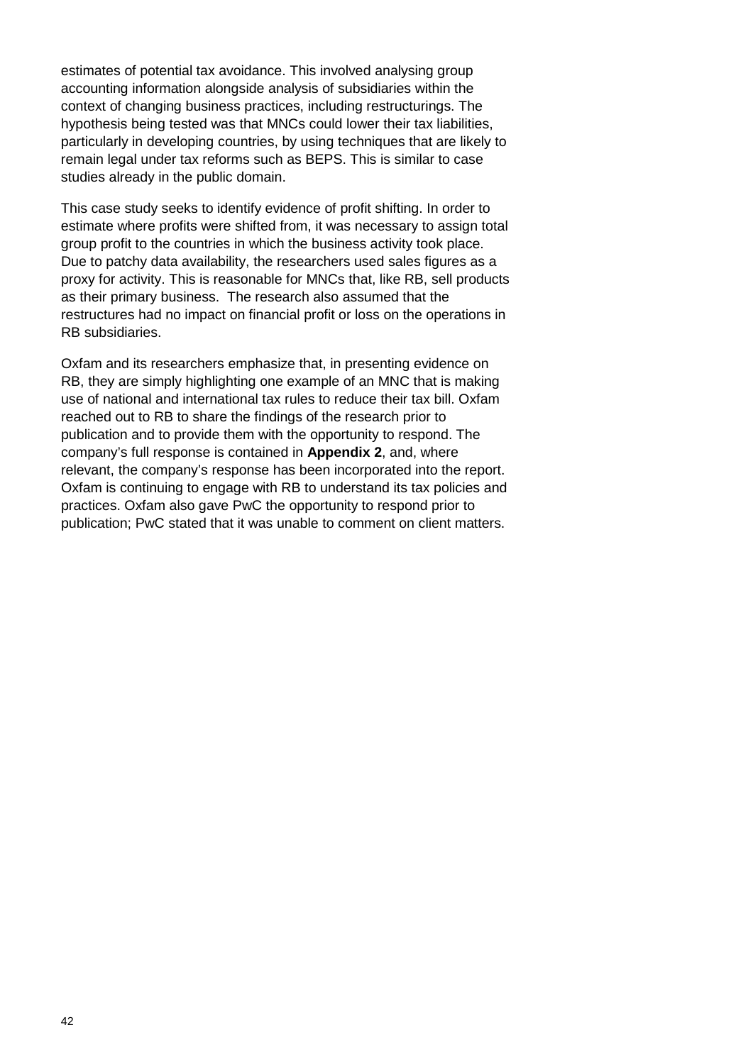estimates of potential tax avoidance. This involved analysing group accounting information alongside analysis of subsidiaries within the context of changing business practices, including restructurings. The hypothesis being tested was that MNCs could lower their tax liabilities, particularly in developing countries, by using techniques that are likely to remain legal under tax reforms such as BEPS. This is similar to case studies already in the public domain.

This case study seeks to identify evidence of profit shifting. In order to estimate where profits were shifted from, it was necessary to assign total group profit to the countries in which the business activity took place. Due to patchy data availability, the researchers used sales figures as a proxy for activity. This is reasonable for MNCs that, like RB, sell products as their primary business. The research also assumed that the restructures had no impact on financial profit or loss on the operations in RB subsidiaries.

Oxfam and its researchers emphasize that, in presenting evidence on RB, they are simply highlighting one example of an MNC that is making use of national and international tax rules to reduce their tax bill. Oxfam reached out to RB to share the findings of the research prior to publication and to provide them with the opportunity to respond. The company's full response is contained in **Appendix 2**, and, where relevant, the company's response has been incorporated into the report. Oxfam is continuing to engage with RB to understand its tax policies and practices. Oxfam also gave PwC the opportunity to respond prior to publication; PwC stated that it was unable to comment on client matters.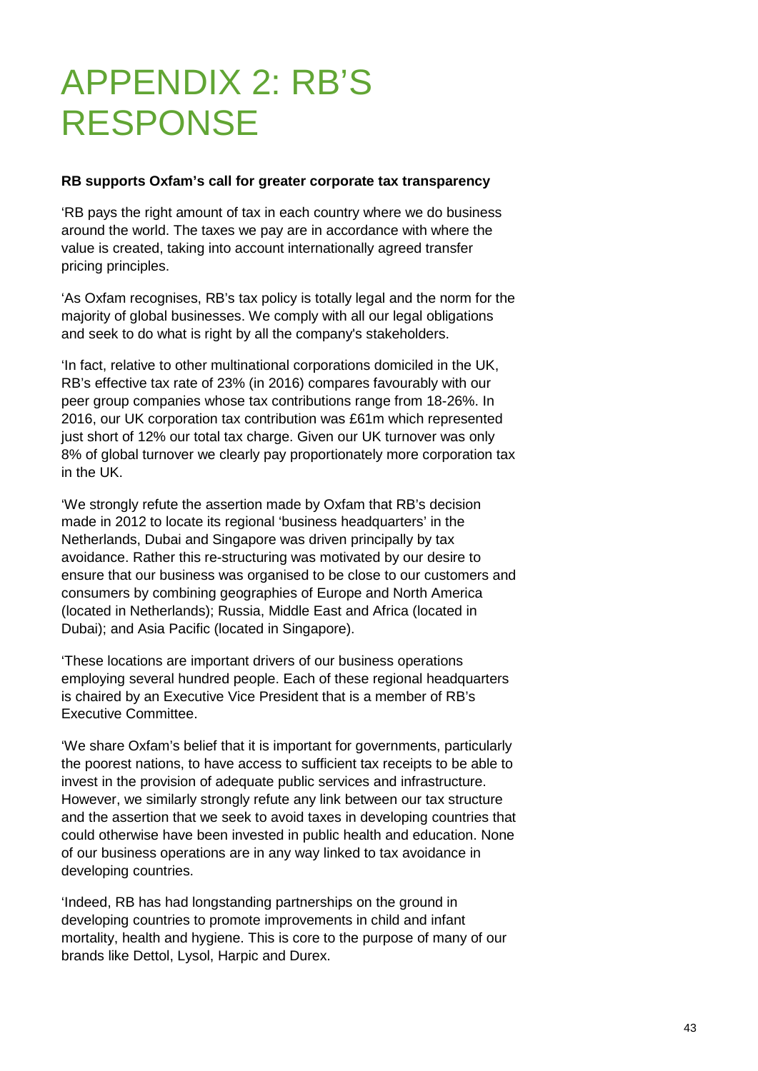# APPENDIX 2: RB'S RESPONSE

**RB supports Oxfam's call for greater corporate tax transparency**

'RB pays the right amount of tax in each country where we do business around the world. The taxes we pay are in accordance with where the value is created, taking into account internationally agreed transfer pricing principles.

'As Oxfam recognises, RB's tax policy is totally legal and the norm for the majority of global businesses. We comply with all our legal obligations and seek to do what is right by all the company's stakeholders.

'In fact, relative to other multinational corporations domiciled in the UK, RB's effective tax rate of 23% (in 2016) compares favourably with our peer group companies whose tax contributions range from 18-26%. In 2016, our UK corporation tax contribution was £61m which represented just short of 12% our total tax charge. Given our UK turnover was only 8% of global turnover we clearly pay proportionately more corporation tax in the UK.

'We strongly refute the assertion made by Oxfam that RB's decision made in 2012 to locate its regional 'business headquarters' in the Netherlands, Dubai and Singapore was driven principally by tax avoidance. Rather this re-structuring was motivated by our desire to ensure that our business was organised to be close to our customers and consumers by combining geographies of Europe and North America (located in Netherlands); Russia, Middle East and Africa (located in Dubai); and Asia Pacific (located in Singapore).

'These locations are important drivers of our business operations employing several hundred people. Each of these regional headquarters is chaired by an Executive Vice President that is a member of RB's Executive Committee.

'We share Oxfam's belief that it is important for governments, particularly the poorest nations, to have access to sufficient tax receipts to be able to invest in the provision of adequate public services and infrastructure. However, we similarly strongly refute any link between our tax structure and the assertion that we seek to avoid taxes in developing countries that could otherwise have been invested in public health and education. None of our business operations are in any way linked to tax avoidance in developing countries.

'Indeed, RB has had longstanding partnerships on the ground in developing countries to promote improvements in child and infant mortality, health and hygiene. This is core to the purpose of many of our brands like Dettol, Lysol, Harpic and Durex.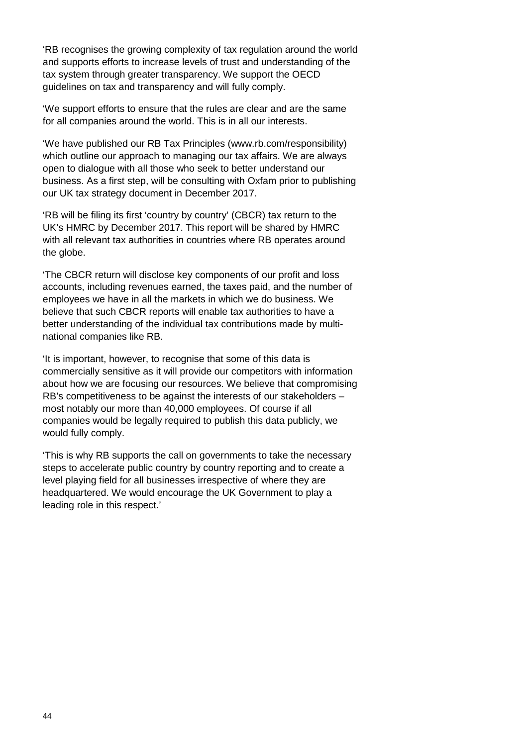'RB recognises the growing complexity of tax regulation around the world and supports efforts to increase levels of trust and understanding of the tax system through greater transparency. We support the OECD guidelines on tax and transparency and will fully comply.

'We support efforts to ensure that the rules are clear and are the same for all companies around the world. This is in all our interests.

'We have published our RB Tax Principles (www.rb.com/responsibility) which outline our approach to managing our tax affairs. We are always open to dialogue with all those who seek to better understand our business. As a first step, will be consulting with Oxfam prior to publishing our UK tax strategy document in December 2017.

'RB will be filing its first 'country by country' (CBCR) tax return to the UK's HMRC by December 2017. This report will be shared by HMRC with all relevant tax authorities in countries where RB operates around the globe.

'The CBCR return will disclose key components of our profit and loss accounts, including revenues earned, the taxes paid, and the number of employees we have in all the markets in which we do business. We believe that such CBCR reports will enable tax authorities to have a better understanding of the individual tax contributions made by multi-national companies like RB.

'It is important, however, to recognise that some of this data is commercially sensitive as it will provide our competitors with information about how we are focusing our resources. We believe that compromising RB's competitiveness to be against the interests of our stakeholders – most notably our more than 40,000 employees. Of course if all companies would be legally required to publish this data publicly, we would fully comply.

'This is why RB supports the call on governments to take the necessary steps to accelerate public country by country reporting and to create a level playing field for all businesses irrespective of where they are headquartered. We would encourage the UK Government to play a leading role in this respect.'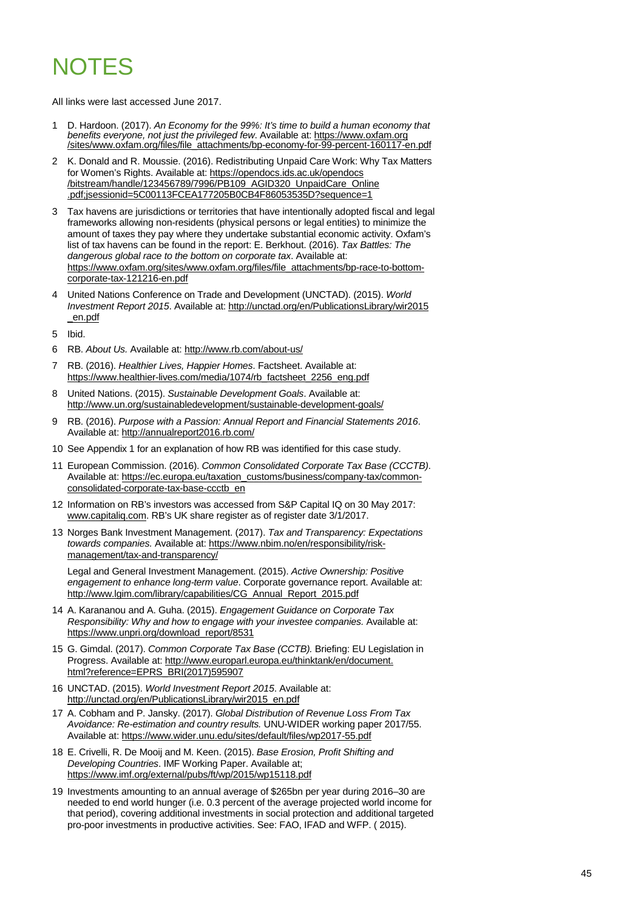# NOTES

All links were last accessed June 2017.

1. D. Hardoon. (2017). *An Economy for the 99%: It's time to build a human economy that benefits everyone, not just the privileged few*. Available at: https://www.oxfam.org/sites/www.oxfam.org/files/file_attachments/bp-economy-for-99-percent-160117-en.pdf
2. K. Donald and R. Moussie. (2016). Redistributing Unpaid Care Work: Why Tax Matters for Women's Rights. Available at: https://opendocs.ids.ac.uk/opendocs/bitstream/handle/123456789/7996/PB109_AGID320_UnpaidCare_Online.pdf;jsessionid=5C00113FCEA177205B0CB4F86053535D?sequence=1
3. Tax havens are jurisdictions or territories that have intentionally adopted fiscal and legal frameworks allowing non-residents (physical persons or legal entities) to minimize the amount of taxes they pay where they undertake substantial economic activity. Oxfam's list of tax havens can be found in the report: E. Berkhout. (2016). *Tax Battles: The dangerous global race to the bottom on corporate tax*. Available at: https://www.oxfam.org/sites/www.oxfam.org/files/file_attachments/bp-race-to-bottom-corporate-tax-121216-en.pdf
4. United Nations Conference on Trade and Development (UNCTAD). (2015). *World Investment Report 2015*. Available at: http://unctad.org/en/PublicationsLibrary/wir2015_en.pdf
5. Ibid.
6. RB. *About Us.* Available at: http://www.rb.com/about-us/
7. RB. (2016). *Healthier Lives, Happier Homes*. Factsheet. Available at: https://www.healthier-lives.com/media/1074/rb_factsheet_2256_eng.pdf
8. United Nations. (2015). *Sustainable Development Goals*. Available at: http://www.un.org/sustainabledevelopment/sustainable-development-goals/
9. RB. (2016). *Purpose with a Passion: Annual Report and Financial Statements 2016*. Available at: http://annualreport2016.rb.com/
10. See Appendix 1 for an explanation of how RB was identified for this case study.
11. European Commission. (2016). *Common Consolidated Corporate Tax Base (CCCTB)*. Available at: https://ec.europa.eu/taxation_customs/business/company-tax/common-consolidated-corporate-tax-base-ccctb_en
12. Information on RB's investors was accessed from S&P Capital IQ on 30 May 2017: www.capitaliq.com. RB's UK share register as of register date 3/1/2017.
13. Norges Bank Investment Management. (2017). *Tax and Transparency: Expectations towards companies.* Available at: https://www.nbim.no/en/responsibility/risk-management/tax-and-transparency/

    Legal and General Investment Management. (2015). *Active Ownership: Positive engagement to enhance long-term value*. Corporate governance report. Available at: http://www.lgim.com/library/capabilities/CG_Annual_Report_2015.pdf
14. A. Karananou and A. Guha. (2015). *Engagement Guidance on Corporate Tax Responsibility: Why and how to engage with your investee companies.* Available at: https://www.unpri.org/download_report/8531
15. G. Gimdal. (2017). *Common Corporate Tax Base (CCTB).* Briefing: EU Legislation in Progress. Available at: http://www.europarl.europa.eu/thinktank/en/document.html?reference=EPRS_BRI(2017)595907
16. UNCTAD. (2015). *World Investment Report 2015*. Available at: http://unctad.org/en/PublicationsLibrary/wir2015_en.pdf
17. A. Cobham and P. Jansky. (2017). *Global Distribution of Revenue Loss From Tax Avoidance: Re-estimation and country results.* UNU-WIDER working paper 2017/55. Available at: https://www.wider.unu.edu/sites/default/files/wp2017-55.pdf
18. E. Crivelli, R. De Mooij and M. Keen. (2015). *Base Erosion, Profit Shifting and Developing Countries*. IMF Working Paper. Available at; https://www.imf.org/external/pubs/ft/wp/2015/wp15118.pdf
19. Investments amounting to an annual average of $265bn per year during 2016–30 are needed to end world hunger (i.e. 0.3 percent of the average projected world income for that period), covering additional investments in social protection and additional targeted pro-poor investments in productive activities. See: FAO, IFAD and WFP. ( 2015).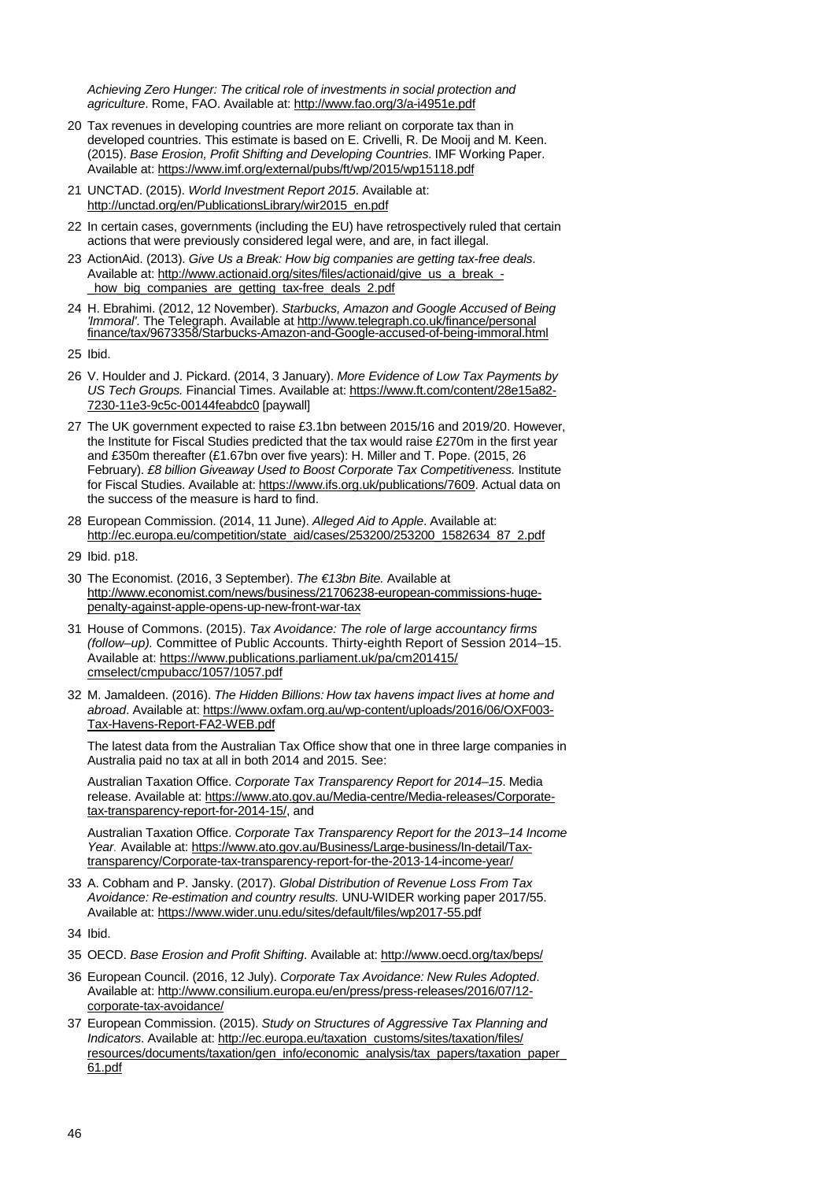*Achieving Zero Hunger: The critical role of investments in social protection and agriculture*. Rome, FAO. Available at: http://www.fao.org/3/a-i4951e.pdf

20 Tax revenues in developing countries are more reliant on corporate tax than in developed countries. This estimate is based on E. Crivelli, R. De Mooij and M. Keen. (2015). *Base Erosion, Profit Shifting and Developing Countries*. IMF Working Paper. Available at: https://www.imf.org/external/pubs/ft/wp/2015/wp15118.pdf

21 UNCTAD. (2015). *World Investment Report 2015*. Available at: http://unctad.org/en/PublicationsLibrary/wir2015_en.pdf

22 In certain cases, governments (including the EU) have retrospectively ruled that certain actions that were previously considered legal were, and are, in fact illegal.

23 ActionAid. (2013). *Give Us a Break: How big companies are getting tax-free deals*. Available at: http://www.actionaid.org/sites/files/actionaid/give_us_a_break_-_how_big_companies_are_getting_tax-free_deals_2.pdf

24 H. Ebrahimi. (2012, 12 November). *Starbucks, Amazon and Google Accused of Being 'Immoral'*. The Telegraph. Available at http://www.telegraph.co.uk/finance/personal finance/tax/9673358/Starbucks-Amazon-and-Google-accused-of-being-immoral.html

25 Ibid.

26 V. Houlder and J. Pickard. (2014, 3 January). *More Evidence of Low Tax Payments by US Tech Groups.* Financial Times. Available at: https://www.ft.com/content/28e15a82-7230-11e3-9c5c-00144feabdc0 [paywall]

27 The UK government expected to raise £3.1bn between 2015/16 and 2019/20. However, the Institute for Fiscal Studies predicted that the tax would raise £270m in the first year and £350m thereafter (£1.67bn over five years): H. Miller and T. Pope. (2015, 26 February). *£8 billion Giveaway Used to Boost Corporate Tax Competitiveness.* Institute for Fiscal Studies. Available at: https://www.ifs.org.uk/publications/7609. Actual data on the success of the measure is hard to find.

28 European Commission. (2014, 11 June). *Alleged Aid to Apple*. Available at: http://ec.europa.eu/competition/state_aid/cases/253200/253200_1582634_87_2.pdf

29 Ibid. p18.

30 The Economist. (2016, 3 September). *The €13bn Bite.* Available at http://www.economist.com/news/business/21706238-european-commissions-huge-penalty-against-apple-opens-up-new-front-war-tax

31 House of Commons. (2015). *Tax Avoidance: The role of large accountancy firms (follow–up).* Committee of Public Accounts. Thirty-eighth Report of Session 2014–15. Available at: https://www.publications.parliament.uk/pa/cm201415/cmselect/cmpubacc/1057/1057.pdf

32 M. Jamaldeen. (2016). *The Hidden Billions: How tax havens impact lives at home and abroad*. Available at: https://www.oxfam.org.au/wp-content/uploads/2016/06/OXF003-Tax-Havens-Report-FA2-WEB.pdf

The latest data from the Australian Tax Office show that one in three large companies in Australia paid no tax at all in both 2014 and 2015. See:

Australian Taxation Office. *Corporate Tax Transparency Report for 2014–15*. Media release. Available at: https://www.ato.gov.au/Media-centre/Media-releases/Corporate-tax-transparency-report-for-2014-15/, and

Australian Taxation Office. *Corporate Tax Transparency Report for the 2013–14 Income Year*. Available at: https://www.ato.gov.au/Business/Large-business/In-detail/Tax-transparency/Corporate-tax-transparency-report-for-the-2013-14-income-year/

33 A. Cobham and P. Jansky. (2017). *Global Distribution of Revenue Loss From Tax Avoidance: Re-estimation and country results.* UNU-WIDER working paper 2017/55. Available at: https://www.wider.unu.edu/sites/default/files/wp2017-55.pdf

34 Ibid.

35 OECD. *Base Erosion and Profit Shifting*. Available at: http://www.oecd.org/tax/beps/

36 European Council. (2016, 12 July). *Corporate Tax Avoidance: New Rules Adopted*. Available at: http://www.consilium.europa.eu/en/press/press-releases/2016/07/12-corporate-tax-avoidance/

37 European Commission. (2015). *Study on Structures of Aggressive Tax Planning and Indicators*. Available at: http://ec.europa.eu/taxation_customs/sites/taxation/files/resources/documents/taxation/gen_info/economic_analysis/tax_papers/taxation_paper_61.pdf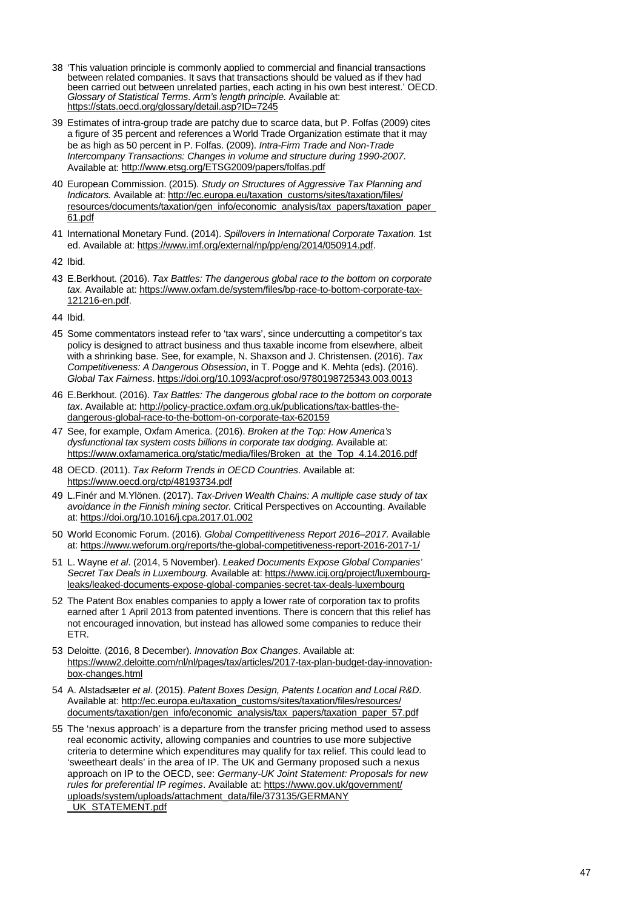38 'This valuation principle is commonly applied to commercial and financial transactions between related companies. It says that transactions should be valued as if they had been carried out between unrelated parties, each acting in his own best interest.' OECD. *Glossary of Statistical Terms. Arm's length principle.* Available at: https://stats.oecd.org/glossary/detail.asp?ID=7245

39 Estimates of intra-group trade are patchy due to scarce data, but P. Folfas (2009) cites a figure of 35 percent and references a World Trade Organization estimate that it may be as high as 50 percent in P. Folfas. (2009). *Intra-Firm Trade and Non-Trade Intercompany Transactions: Changes in volume and structure during 1990-2007.* Available at: http://www.etsg.org/ETSG2009/papers/folfas.pdf

40 European Commission. (2015). *Study on Structures of Aggressive Tax Planning and Indicators.* Available at: http://ec.europa.eu/taxation_customs/sites/taxation/files/resources/documents/taxation/gen_info/economic_analysis/tax_papers/taxation_paper_61.pdf

41 International Monetary Fund. (2014). *Spillovers in International Corporate Taxation.* 1st ed. Available at: https://www.imf.org/external/np/pp/eng/2014/050914.pdf.

42 Ibid.

43 E.Berkhout. (2016). *Tax Battles: The dangerous global race to the bottom on corporate tax.* Available at: https://www.oxfam.de/system/files/bp-race-to-bottom-corporate-tax-121216-en.pdf.

44 Ibid.

45 Some commentators instead refer to 'tax wars', since undercutting a competitor's tax policy is designed to attract business and thus taxable income from elsewhere, albeit with a shrinking base. See, for example, N. Shaxson and J. Christensen. (2016). *Tax Competitiveness: A Dangerous Obsession*, in T. Pogge and K. Mehta (eds). (2016). *Global Tax Fairness*. https://doi.org/10.1093/acprof:oso/9780198725343.003.0013

46 E.Berkhout. (2016). *Tax Battles: The dangerous global race to the bottom on corporate tax*. Available at: http://policy-practice.oxfam.org.uk/publications/tax-battles-the-dangerous-global-race-to-the-bottom-on-corporate-tax-620159

47 See, for example, Oxfam America. (2016). *Broken at the Top: How America's dysfunctional tax system costs billions in corporate tax dodging.* Available at: https://www.oxfamamerica.org/static/media/files/Broken_at_the_Top_4.14.2016.pdf

48 OECD. (2011). *Tax Reform Trends in OECD Countries*. Available at: https://www.oecd.org/ctp/48193734.pdf

49 L.Finér and M.Ylönen. (2017). *Tax-Driven Wealth Chains: A multiple case study of tax avoidance in the Finnish mining sector.* Critical Perspectives on Accounting. Available at: https://doi.org/10.1016/j.cpa.2017.01.002

50 World Economic Forum. (2016). *Global Competitiveness Report 2016–2017.* Available at: https://www.weforum.org/reports/the-global-competitiveness-report-2016-2017-1/

51 L. Wayne *et al*. (2014, 5 November). *Leaked Documents Expose Global Companies' Secret Tax Deals in Luxembourg.* Available at: https://www.icij.org/project/luxembourg-leaks/leaked-documents-expose-global-companies-secret-tax-deals-luxembourg

52 The Patent Box enables companies to apply a lower rate of corporation tax to profits earned after 1 April 2013 from patented inventions. There is concern that this relief has not encouraged innovation, but instead has allowed some companies to reduce their ETR.

53 Deloitte. (2016, 8 December). *Innovation Box Changes*. Available at: https://www2.deloitte.com/nl/nl/pages/tax/articles/2017-tax-plan-budget-day-innovation-box-changes.html

54 A. Alstadsæter *et al*. (2015). *Patent Boxes Design, Patents Location and Local R&D*. Available at: http://ec.europa.eu/taxation_customs/sites/taxation/files/resources/documents/taxation/gen_info/economic_analysis/tax_papers/taxation_paper_57.pdf

55 The 'nexus approach' is a departure from the transfer pricing method used to assess real economic activity, allowing companies and countries to use more subjective criteria to determine which expenditures may qualify for tax relief. This could lead to 'sweetheart deals' in the area of IP. The UK and Germany proposed such a nexus approach on IP to the OECD, see: *Germany-UK Joint Statement: Proposals for new rules for preferential IP regimes*. Available at: https://www.gov.uk/government/uploads/system/uploads/attachment_data/file/373135/GERMANY_UK_STATEMENT.pdf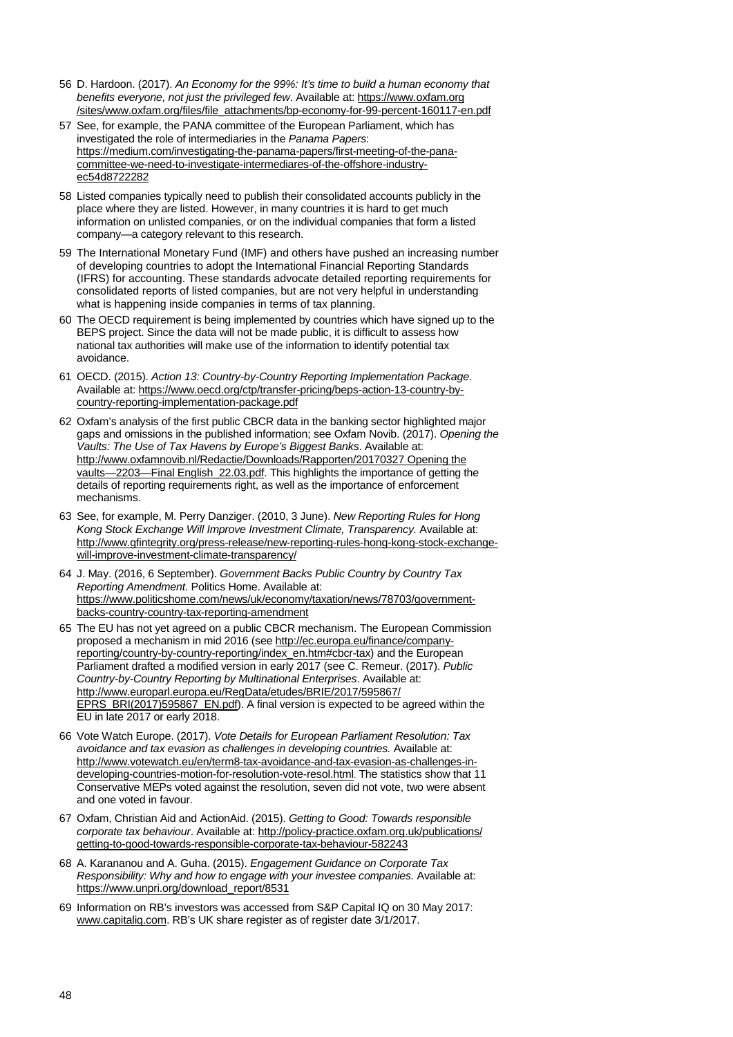56 D. Hardoon. (2017). *An Economy for the 99%: It's time to build a human economy that benefits everyone, not just the privileged few*. Available at: https://www.oxfam.org/sites/www.oxfam.org/files/file_attachments/bp-economy-for-99-percent-160117-en.pdf

57 See, for example, the PANA committee of the European Parliament, which has investigated the role of intermediaries in the *Panama Papers*: https://medium.com/investigating-the-panama-papers/first-meeting-of-the-pana-committee-we-need-to-investigate-intermediares-of-the-offshore-industry-ec54d8722282

58 Listed companies typically need to publish their consolidated accounts publicly in the place where they are listed. However, in many countries it is hard to get much information on unlisted companies, or on the individual companies that form a listed company—a category relevant to this research.

59 The International Monetary Fund (IMF) and others have pushed an increasing number of developing countries to adopt the International Financial Reporting Standards (IFRS) for accounting. These standards advocate detailed reporting requirements for consolidated reports of listed companies, but are not very helpful in understanding what is happening inside companies in terms of tax planning.

60 The OECD requirement is being implemented by countries which have signed up to the BEPS project. Since the data will not be made public, it is difficult to assess how national tax authorities will make use of the information to identify potential tax avoidance.

61 OECD. (2015). *Action 13: Country-by-Country Reporting Implementation Package*. Available at: https://www.oecd.org/ctp/transfer-pricing/beps-action-13-country-by-country-reporting-implementation-package.pdf

62 Oxfam's analysis of the first public CBCR data in the banking sector highlighted major gaps and omissions in the published information; see Oxfam Novib. (2017). *Opening the Vaults: The Use of Tax Havens by Europe's Biggest Banks*. Available at: http://www.oxfamnovib.nl/Redactie/Downloads/Rapporten/20170327 Opening the vaults—2203—Final English_22.03.pdf. This highlights the importance of getting the details of reporting requirements right, as well as the importance of enforcement mechanisms.

63 See, for example, M. Perry Danziger. (2010, 3 June). *New Reporting Rules for Hong Kong Stock Exchange Will Improve Investment Climate, Transparency.* Available at: http://www.gfintegrity.org/press-release/new-reporting-rules-hong-kong-stock-exchange-will-improve-investment-climate-transparency/

64 J. May. (2016, 6 September). *Government Backs Public Country by Country Tax Reporting Amendment*. Politics Home. Available at: https://www.politicshome.com/news/uk/economy/taxation/news/78703/government-backs-country-country-tax-reporting-amendment

65 The EU has not yet agreed on a public CBCR mechanism. The European Commission proposed a mechanism in mid 2016 (see http://ec.europa.eu/finance/company-reporting/country-by-country-reporting/index_en.htm#cbcr-tax) and the European Parliament drafted a modified version in early 2017 (see C. Remeur. (2017). *Public Country-by-Country Reporting by Multinational Enterprises*. Available at: http://www.europarl.europa.eu/RegData/etudes/BRIE/2017/595867/EPRS_BRI(2017)595867_EN.pdf). A final version is expected to be agreed within the EU in late 2017 or early 2018.

66 Vote Watch Europe. (2017). *Vote Details for European Parliament Resolution: Tax avoidance and tax evasion as challenges in developing countries.* Available at: http://www.votewatch.eu/en/term8-tax-avoidance-and-tax-evasion-as-challenges-in-developing-countries-motion-for-resolution-vote-resol.html. The statistics show that 11 Conservative MEPs voted against the resolution, seven did not vote, two were absent and one voted in favour.

67 Oxfam, Christian Aid and ActionAid. (2015). *Getting to Good: Towards responsible corporate tax behaviour*. Available at: http://policy-practice.oxfam.org.uk/publications/getting-to-good-towards-responsible-corporate-tax-behaviour-582243

68 A. Karananou and A. Guha. (2015). *Engagement Guidance on Corporate Tax Responsibility: Why and how to engage with your investee companies.* Available at: https://www.unpri.org/download_report/8531

69 Information on RB's investors was accessed from S&P Capital IQ on 30 May 2017: www.capitaliq.com. RB's UK share register as of register date 3/1/2017.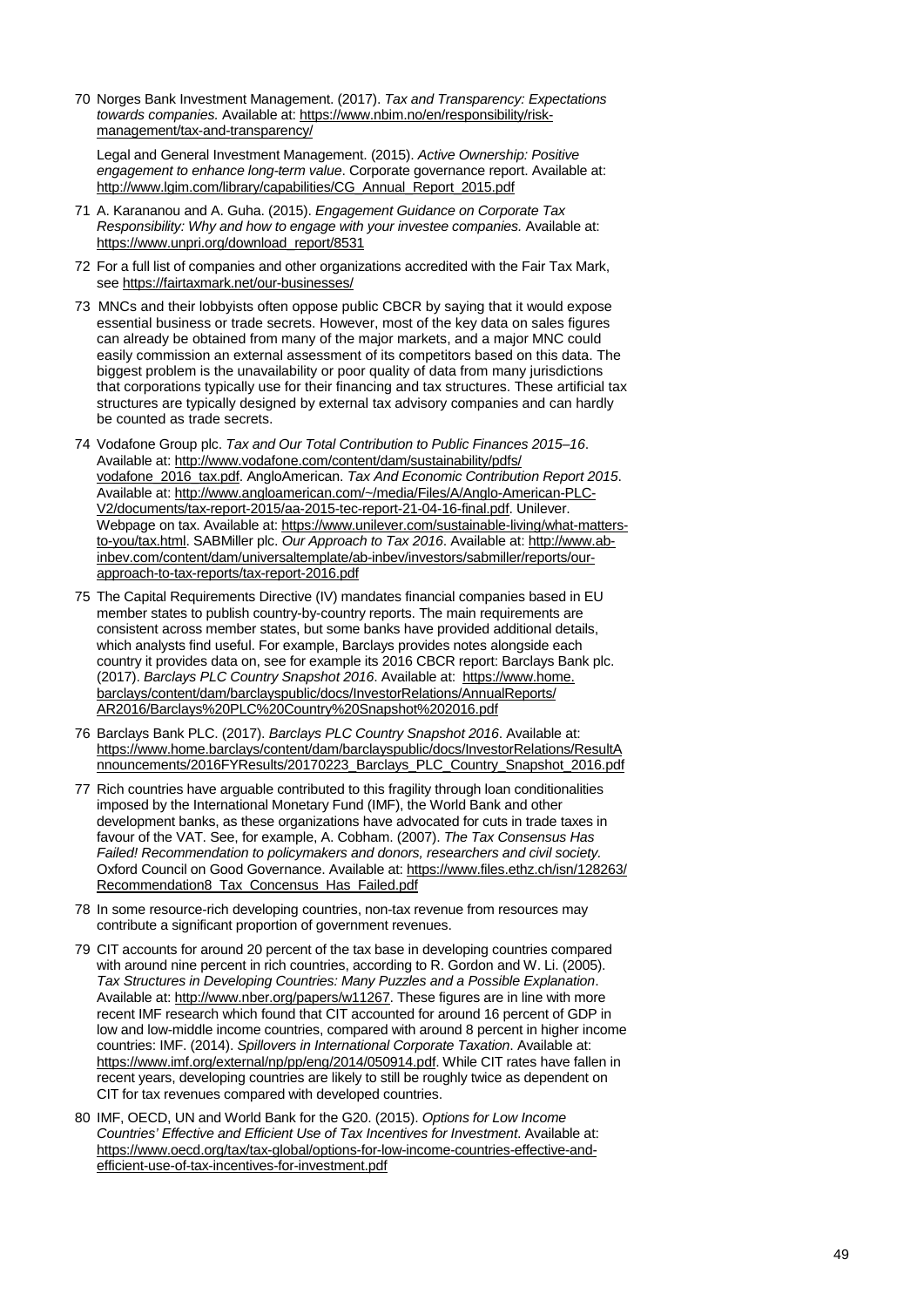70 Norges Bank Investment Management. (2017). *Tax and Transparency: Expectations towards companies.* Available at: https://www.nbim.no/en/responsibility/risk-management/tax-and-transparency/

Legal and General Investment Management. (2015). *Active Ownership: Positive engagement to enhance long-term value*. Corporate governance report. Available at: http://www.lgim.com/library/capabilities/CG_Annual_Report_2015.pdf

71 A. Karananou and A. Guha. (2015). *Engagement Guidance on Corporate Tax Responsibility: Why and how to engage with your investee companies.* Available at: https://www.unpri.org/download_report/8531

72 For a full list of companies and other organizations accredited with the Fair Tax Mark, see https://fairtaxmark.net/our-businesses/

73 MNCs and their lobbyists often oppose public CBCR by saying that it would expose essential business or trade secrets. However, most of the key data on sales figures can already be obtained from many of the major markets, and a major MNC could easily commission an external assessment of its competitors based on this data. The biggest problem is the unavailability or poor quality of data from many jurisdictions that corporations typically use for their financing and tax structures. These artificial tax structures are typically designed by external tax advisory companies and can hardly be counted as trade secrets.

74 Vodafone Group plc. *Tax and Our Total Contribution to Public Finances 2015–16*. Available at: http://www.vodafone.com/content/dam/sustainability/pdfs/vodafone_2016_tax.pdf. AngloAmerican. *Tax And Economic Contribution Report 2015*. Available at: http://www.angloamerican.com/~/media/Files/A/Anglo-American-PLC-V2/documents/tax-report-2015/aa-2015-tec-report-21-04-16-final.pdf. Unilever. Webpage on tax. Available at: https://www.unilever.com/sustainable-living/what-matters-to-you/tax.html. SABMiller plc. *Our Approach to Tax 2016*. Available at: http://www.ab-inbev.com/content/dam/universaltemplate/ab-inbev/investors/sabmiller/reports/our-approach-to-tax-reports/tax-report-2016.pdf

75 The Capital Requirements Directive (IV) mandates financial companies based in EU member states to publish country-by-country reports. The main requirements are consistent across member states, but some banks have provided additional details, which analysts find useful. For example, Barclays provides notes alongside each country it provides data on, see for example its 2016 CBCR report: Barclays Bank plc. (2017). *Barclays PLC Country Snapshot 2016*. Available at: https://www.home.barclays/content/dam/barclayspublic/docs/InvestorRelations/AnnualReports/AR2016/Barclays%20PLC%20Country%20Snapshot%202016.pdf

76 Barclays Bank PLC. (2017). *Barclays PLC Country Snapshot 2016*. Available at: https://www.home.barclays/content/dam/barclayspublic/docs/InvestorRelations/ResultAnnouncements/2016FYResults/20170223_Barclays_PLC_Country_Snapshot_2016.pdf

77 Rich countries have arguable contributed to this fragility through loan conditionalities imposed by the International Monetary Fund (IMF), the World Bank and other development banks, as these organizations have advocated for cuts in trade taxes in favour of the VAT. See, for example, A. Cobham. (2007). *The Tax Consensus Has Failed! Recommendation to policymakers and donors, researchers and civil society.* Oxford Council on Good Governance. Available at: https://www.files.ethz.ch/isn/128263/Recommendation8_Tax_Concensus_Has_Failed.pdf

78 In some resource-rich developing countries, non-tax revenue from resources may contribute a significant proportion of government revenues.

79 CIT accounts for around 20 percent of the tax base in developing countries compared with around nine percent in rich countries, according to R. Gordon and W. Li. (2005). *Tax Structures in Developing Countries: Many Puzzles and a Possible Explanation*. Available at: http://www.nber.org/papers/w11267. These figures are in line with more recent IMF research which found that CIT accounted for around 16 percent of GDP in low and low-middle income countries, compared with around 8 percent in higher income countries: IMF. (2014). *Spillovers in International Corporate Taxation*. Available at: https://www.imf.org/external/np/pp/eng/2014/050914.pdf. While CIT rates have fallen in recent years, developing countries are likely to still be roughly twice as dependent on CIT for tax revenues compared with developed countries.

80 IMF, OECD, UN and World Bank for the G20. (2015). *Options for Low Income Countries' Effective and Efficient Use of Tax Incentives for Investment*. Available at: https://www.oecd.org/tax/tax-global/options-for-low-income-countries-effective-and-efficient-use-of-tax-incentives-for-investment.pdf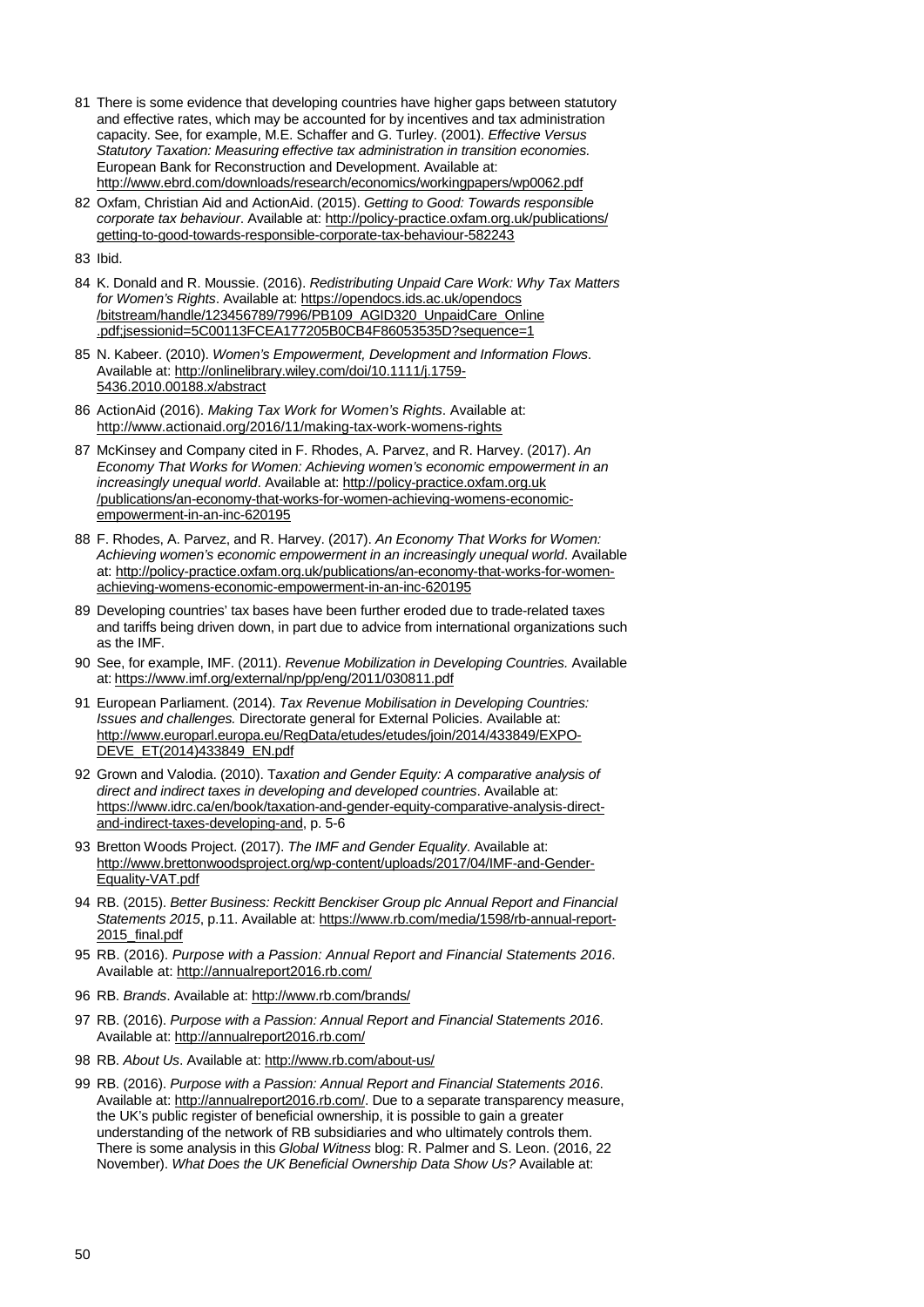81 There is some evidence that developing countries have higher gaps between statutory and effective rates, which may be accounted for by incentives and tax administration capacity. See, for example, M.E. Schaffer and G. Turley. (2001). *Effective Versus Statutory Taxation: Measuring effective tax administration in transition economies.* European Bank for Reconstruction and Development. Available at: http://www.ebrd.com/downloads/research/economics/workingpapers/wp0062.pdf

82 Oxfam, Christian Aid and ActionAid. (2015). *Getting to Good: Towards responsible corporate tax behaviour*. Available at: http://policy-practice.oxfam.org.uk/publications/getting-to-good-towards-responsible-corporate-tax-behaviour-582243

83 Ibid.

84 K. Donald and R. Moussie. (2016). *Redistributing Unpaid Care Work: Why Tax Matters for Women's Rights*. Available at: https://opendocs.ids.ac.uk/opendocs/bitstream/handle/123456789/7996/PB109_AGID320_UnpaidCare_Online.pdf;jsessionid=5C00113FCEA177205B0CB4F86053535D?sequence=1

85 N. Kabeer. (2010). *Women's Empowerment, Development and Information Flows*. Available at: http://onlinelibrary.wiley.com/doi/10.1111/j.1759-5436.2010.00188.x/abstract

86 ActionAid (2016). *Making Tax Work for Women's Rights*. Available at: http://www.actionaid.org/2016/11/making-tax-work-womens-rights

87 McKinsey and Company cited in F. Rhodes, A. Parvez, and R. Harvey. (2017). *An Economy That Works for Women: Achieving women's economic empowerment in an increasingly unequal world*. Available at: http://policy-practice.oxfam.org.uk/publications/an-economy-that-works-for-women-achieving-womens-economic-empowerment-in-an-inc-620195

88 F. Rhodes, A. Parvez, and R. Harvey. (2017). *An Economy That Works for Women: Achieving women's economic empowerment in an increasingly unequal world*. Available at: http://policy-practice.oxfam.org.uk/publications/an-economy-that-works-for-women-achieving-womens-economic-empowerment-in-an-inc-620195

89 Developing countries' tax bases have been further eroded due to trade-related taxes and tariffs being driven down, in part due to advice from international organizations such as the IMF.

90 See, for example, IMF. (2011). *Revenue Mobilization in Developing Countries.* Available at: https://www.imf.org/external/np/pp/eng/2011/030811.pdf

91 European Parliament. (2014). *Tax Revenue Mobilisation in Developing Countries: Issues and challenges.* Directorate general for External Policies. Available at: http://www.europarl.europa.eu/RegData/etudes/etudes/join/2014/433849/EXPO-DEVE_ET(2014)433849_EN.pdf

92 Grown and Valodia. (2010). T*axation and Gender Equity: A comparative analysis of direct and indirect taxes in developing and developed countries*. Available at: https://www.idrc.ca/en/book/taxation-and-gender-equity-comparative-analysis-direct-and-indirect-taxes-developing-and, p. 5-6

93 Bretton Woods Project. (2017). *The IMF and Gender Equality*. Available at: http://www.brettonwoodsproject.org/wp-content/uploads/2017/04/IMF-and-Gender-Equality-VAT.pdf

94 RB. (2015). *Better Business: Reckitt Benckiser Group plc Annual Report and Financial Statements 2015*, p.11. Available at: https://www.rb.com/media/1598/rb-annual-report-2015_final.pdf

95 RB. (2016). *Purpose with a Passion: Annual Report and Financial Statements 2016*. Available at: http://annualreport2016.rb.com/

96 RB. *Brands*. Available at: http://www.rb.com/brands/

97 RB. (2016). *Purpose with a Passion: Annual Report and Financial Statements 2016*. Available at: http://annualreport2016.rb.com/

98 RB. *About Us*. Available at: http://www.rb.com/about-us/

99 RB. (2016). *Purpose with a Passion: Annual Report and Financial Statements 2016*. Available at: http://annualreport2016.rb.com/. Due to a separate transparency measure, the UK's public register of beneficial ownership, it is possible to gain a greater understanding of the network of RB subsidiaries and who ultimately controls them. There is some analysis in this *Global Witness* blog: R. Palmer and S. Leon. (2016, 22 November). *What Does the UK Beneficial Ownership Data Show Us?* Available at: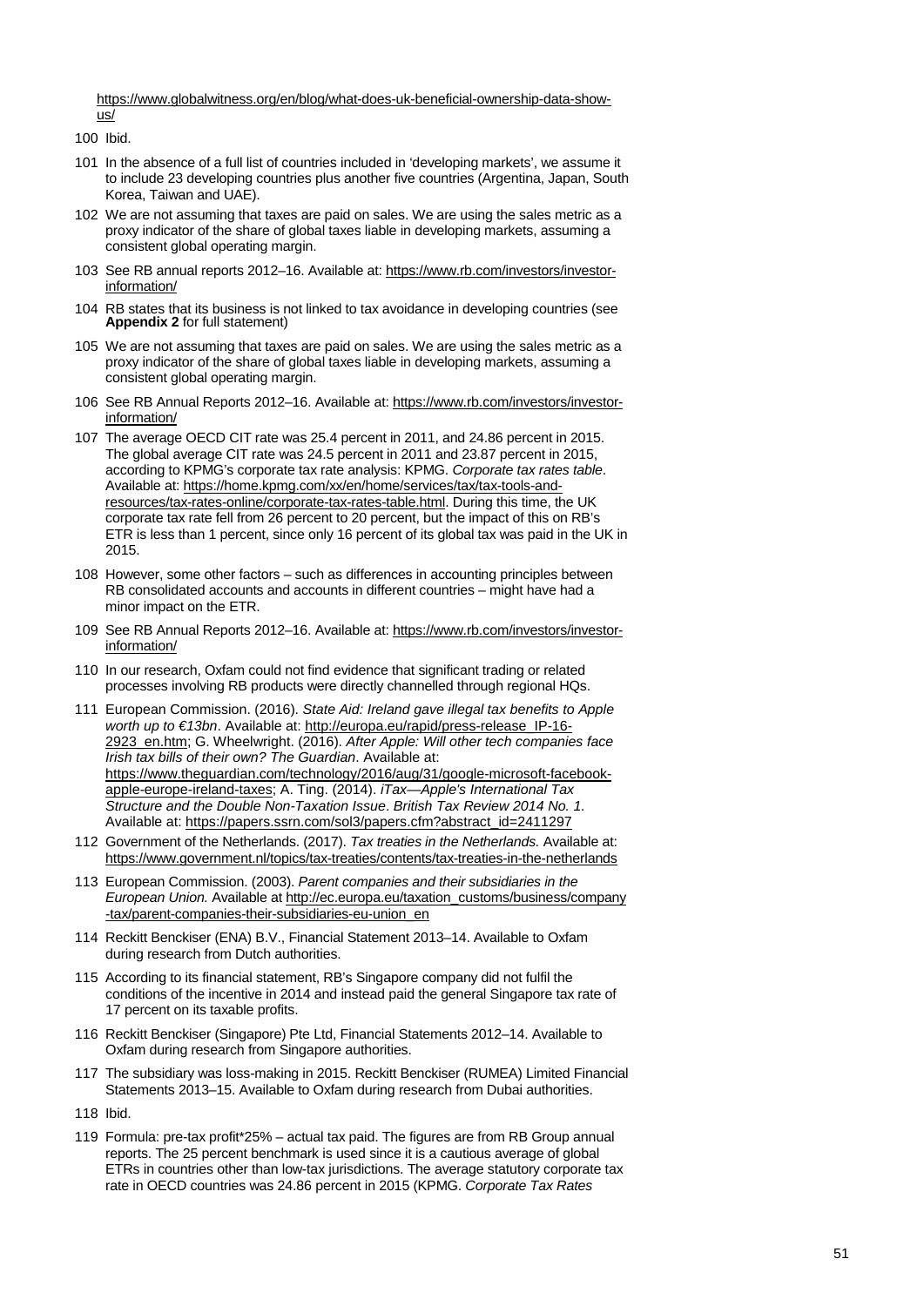https://www.globalwitness.org/en/blog/what-does-uk-beneficial-ownership-data-show-us/

100 Ibid.

101 In the absence of a full list of countries included in 'developing markets', we assume it to include 23 developing countries plus another five countries (Argentina, Japan, South Korea, Taiwan and UAE).

102 We are not assuming that taxes are paid on sales. We are using the sales metric as a proxy indicator of the share of global taxes liable in developing markets, assuming a consistent global operating margin.

103 See RB annual reports 2012–16. Available at: https://www.rb.com/investors/investor-information/

104 RB states that its business is not linked to tax avoidance in developing countries (see **Appendix 2** for full statement)

105 We are not assuming that taxes are paid on sales. We are using the sales metric as a proxy indicator of the share of global taxes liable in developing markets, assuming a consistent global operating margin.

106 See RB Annual Reports 2012–16. Available at: https://www.rb.com/investors/investor-information/

107 The average OECD CIT rate was 25.4 percent in 2011, and 24.86 percent in 2015. The global average CIT rate was 24.5 percent in 2011 and 23.87 percent in 2015, according to KPMG's corporate tax rate analysis: KPMG. *Corporate tax rates table*. Available at: https://home.kpmg.com/xx/en/home/services/tax/tax-tools-and-resources/tax-rates-online/corporate-tax-rates-table.html. During this time, the UK corporate tax rate fell from 26 percent to 20 percent, but the impact of this on RB's ETR is less than 1 percent, since only 16 percent of its global tax was paid in the UK in 2015.

108 However, some other factors – such as differences in accounting principles between RB consolidated accounts and accounts in different countries – might have had a minor impact on the ETR.

109 See RB Annual Reports 2012–16. Available at: https://www.rb.com/investors/investor-information/

110 In our research, Oxfam could not find evidence that significant trading or related processes involving RB products were directly channelled through regional HQs.

111 European Commission. (2016). *State Aid: Ireland gave illegal tax benefits to Apple worth up to €13bn*. Available at: http://europa.eu/rapid/press-release_IP-16-2923_en.htm; G. Wheelwright. (2016). *After Apple: Will other tech companies face Irish tax bills of their own? The Guardian*. Available at: https://www.theguardian.com/technology/2016/aug/31/google-microsoft-facebook-apple-europe-ireland-taxes; A. Ting. (2014). *iTax—Apple's International Tax Structure and the Double Non-Taxation Issue*. *British Tax Review 2014 No. 1*. Available at: https://papers.ssrn.com/sol3/papers.cfm?abstract_id=2411297

112 Government of the Netherlands. (2017). *Tax treaties in the Netherlands.* Available at: https://www.government.nl/topics/tax-treaties/contents/tax-treaties-in-the-netherlands

113 European Commission. (2003). *Parent companies and their subsidiaries in the European Union.* Available at http://ec.europa.eu/taxation_customs/business/company-tax/parent-companies-their-subsidiaries-eu-union_en

114 Reckitt Benckiser (ENA) B.V., Financial Statement 2013–14. Available to Oxfam during research from Dutch authorities.

115 According to its financial statement, RB's Singapore company did not fulfil the conditions of the incentive in 2014 and instead paid the general Singapore tax rate of 17 percent on its taxable profits.

116 Reckitt Benckiser (Singapore) Pte Ltd, Financial Statements 2012–14. Available to Oxfam during research from Singapore authorities.

117 The subsidiary was loss-making in 2015. Reckitt Benckiser (RUMEA) Limited Financial Statements 2013–15. Available to Oxfam during research from Dubai authorities.

118 Ibid.

119 Formula: pre-tax profit*25% – actual tax paid. The figures are from RB Group annual reports. The 25 percent benchmark is used since it is a cautious average of global ETRs in countries other than low-tax jurisdictions. The average statutory corporate tax rate in OECD countries was 24.86 percent in 2015 (KPMG. *Corporate Tax Rates*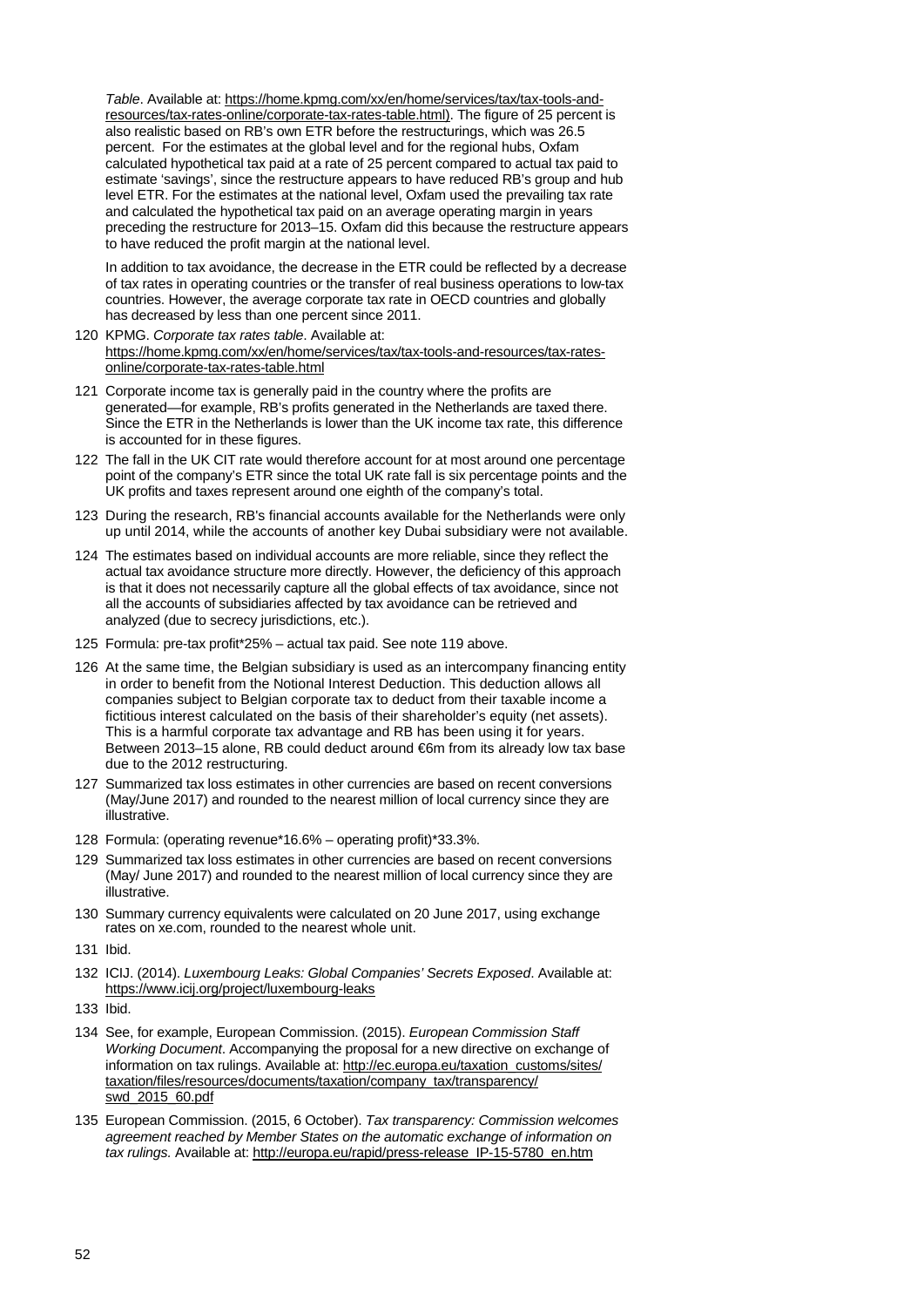*Table*. Available at: https://home.kpmg.com/xx/en/home/services/tax/tax-tools-and-resources/tax-rates-online/corporate-tax-rates-table.html). The figure of 25 percent is also realistic based on RB's own ETR before the restructurings, which was 26.5 percent. For the estimates at the global level and for the regional hubs, Oxfam calculated hypothetical tax paid at a rate of 25 percent compared to actual tax paid to estimate 'savings', since the restructure appears to have reduced RB's group and hub level ETR. For the estimates at the national level, Oxfam used the prevailing tax rate and calculated the hypothetical tax paid on an average operating margin in years preceding the restructure for 2013–15. Oxfam did this because the restructure appears to have reduced the profit margin at the national level.

In addition to tax avoidance, the decrease in the ETR could be reflected by a decrease of tax rates in operating countries or the transfer of real business operations to low-tax countries. However, the average corporate tax rate in OECD countries and globally has decreased by less than one percent since 2011.

120 KPMG. *Corporate tax rates table*. Available at: https://home.kpmg.com/xx/en/home/services/tax/tax-tools-and-resources/tax-rates-online/corporate-tax-rates-table.html

121 Corporate income tax is generally paid in the country where the profits are generated—for example, RB's profits generated in the Netherlands are taxed there. Since the ETR in the Netherlands is lower than the UK income tax rate, this difference is accounted for in these figures.

122 The fall in the UK CIT rate would therefore account for at most around one percentage point of the company's ETR since the total UK rate fall is six percentage points and the UK profits and taxes represent around one eighth of the company's total.

123 During the research, RB's financial accounts available for the Netherlands were only up until 2014, while the accounts of another key Dubai subsidiary were not available.

124 The estimates based on individual accounts are more reliable, since they reflect the actual tax avoidance structure more directly. However, the deficiency of this approach is that it does not necessarily capture all the global effects of tax avoidance, since not all the accounts of subsidiaries affected by tax avoidance can be retrieved and analyzed (due to secrecy jurisdictions, etc.).

125 Formula: pre-tax profit*25% – actual tax paid. See note 119 above.

126 At the same time, the Belgian subsidiary is used as an intercompany financing entity in order to benefit from the Notional Interest Deduction. This deduction allows all companies subject to Belgian corporate tax to deduct from their taxable income a fictitious interest calculated on the basis of their shareholder's equity (net assets). This is a harmful corporate tax advantage and RB has been using it for years. Between 2013–15 alone, RB could deduct around €6m from its already low tax base due to the 2012 restructuring.

127 Summarized tax loss estimates in other currencies are based on recent conversions (May/June 2017) and rounded to the nearest million of local currency since they are illustrative.

128 Formula: (operating revenue*16.6% – operating profit)*33.3%.

129 Summarized tax loss estimates in other currencies are based on recent conversions (May/ June 2017) and rounded to the nearest million of local currency since they are illustrative.

130 Summary currency equivalents were calculated on 20 June 2017, using exchange rates on xe.com, rounded to the nearest whole unit.

131 Ibid.

132 ICIJ. (2014). *Luxembourg Leaks: Global Companies' Secrets Exposed*. Available at: https://www.icij.org/project/luxembourg-leaks

133 Ibid.

134 See, for example, European Commission. (2015). *European Commission Staff Working Document*. Accompanying the proposal for a new directive on exchange of information on tax rulings. Available at: http://ec.europa.eu/taxation_customs/sites/taxation/files/resources/documents/taxation/company_tax/transparency/swd_2015_60.pdf

135 European Commission. (2015, 6 October). *Tax transparency: Commission welcomes agreement reached by Member States on the automatic exchange of information on tax rulings.* Available at: http://europa.eu/rapid/press-release_IP-15-5780_en.htm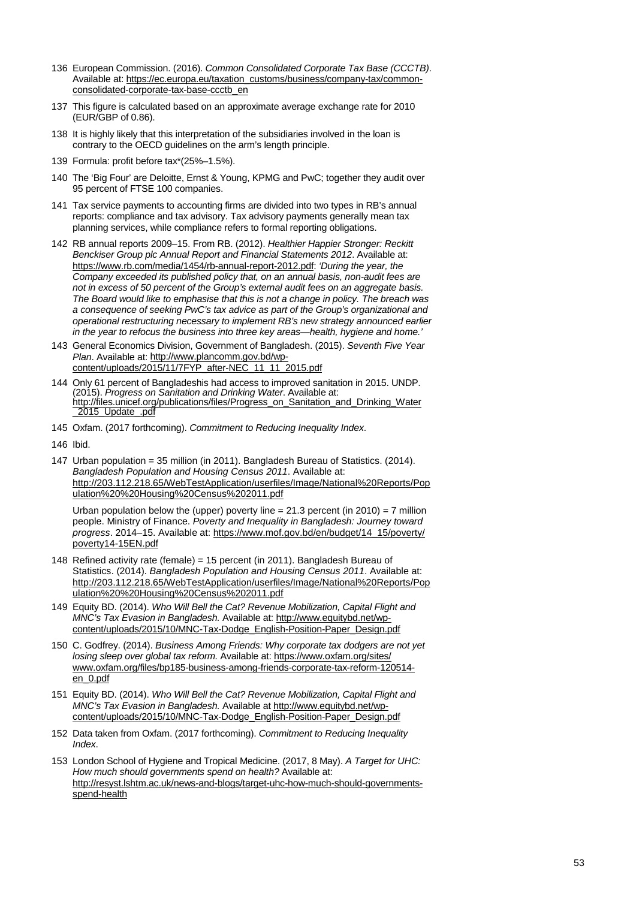136 European Commission. (2016). *Common Consolidated Corporate Tax Base (CCCTB)*. Available at: https://ec.europa.eu/taxation_customs/business/company-tax/common-consolidated-corporate-tax-base-ccctb_en

137 This figure is calculated based on an approximate average exchange rate for 2010 (EUR/GBP of 0.86).

138 It is highly likely that this interpretation of the subsidiaries involved in the loan is contrary to the OECD guidelines on the arm's length principle.

139 Formula: profit before tax*(25%–1.5%).

140 The 'Big Four' are Deloitte, Ernst & Young, KPMG and PwC; together they audit over 95 percent of FTSE 100 companies.

141 Tax service payments to accounting firms are divided into two types in RB's annual reports: compliance and tax advisory. Tax advisory payments generally mean tax planning services, while compliance refers to formal reporting obligations.

142 RB annual reports 2009–15. From RB. (2012). *Healthier Happier Stronger: Reckitt Benckiser Group plc Annual Report and Financial Statements 2012*. Available at: https://www.rb.com/media/1454/rb-annual-report-2012.pdf: *'During the year, the Company exceeded its published policy that, on an annual basis, non-audit fees are not in excess of 50 percent of the Group's external audit fees on an aggregate basis. The Board would like to emphasise that this is not a change in policy. The breach was a consequence of seeking PwC's tax advice as part of the Group's organizational and operational restructuring necessary to implement RB's new strategy announced earlier in the year to refocus the business into three key areas—health, hygiene and home.'*

143 General Economics Division, Government of Bangladesh. (2015). *Seventh Five Year Plan*. Available at: http://www.plancomm.gov.bd/wp-content/uploads/2015/11/7FYP_after-NEC_11_11_2015.pdf

144 Only 61 percent of Bangladeshis had access to improved sanitation in 2015. UNDP. (2015). *Progress on Sanitation and Drinking Water*. Available at: http://files.unicef.org/publications/files/Progress_on_Sanitation_and_Drinking_Water_2015_Update_.pdf

145 Oxfam. (2017 forthcoming). *Commitment to Reducing Inequality Index*.

146 Ibid.

147 Urban population = 35 million (in 2011). Bangladesh Bureau of Statistics. (2014). *Bangladesh Population and Housing Census 2011*. Available at: http://203.112.218.65/WebTestApplication/userfiles/Image/National%20Reports/Population%20%20Housing%20Census%202011.pdf

Urban population below the (upper) poverty line = 21.3 percent (in 2010) = 7 million people. Ministry of Finance. *Poverty and Inequality in Bangladesh: Journey toward progress*. 2014–15. Available at: https://www.mof.gov.bd/en/budget/14_15/poverty/poverty14-15EN.pdf

148 Refined activity rate (female) = 15 percent (in 2011). Bangladesh Bureau of Statistics. (2014). *Bangladesh Population and Housing Census 2011*. Available at: http://203.112.218.65/WebTestApplication/userfiles/Image/National%20Reports/Population%20%20Housing%20Census%202011.pdf

149 Equity BD. (2014). *Who Will Bell the Cat? Revenue Mobilization, Capital Flight and MNC's Tax Evasion in Bangladesh.* Available at: http://www.equitybd.net/wp-content/uploads/2015/10/MNC-Tax-Dodge_English-Position-Paper_Design.pdf

150 C. Godfrey. (2014). *Business Among Friends: Why corporate tax dodgers are not yet losing sleep over global tax reform.* Available at: https://www.oxfam.org/sites/www.oxfam.org/files/bp185-business-among-friends-corporate-tax-reform-120514-en_0.pdf

151 Equity BD. (2014). *Who Will Bell the Cat? Revenue Mobilization, Capital Flight and MNC's Tax Evasion in Bangladesh.* Available at http://www.equitybd.net/wp-content/uploads/2015/10/MNC-Tax-Dodge_English-Position-Paper_Design.pdf

152 Data taken from Oxfam. (2017 forthcoming). *Commitment to Reducing Inequality Index*.

153 London School of Hygiene and Tropical Medicine. (2017, 8 May). *A Target for UHC: How much should governments spend on health?* Available at: http://resyst.lshtm.ac.uk/news-and-blogs/target-uhc-how-much-should-governments-spend-health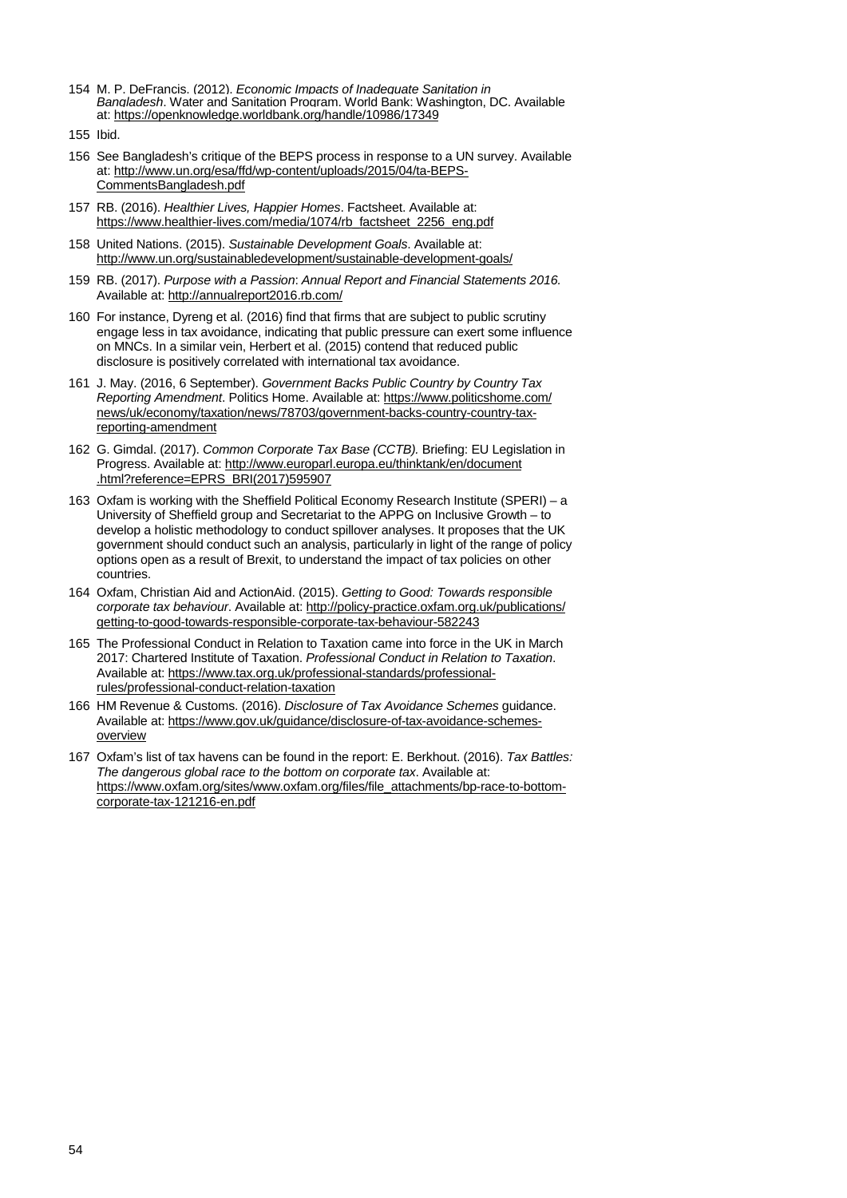154 M. P. DeFrancis. (2012). *Economic Impacts of Inadequate Sanitation in Bangladesh*. Water and Sanitation Program. World Bank: Washington, DC. Available at: https://openknowledge.worldbank.org/handle/10986/17349

155 Ibid.

156 See Bangladesh's critique of the BEPS process in response to a UN survey. Available at: http://www.un.org/esa/ffd/wp-content/uploads/2015/04/ta-BEPS-CommentsBangladesh.pdf

157 RB. (2016). *Healthier Lives, Happier Homes*. Factsheet. Available at: https://www.healthier-lives.com/media/1074/rb_factsheet_2256_eng.pdf

158 United Nations. (2015). *Sustainable Development Goals*. Available at: http://www.un.org/sustainabledevelopment/sustainable-development-goals/

159 RB. (2017). *Purpose with a Passion*: *Annual Report and Financial Statements 2016.* Available at: http://annualreport2016.rb.com/

160 For instance, Dyreng et al. (2016) find that firms that are subject to public scrutiny engage less in tax avoidance, indicating that public pressure can exert some influence on MNCs. In a similar vein, Herbert et al. (2015) contend that reduced public disclosure is positively correlated with international tax avoidance.

161 J. May. (2016, 6 September). *Government Backs Public Country by Country Tax Reporting Amendment*. Politics Home. Available at: https://www.politicshome.com/news/uk/economy/taxation/news/78703/government-backs-country-country-tax-reporting-amendment

162 G. Gimdal. (2017). *Common Corporate Tax Base (CCTB).* Briefing: EU Legislation in Progress. Available at: http://www.europarl.europa.eu/thinktank/en/document.html?reference=EPRS_BRI(2017)595907

163 Oxfam is working with the Sheffield Political Economy Research Institute (SPERI) – a University of Sheffield group and Secretariat to the APPG on Inclusive Growth – to develop a holistic methodology to conduct spillover analyses. It proposes that the UK government should conduct such an analysis, particularly in light of the range of policy options open as a result of Brexit, to understand the impact of tax policies on other countries.

164 Oxfam, Christian Aid and ActionAid. (2015). *Getting to Good: Towards responsible corporate tax behaviour*. Available at: http://policy-practice.oxfam.org.uk/publications/getting-to-good-towards-responsible-corporate-tax-behaviour-582243

165 The Professional Conduct in Relation to Taxation came into force in the UK in March 2017: Chartered Institute of Taxation. *Professional Conduct in Relation to Taxation*. Available at: https://www.tax.org.uk/professional-standards/professional-rules/professional-conduct-relation-taxation

166 HM Revenue & Customs. (2016). *Disclosure of Tax Avoidance Schemes* guidance. Available at: https://www.gov.uk/guidance/disclosure-of-tax-avoidance-schemes-overview

167 Oxfam's list of tax havens can be found in the report: E. Berkhout. (2016). *Tax Battles: The dangerous global race to the bottom on corporate tax*. Available at: https://www.oxfam.org/sites/www.oxfam.org/files/file_attachments/bp-race-to-bottom-corporate-tax-121216-en.pdf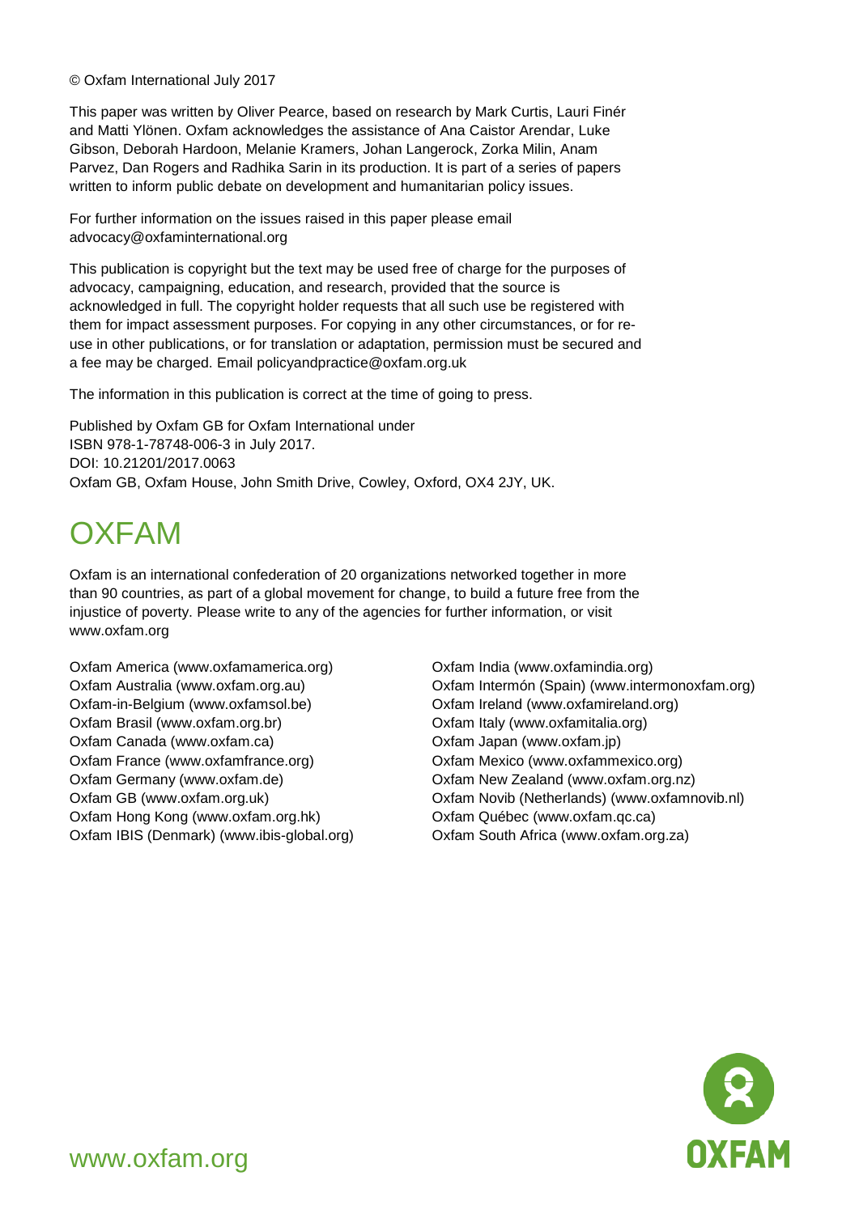© Oxfam International July 2017

This paper was written by Oliver Pearce, based on research by Mark Curtis, Lauri Finér and Matti Ylönen. Oxfam acknowledges the assistance of Ana Caistor Arendar, Luke Gibson, Deborah Hardoon, Melanie Kramers, Johan Langerock, Zorka Milin, Anam Parvez, Dan Rogers and Radhika Sarin in its production. It is part of a series of papers written to inform public debate on development and humanitarian policy issues.

For further information on the issues raised in this paper please email advocacy@oxfaminternational.org

This publication is copyright but the text may be used free of charge for the purposes of advocacy, campaigning, education, and research, provided that the source is acknowledged in full. The copyright holder requests that all such use be registered with them for impact assessment purposes. For copying in any other circumstances, or for re-use in other publications, or for translation or adaptation, permission must be secured and a fee may be charged. Email policyandpractice@oxfam.org.uk

The information in this publication is correct at the time of going to press.

Published by Oxfam GB for Oxfam International under ISBN 978-1-78748-006-3 in July 2017.
DOI: 10.21201/2017.0063
Oxfam GB, Oxfam House, John Smith Drive, Cowley, Oxford, OX4 2JY, UK.

# OXFAM

Oxfam is an international confederation of 20 organizations networked together in more than 90 countries, as part of a global movement for change, to build a future free from the injustice of poverty. Please write to any of the agencies for further information, or visit www.oxfam.org

Oxfam America (www.oxfamamerica.org)
Oxfam Australia (www.oxfam.org.au)
Oxfam-in-Belgium (www.oxfamsol.be)
Oxfam Brasil (www.oxfam.org.br)
Oxfam Canada (www.oxfam.ca)
Oxfam France (www.oxfamfrance.org)
Oxfam Germany (www.oxfam.de)
Oxfam GB (www.oxfam.org.uk)
Oxfam Hong Kong (www.oxfam.org.hk)
Oxfam IBIS (Denmark) (www.ibis-global.org)
Oxfam India (www.oxfamindia.org)
Oxfam Intermón (Spain) (www.intermonoxfam.org)
Oxfam Ireland (www.oxfamireland.org)
Oxfam Italy (www.oxfamitalia.org)
Oxfam Japan (www.oxfam.jp)
Oxfam Mexico (www.oxfammexico.org)
Oxfam New Zealand (www.oxfam.org.nz)
Oxfam Novib (Netherlands) (www.oxfamnovib.nl)
Oxfam Québec (www.oxfam.qc.ca)
Oxfam South Africa (www.oxfam.org.za)

www.oxfam.org

OXFAM